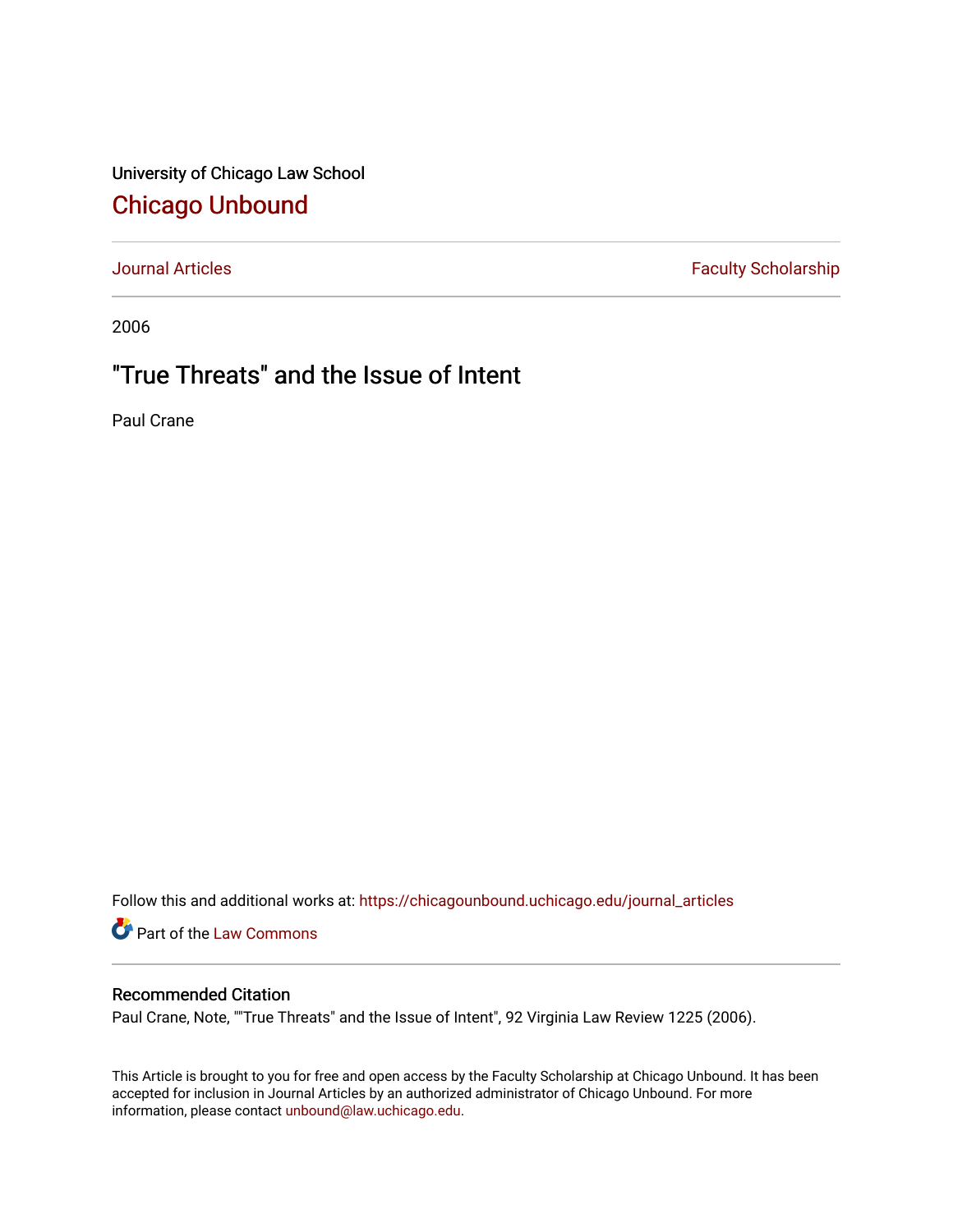University of Chicago Law School

# Chicago Unbound

Journal Articles | Faculty Scholarship

2006

## "True Threats" and the Issue of Intent

Paul Crane

Follow this and additional works at: https://chicagounbound.uchicago.edu/journal_articles

Part of the Law Commons

### Recommended Citation

Paul Crane, Note, ""True Threats" and the Issue of Intent", 92 Virginia Law Review 1225 (2006).

This Article is brought to you for free and open access by the Faculty Scholarship at Chicago Unbound. It has been accepted for inclusion in Journal Articles by an authorized administrator of Chicago Unbound. For more information, please contact unbound@law.uchicago.edu.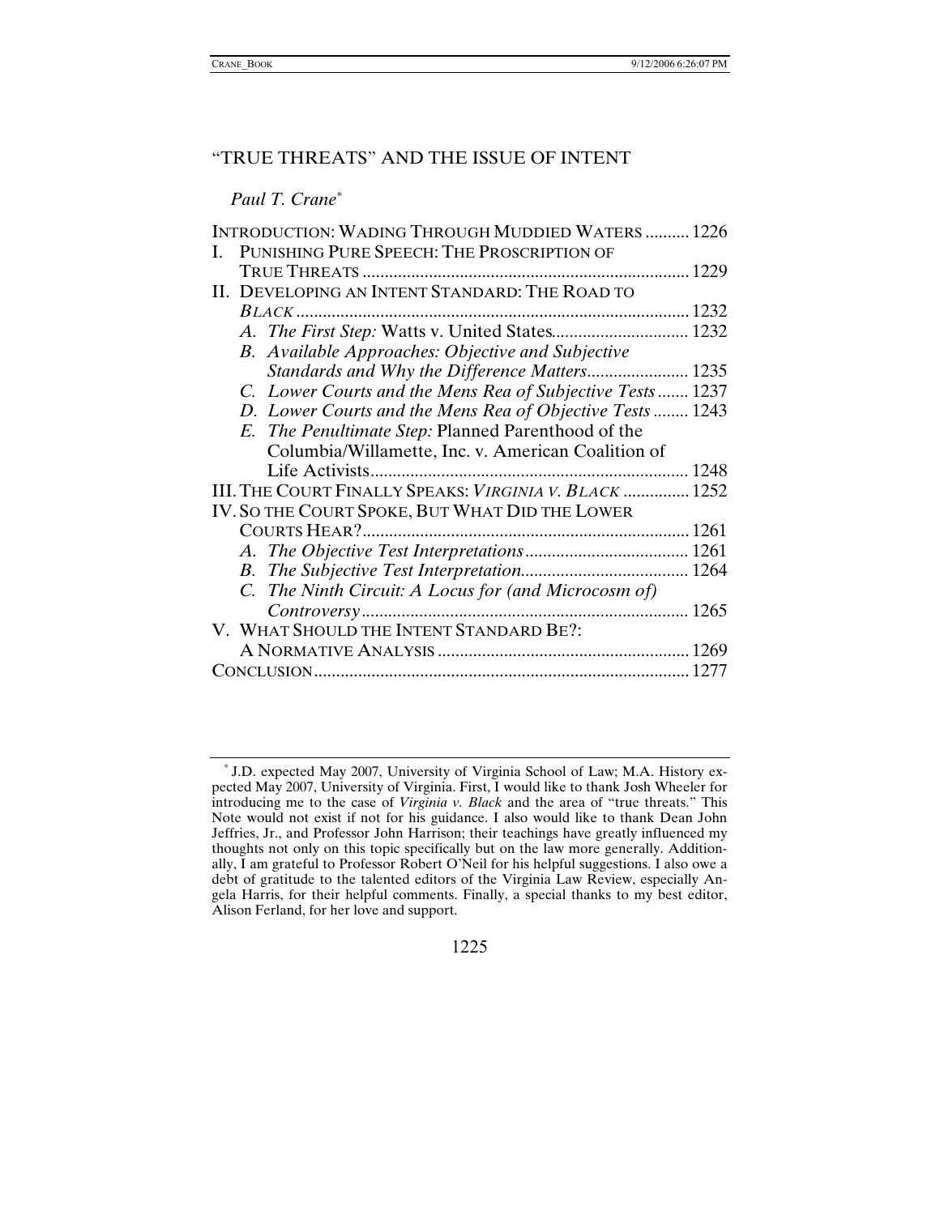# "TRUE THREATS" AND THE ISSUE OF INTENT

*Paul T. Crane*[*]

INTRODUCTION: WADING THROUGH MUDDIED WATERS .......... 1226

I. PUNISHING PURE SPEECH: THE PROSCRIPTION OF TRUE THREATS .......... 1229

II. DEVELOPING AN INTENT STANDARD: THE ROAD TO *BLACK* .......... 1232

- *A. The First Step:* Watts v. United States .......... 1232
- *B. Available Approaches: Objective and Subjective Standards and Why the Difference Matters* .......... 1235
- *C. Lower Courts and the Mens Rea of Subjective Tests* .......... 1237
- *D. Lower Courts and the Mens Rea of Objective Tests* .......... 1243
- *E. The Penultimate Step:* Planned Parenthood of the Columbia/Willamette, Inc. v. American Coalition of Life Activists .......... 1248

III. THE COURT FINALLY SPEAKS: *VIRGINIA V. BLACK* .......... 1252

IV. SO THE COURT SPOKE, BUT WHAT DID THE LOWER COURTS HEAR? .......... 1261

- *A. The Objective Test Interpretations* .......... 1261
- *B. The Subjective Test Interpretation* .......... 1264
- *C. The Ninth Circuit: A Locus for (and Microcosm of) Controversy* .......... 1265

V. WHAT SHOULD THE INTENT STANDARD BE?: A NORMATIVE ANALYSIS .......... 1269

CONCLUSION .......... 1277

---

[*] J.D. expected May 2007, University of Virginia School of Law; M.A. History expected May 2007, University of Virginia. First, I would like to thank Josh Wheeler for introducing me to the case of *Virginia v. Black* and the area of "true threats." This Note would not exist if not for his guidance. I also would like to thank Dean John Jeffries, Jr., and Professor John Harrison; their teachings have greatly influenced my thoughts not only on this topic specifically but on the law more generally. Additionally, I am grateful to Professor Robert O'Neil for his helpful suggestions. I also owe a debt of gratitude to the talented editors of the Virginia Law Review, especially Angela Harris, for their helpful comments. Finally, a special thanks to my best editor, Alison Ferland, for her love and support.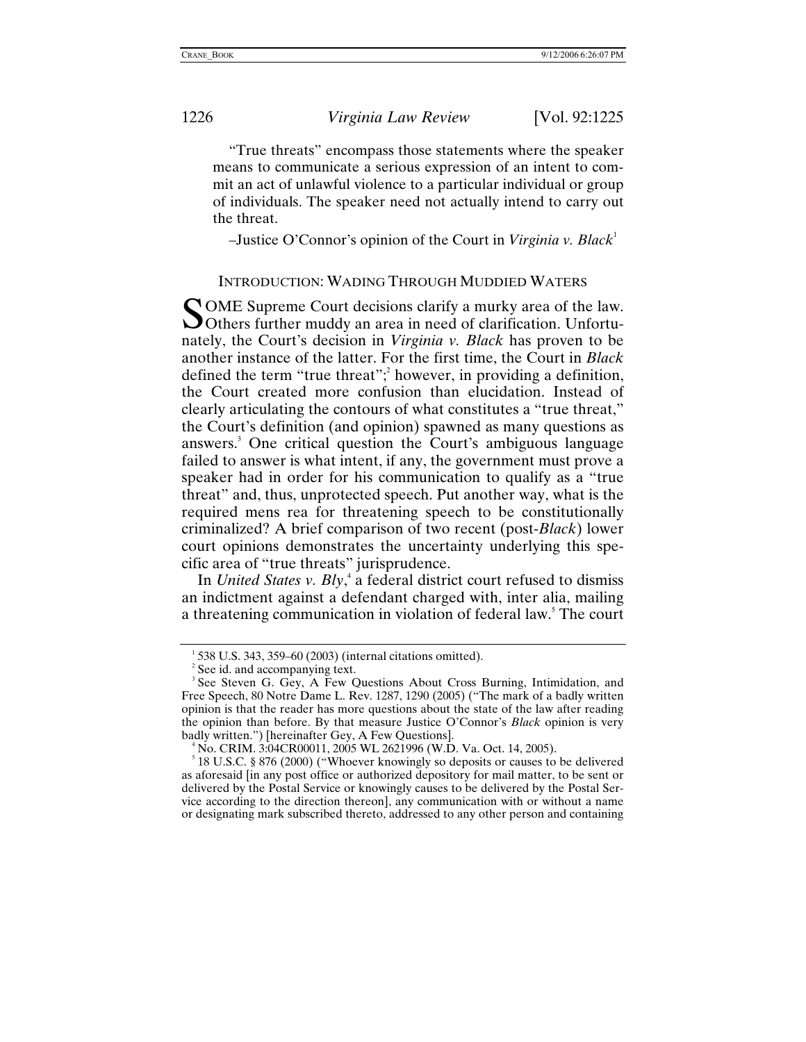"True threats" encompass those statements where the speaker means to communicate a serious expression of an intent to commit an act of unlawful violence to a particular individual or group of individuals. The speaker need not actually intend to carry out the threat.

–Justice O'Connor's opinion of the Court in *Virginia v. Black*[1]

## INTRODUCTION: WADING THROUGH MUDDIED WATERS

SOME Supreme Court decisions clarify a murky area of the law. Others further muddy an area in need of clarification. Unfortunately, the Court's decision in *Virginia v. Black* has proven to be another instance of the latter. For the first time, the Court in *Black* defined the term "true threat";[2] however, in providing a definition, the Court created more confusion than elucidation. Instead of clearly articulating the contours of what constitutes a "true threat," the Court's definition (and opinion) spawned as many questions as answers.[3] One critical question the Court's ambiguous language failed to answer is what intent, if any, the government must prove a speaker had in order for his communication to qualify as a "true threat" and, thus, unprotected speech. Put another way, what is the required mens rea for threatening speech to be constitutionally criminalized? A brief comparison of two recent (post-*Black*) lower court opinions demonstrates the uncertainty underlying this specific area of "true threats" jurisprudence.

In *United States v. Bly*,[4] a federal district court refused to dismiss an indictment against a defendant charged with, inter alia, mailing a threatening communication in violation of federal law.[5] The court

---

[1] 538 U.S. 343, 359–60 (2003) (internal citations omitted).

[2] See id. and accompanying text.

[3] See Steven G. Gey, A Few Questions About Cross Burning, Intimidation, and Free Speech, 80 Notre Dame L. Rev. 1287, 1290 (2005) ("The mark of a badly written opinion is that the reader has more questions about the state of the law after reading the opinion than before. By that measure Justice O'Connor's *Black* opinion is very badly written.") [hereinafter Gey, A Few Questions].

[4] No. CRIM. 3:04CR00011, 2005 WL 2621996 (W.D. Va. Oct. 14, 2005).

[5] 18 U.S.C. § 876 (2000) ("Whoever knowingly so deposits or causes to be delivered as aforesaid [in any post office or authorized depository for mail matter, to be sent or delivered by the Postal Service or knowingly causes to be delivered by the Postal Service according to the direction thereon], any communication with or without a name or designating mark subscribed thereto, addressed to any other person and containing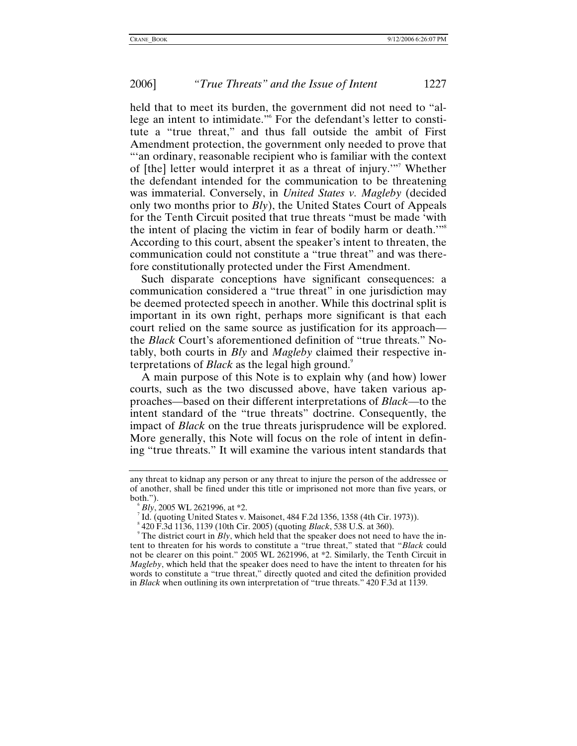held that to meet its burden, the government did not need to "allege an intent to intimidate."[6] For the defendant's letter to constitute a "true threat," and thus fall outside the ambit of First Amendment protection, the government only needed to prove that "'an ordinary, reasonable recipient who is familiar with the context of [the] letter would interpret it as a threat of injury.'"[7] Whether the defendant intended for the communication to be threatening was immaterial. Conversely, in *United States v. Magleby* (decided only two months prior to *Bly*), the United States Court of Appeals for the Tenth Circuit posited that true threats "must be made 'with the intent of placing the victim in fear of bodily harm or death.'"[8] According to this court, absent the speaker's intent to threaten, the communication could not constitute a "true threat" and was therefore constitutionally protected under the First Amendment.

Such disparate conceptions have significant consequences: a communication considered a "true threat" in one jurisdiction may be deemed protected speech in another. While this doctrinal split is important in its own right, perhaps more significant is that each court relied on the same source as justification for its approach—the *Black* Court's aforementioned definition of "true threats." Notably, both courts in *Bly* and *Magleby* claimed their respective interpretations of *Black* as the legal high ground.[9]

A main purpose of this Note is to explain why (and how) lower courts, such as the two discussed above, have taken various approaches—based on their different interpretations of *Black*—to the intent standard of the "true threats" doctrine. Consequently, the impact of *Black* on the true threats jurisprudence will be explored. More generally, this Note will focus on the role of intent in defining "true threats." It will examine the various intent standards that

---

any threat to kidnap any person or any threat to injure the person of the addressee or of another, shall be fined under this title or imprisoned not more than five years, or both.").

[6] *Bly*, 2005 WL 2621996, at *2.

[7] Id. (quoting United States v. Maisonet, 484 F.2d 1356, 1358 (4th Cir. 1973)).

[8] 420 F.3d 1136, 1139 (10th Cir. 2005) (quoting *Black*, 538 U.S. at 360).

[9] The district court in *Bly*, which held that the speaker does not need to have the intent to threaten for his words to constitute a "true threat," stated that "*Black* could not be clearer on this point." 2005 WL 2621996, at *2. Similarly, the Tenth Circuit in *Magleby*, which held that the speaker does need to have the intent to threaten for his words to constitute a "true threat," directly quoted and cited the definition provided in *Black* when outlining its own interpretation of "true threats." 420 F.3d at 1139.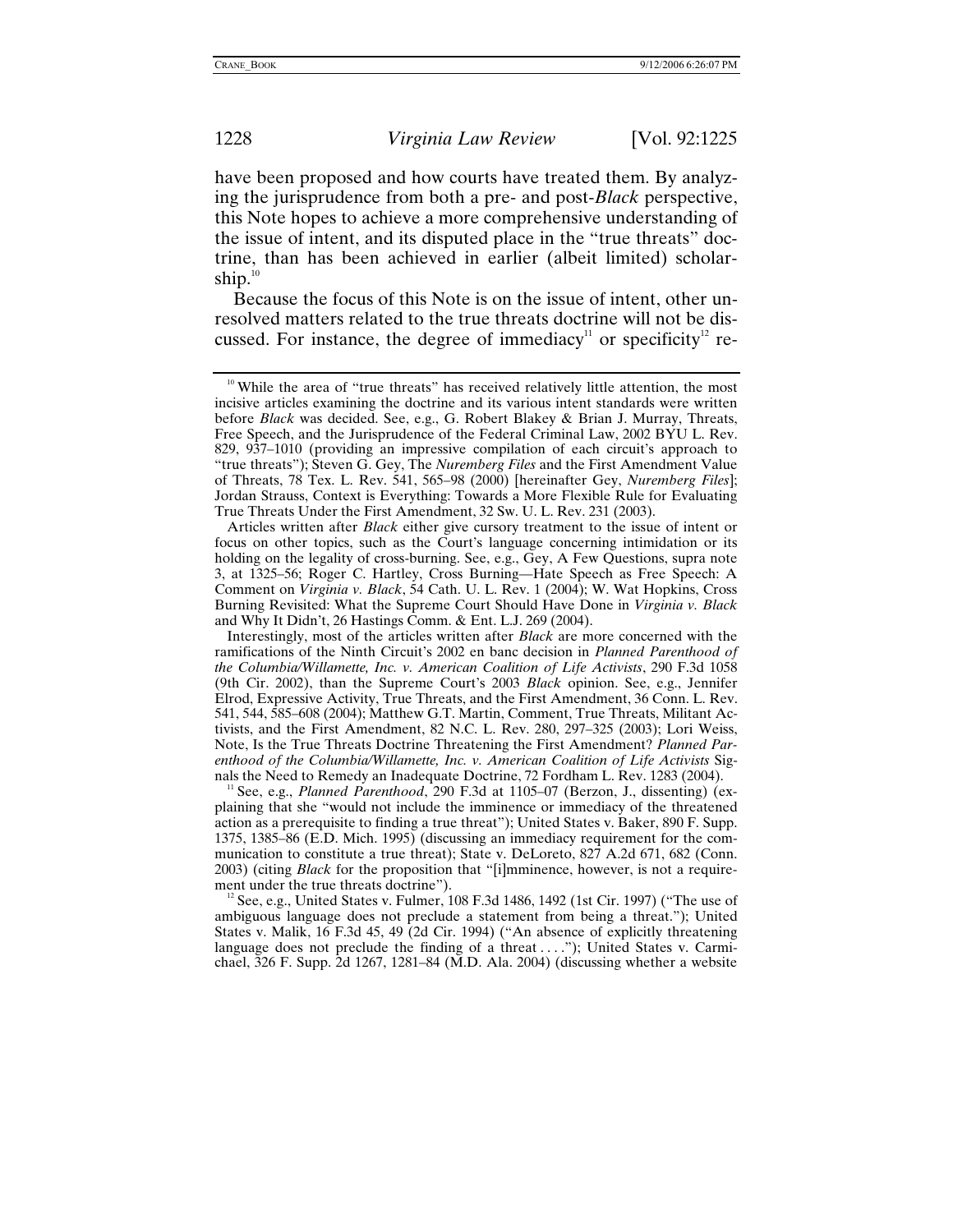have been proposed and how courts have treated them. By analyzing the jurisprudence from both a pre- and post-*Black* perspective, this Note hopes to achieve a more comprehensive understanding of the issue of intent, and its disputed place in the "true threats" doctrine, than has been achieved in earlier (albeit limited) scholarship.[10]

Because the focus of this Note is on the issue of intent, other unresolved matters related to the true threats doctrine will not be discussed. For instance, the degree of immediacy[11] or specificity[12] re-

---

[10] While the area of "true threats" has received relatively little attention, the most incisive articles examining the doctrine and its various intent standards were written before *Black* was decided. See, e.g., G. Robert Blakey & Brian J. Murray, Threats, Free Speech, and the Jurisprudence of the Federal Criminal Law, 2002 BYU L. Rev. 829, 937–1010 (providing an impressive compilation of each circuit's approach to "true threats"); Steven G. Gey, The *Nuremberg Files* and the First Amendment Value of Threats, 78 Tex. L. Rev. 541, 565–98 (2000) [hereinafter Gey, *Nuremberg Files*]; Jordan Strauss, Context is Everything: Towards a More Flexible Rule for Evaluating True Threats Under the First Amendment, 32 Sw. U. L. Rev. 231 (2003).

Articles written after *Black* either give cursory treatment to the issue of intent or focus on other topics, such as the Court's language concerning intimidation or its holding on the legality of cross-burning. See, e.g., Gey, A Few Questions, supra note 3, at 1325–56; Roger C. Hartley, Cross Burning—Hate Speech as Free Speech: A Comment on *Virginia v. Black*, 54 Cath. U. L. Rev. 1 (2004); W. Wat Hopkins, Cross Burning Revisited: What the Supreme Court Should Have Done in *Virginia v. Black* and Why It Didn't, 26 Hastings Comm. & Ent. L.J. 269 (2004).

Interestingly, most of the articles written after *Black* are more concerned with the ramifications of the Ninth Circuit's 2002 en banc decision in *Planned Parenthood of the Columbia/Willamette, Inc. v. American Coalition of Life Activists*, 290 F.3d 1058 (9th Cir. 2002), than the Supreme Court's 2003 *Black* opinion. See, e.g., Jennifer Elrod, Expressive Activity, True Threats, and the First Amendment, 36 Conn. L. Rev. 541, 544, 585–608 (2004); Matthew G.T. Martin, Comment, True Threats, Militant Activists, and the First Amendment, 82 N.C. L. Rev. 280, 297–325 (2003); Lori Weiss, Note, Is the True Threats Doctrine Threatening the First Amendment? *Planned Parenthood of the Columbia/Willamette, Inc. v. American Coalition of Life Activists* Signals the Need to Remedy an Inadequate Doctrine, 72 Fordham L. Rev. 1283 (2004).

[11] See, e.g., *Planned Parenthood*, 290 F.3d at 1105–07 (Berzon, J., dissenting) (explaining that she "would not include the imminence or immediacy of the threatened action as a prerequisite to finding a true threat"); United States v. Baker, 890 F. Supp. 1375, 1385–86 (E.D. Mich. 1995) (discussing an immediacy requirement for the communication to constitute a true threat); State v. DeLoreto, 827 A.2d 671, 682 (Conn. 2003) (citing *Black* for the proposition that "[i]mminence, however, is not a requirement under the true threats doctrine").

[12] See, e.g., United States v. Fulmer, 108 F.3d 1486, 1492 (1st Cir. 1997) ("The use of ambiguous language does not preclude a statement from being a threat."); United States v. Malik, 16 F.3d 45, 49 (2d Cir. 1994) ("An absence of explicitly threatening language does not preclude the finding of a threat . . . ."); United States v. Carmichael, 326 F. Supp. 2d 1267, 1281–84 (M.D. Ala. 2004) (discussing whether a website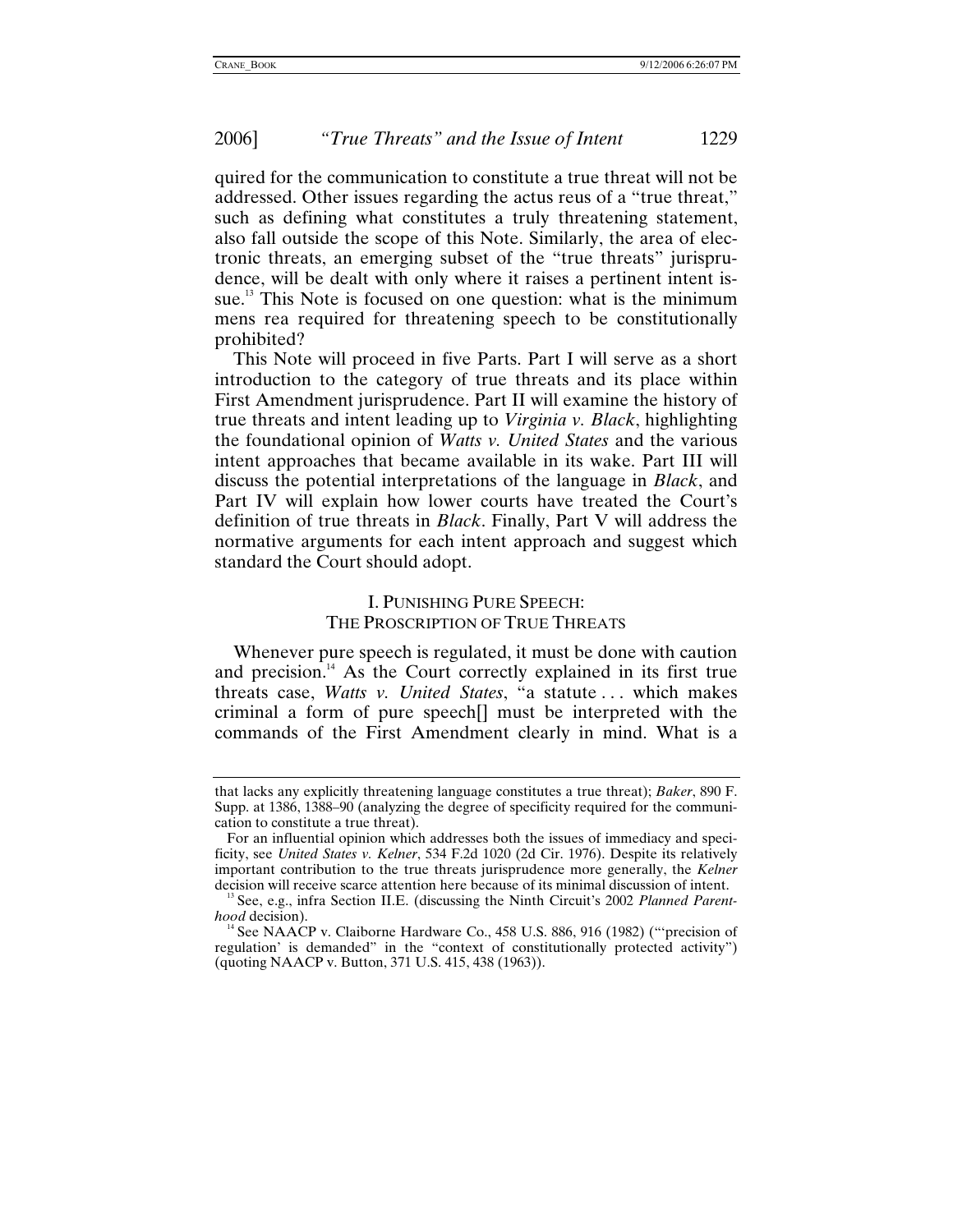quired for the communication to constitute a true threat will not be addressed. Other issues regarding the actus reus of a "true threat," such as defining what constitutes a truly threatening statement, also fall outside the scope of this Note. Similarly, the area of electronic threats, an emerging subset of the "true threats" jurisprudence, will be dealt with only where it raises a pertinent intent issue.[13] This Note is focused on one question: what is the minimum mens rea required for threatening speech to be constitutionally prohibited?

This Note will proceed in five Parts. Part I will serve as a short introduction to the category of true threats and its place within First Amendment jurisprudence. Part II will examine the history of true threats and intent leading up to *Virginia v. Black*, highlighting the foundational opinion of *Watts v. United States* and the various intent approaches that became available in its wake. Part III will discuss the potential interpretations of the language in *Black*, and Part IV will explain how lower courts have treated the Court's definition of true threats in *Black*. Finally, Part V will address the normative arguments for each intent approach and suggest which standard the Court should adopt.

## I. PUNISHING PURE SPEECH: THE PROSCRIPTION OF TRUE THREATS

Whenever pure speech is regulated, it must be done with caution and precision.[14] As the Court correctly explained in its first true threats case, *Watts v. United States*, "a statute . . . which makes criminal a form of pure speech[] must be interpreted with the commands of the First Amendment clearly in mind. What is a

---

that lacks any explicitly threatening language constitutes a true threat); *Baker*, 890 F. Supp. at 1386, 1388–90 (analyzing the degree of specificity required for the communication to constitute a true threat).

For an influential opinion which addresses both the issues of immediacy and specificity, see *United States v. Kelner*, 534 F.2d 1020 (2d Cir. 1976). Despite its relatively important contribution to the true threats jurisprudence more generally, the *Kelner* decision will receive scarce attention here because of its minimal discussion of intent.

[13] See, e.g., infra Section II.E. (discussing the Ninth Circuit's 2002 *Planned Parenthood* decision).

[14] See NAACP v. Claiborne Hardware Co., 458 U.S. 886, 916 (1982) ("'precision of regulation' is demanded" in the "context of constitutionally protected activity") (quoting NAACP v. Button, 371 U.S. 415, 438 (1963)).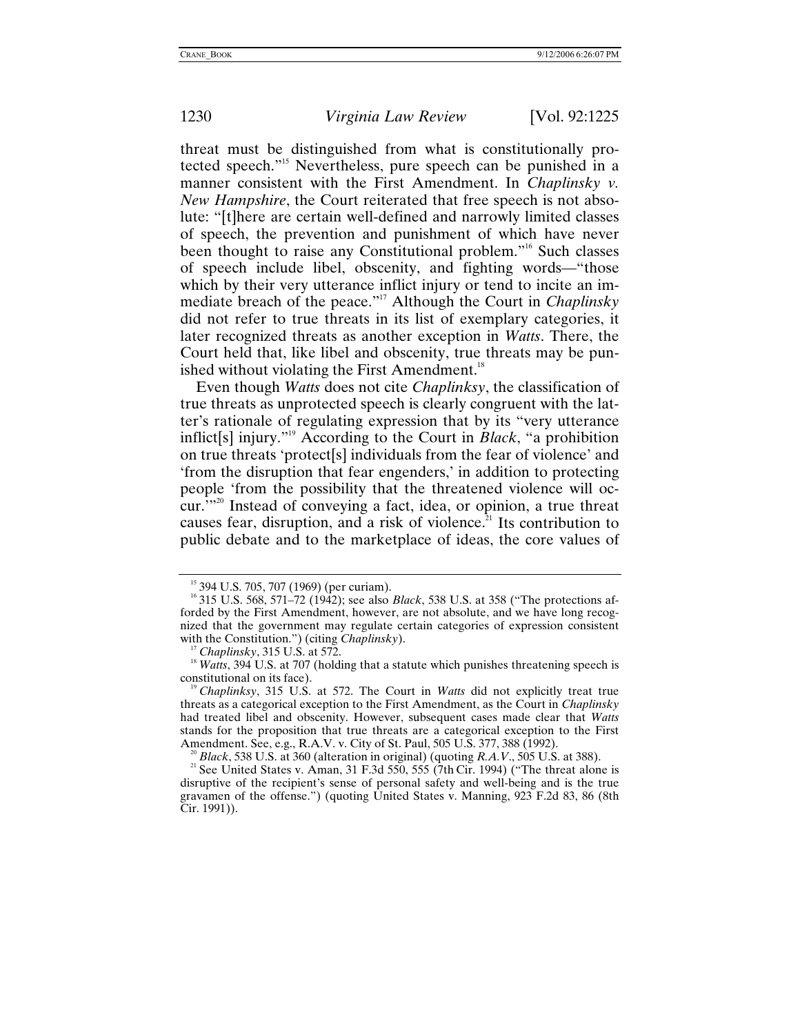threat must be distinguished from what is constitutionally protected speech."[15] Nevertheless, pure speech can be punished in a manner consistent with the First Amendment. In *Chaplinsky v. New Hampshire*, the Court reiterated that free speech is not absolute: "[t]here are certain well-defined and narrowly limited classes of speech, the prevention and punishment of which have never been thought to raise any Constitutional problem."[16] Such classes of speech include libel, obscenity, and fighting words—"those which by their very utterance inflict injury or tend to incite an immediate breach of the peace."[17] Although the Court in *Chaplinsky* did not refer to true threats in its list of exemplary categories, it later recognized threats as another exception in *Watts*. There, the Court held that, like libel and obscenity, true threats may be punished without violating the First Amendment.[18]

Even though *Watts* does not cite *Chaplinksy*, the classification of true threats as unprotected speech is clearly congruent with the latter's rationale of regulating expression that by its "very utterance inflict[s] injury."[19] According to the Court in *Black*, "a prohibition on true threats 'protect[s] individuals from the fear of violence' and 'from the disruption that fear engenders,' in addition to protecting people 'from the possibility that the threatened violence will occur.'"[20] Instead of conveying a fact, idea, or opinion, a true threat causes fear, disruption, and a risk of violence.[21] Its contribution to public debate and to the marketplace of ideas, the core values of

---

[15] 394 U.S. 705, 707 (1969) (per curiam).

[16] 315 U.S. 568, 571–72 (1942); see also *Black*, 538 U.S. at 358 ("The protections afforded by the First Amendment, however, are not absolute, and we have long recognized that the government may regulate certain categories of expression consistent with the Constitution.") (citing *Chaplinsky*).

[17] *Chaplinsky*, 315 U.S. at 572.

[18] *Watts*, 394 U.S. at 707 (holding that a statute which punishes threatening speech is constitutional on its face).

[19] *Chaplinksy*, 315 U.S. at 572. The Court in *Watts* did not explicitly treat true threats as a categorical exception to the First Amendment, as the Court in *Chaplinsky* had treated libel and obscenity. However, subsequent cases made clear that *Watts* stands for the proposition that true threats are a categorical exception to the First Amendment. See, e.g., R.A.V. v. City of St. Paul, 505 U.S. 377, 388 (1992).

[20] *Black*, 538 U.S. at 360 (alteration in original) (quoting *R.A.V.*, 505 U.S. at 388).

[21] See United States v. Aman, 31 F.3d 550, 555 (7th Cir. 1994) ("The threat alone is disruptive of the recipient's sense of personal safety and well-being and is the true gravamen of the offense.") (quoting United States v. Manning, 923 F.2d 83, 86 (8th Cir. 1991)).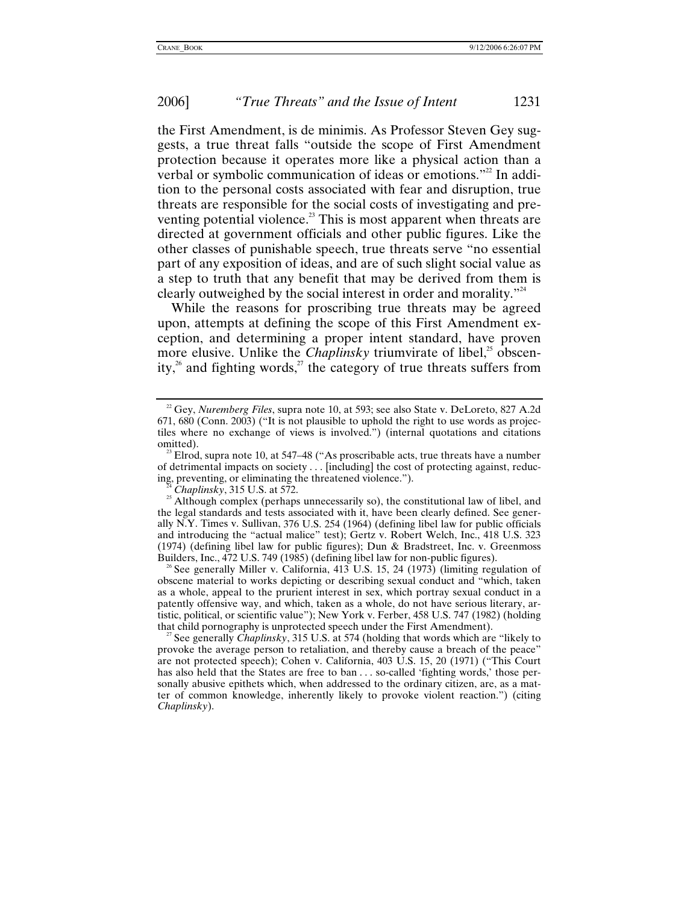the First Amendment, is de minimis. As Professor Steven Gey suggests, a true threat falls "outside the scope of First Amendment protection because it operates more like a physical action than a verbal or symbolic communication of ideas or emotions."[22] In addition to the personal costs associated with fear and disruption, true threats are responsible for the social costs of investigating and preventing potential violence.[23] This is most apparent when threats are directed at government officials and other public figures. Like the other classes of punishable speech, true threats serve "no essential part of any exposition of ideas, and are of such slight social value as a step to truth that any benefit that may be derived from them is clearly outweighed by the social interest in order and morality."[24]

While the reasons for proscribing true threats may be agreed upon, attempts at defining the scope of this First Amendment exception, and determining a proper intent standard, have proven more elusive. Unlike the *Chaplinsky* triumvirate of libel,[25] obscenity,[26] and fighting words,[27] the category of true threats suffers from

---

[22] Gey, *Nuremberg Files*, supra note 10, at 593; see also State v. DeLoreto, 827 A.2d 671, 680 (Conn. 2003) ("It is not plausible to uphold the right to use words as projectiles where no exchange of views is involved.") (internal quotations and citations omitted).

[23] Elrod, supra note 10, at 547–48 ("As proscribable acts, true threats have a number of detrimental impacts on society . . . [including] the cost of protecting against, reducing, preventing, or eliminating the threatened violence.").

[24] *Chaplinsky*, 315 U.S. at 572.

[25] Although complex (perhaps unnecessarily so), the constitutional law of libel, and the legal standards and tests associated with it, have been clearly defined. See generally N.Y. Times v. Sullivan, 376 U.S. 254 (1964) (defining libel law for public officials and introducing the "actual malice" test); Gertz v. Robert Welch, Inc., 418 U.S. 323 (1974) (defining libel law for public figures); Dun & Bradstreet, Inc. v. Greenmoss Builders, Inc., 472 U.S. 749 (1985) (defining libel law for non-public figures).

[26] See generally Miller v. California, 413 U.S. 15, 24 (1973) (limiting regulation of obscene material to works depicting or describing sexual conduct and "which, taken as a whole, appeal to the prurient interest in sex, which portray sexual conduct in a patently offensive way, and which, taken as a whole, do not have serious literary, artistic, political, or scientific value"); New York v. Ferber, 458 U.S. 747 (1982) (holding that child pornography is unprotected speech under the First Amendment).

[27] See generally *Chaplinsky*, 315 U.S. at 574 (holding that words which are "likely to provoke the average person to retaliation, and thereby cause a breach of the peace" are not protected speech); Cohen v. California, 403 U.S. 15, 20 (1971) ("This Court has also held that the States are free to ban . . . so-called 'fighting words,' those personally abusive epithets which, when addressed to the ordinary citizen, are, as a matter of common knowledge, inherently likely to provoke violent reaction.") (citing *Chaplinsky*).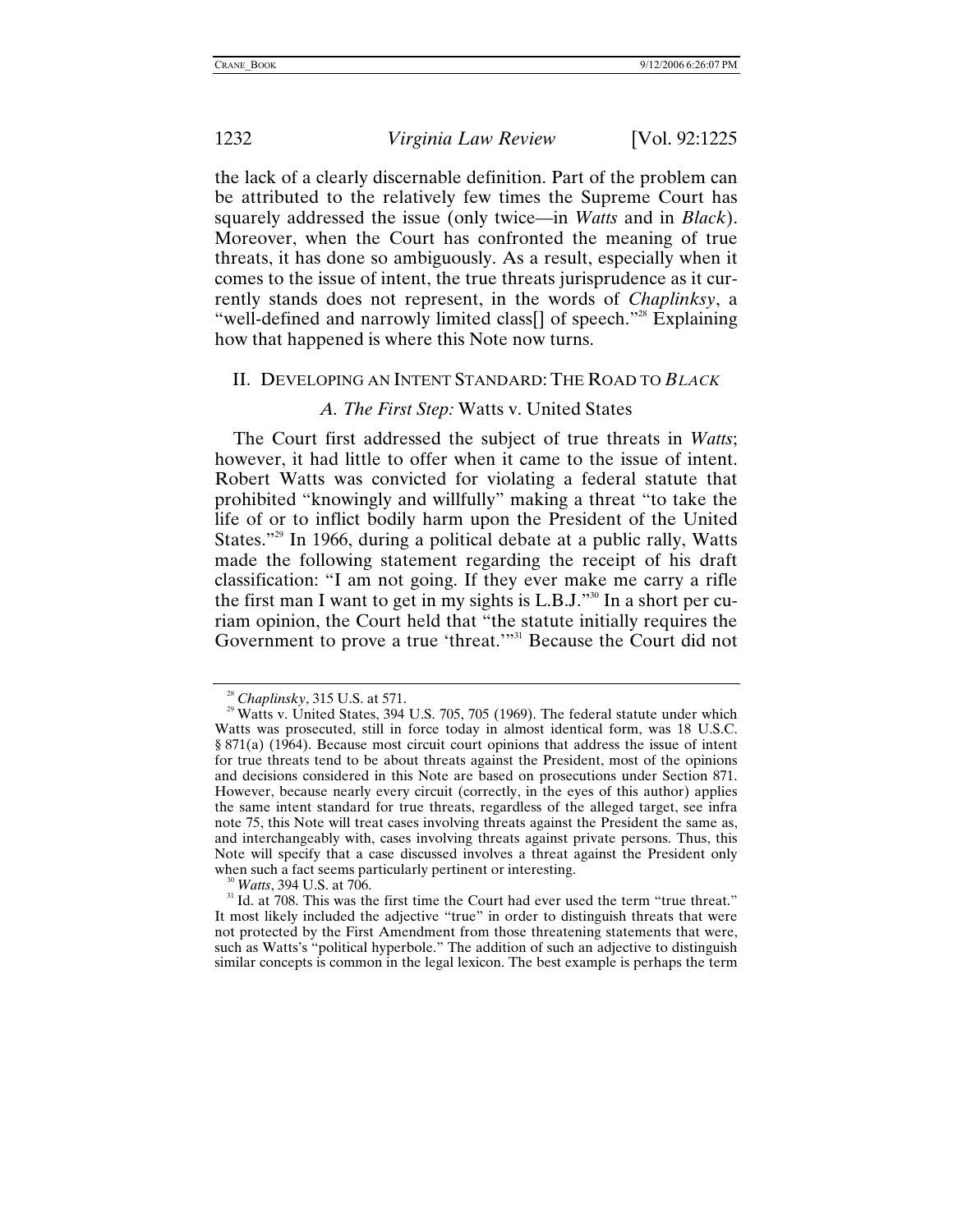the lack of a clearly discernable definition. Part of the problem can be attributed to the relatively few times the Supreme Court has squarely addressed the issue (only twice—in *Watts* and in *Black*). Moreover, when the Court has confronted the meaning of true threats, it has done so ambiguously. As a result, especially when it comes to the issue of intent, the true threats jurisprudence as it currently stands does not represent, in the words of *Chaplinksy*, a "well-defined and narrowly limited class[] of speech."[28] Explaining how that happened is where this Note now turns.

## II. Developing an Intent Standard: The Road to *Black*

### *A. The First Step:* Watts v. United States

The Court first addressed the subject of true threats in *Watts*; however, it had little to offer when it came to the issue of intent. Robert Watts was convicted for violating a federal statute that prohibited "knowingly and willfully" making a threat "to take the life of or to inflict bodily harm upon the President of the United States."[29] In 1966, during a political debate at a public rally, Watts made the following statement regarding the receipt of his draft classification: "I am not going. If they ever make me carry a rifle the first man I want to get in my sights is L.B.J."[30] In a short per curiam opinion, the Court held that "the statute initially requires the Government to prove a true 'threat.'"[31] Because the Court did not

---

[28] *Chaplinksy*, 315 U.S. at 571.

[29] Watts v. United States, 394 U.S. 705, 705 (1969). The federal statute under which Watts was prosecuted, still in force today in almost identical form, was 18 U.S.C. § 871(a) (1964). Because most circuit court opinions that address the issue of intent for true threats tend to be about threats against the President, most of the opinions and decisions considered in this Note are based on prosecutions under Section 871. However, because nearly every circuit (correctly, in the eyes of this author) applies the same intent standard for true threats, regardless of the alleged target, see infra note 75, this Note will treat cases involving threats against the President the same as, and interchangeably with, cases involving threats against private persons. Thus, this Note will specify that a case discussed involves a threat against the President only when such a fact seems particularly pertinent or interesting.

[30] *Watts*, 394 U.S. at 706.

[31] Id. at 708. This was the first time the Court had ever used the term "true threat." It most likely included the adjective "true" in order to distinguish threats that were not protected by the First Amendment from those threatening statements that were, such as Watts's "political hyperbole." The addition of such an adjective to distinguish similar concepts is common in the legal lexicon. The best example is perhaps the term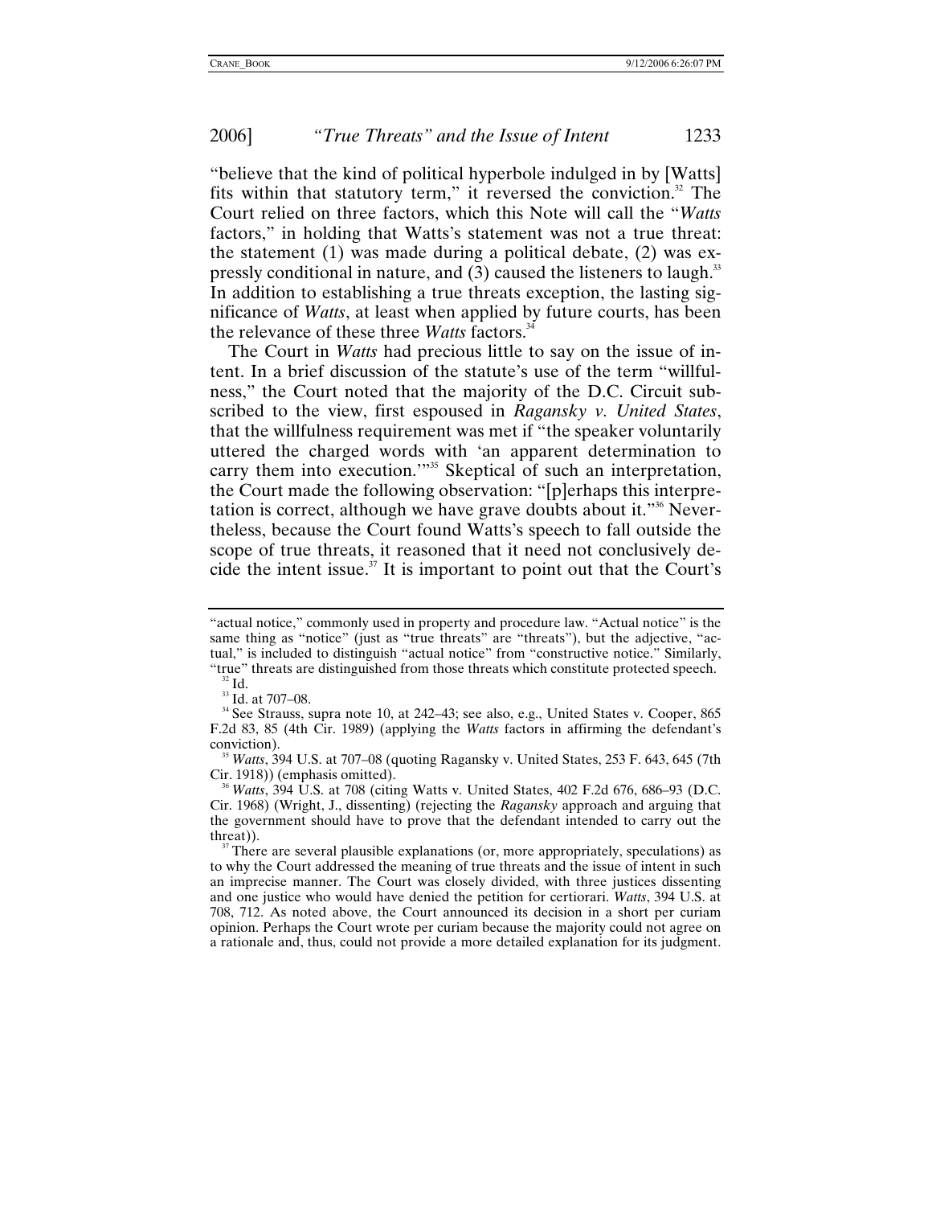"believe that the kind of political hyperbole indulged in by [Watts] fits within that statutory term," it reversed the conviction.[32] The Court relied on three factors, which this Note will call the "*Watts* factors," in holding that Watts's statement was not a true threat: the statement (1) was made during a political debate, (2) was expressly conditional in nature, and (3) caused the listeners to laugh.[33] In addition to establishing a true threats exception, the lasting significance of *Watts*, at least when applied by future courts, has been the relevance of these three *Watts* factors.[34]

The Court in *Watts* had precious little to say on the issue of intent. In a brief discussion of the statute's use of the term "willfulness," the Court noted that the majority of the D.C. Circuit subscribed to the view, first espoused in *Ragansky v. United States*, that the willfulness requirement was met if "the speaker voluntarily uttered the charged words with 'an apparent determination to carry them into execution.'"[35] Skeptical of such an interpretation, the Court made the following observation: "[p]erhaps this interpretation is correct, although we have grave doubts about it."[36] Nevertheless, because the Court found Watts's speech to fall outside the scope of true threats, it reasoned that it need not conclusively decide the intent issue.[37] It is important to point out that the Court's

---

"actual notice," commonly used in property and procedure law. "Actual notice" is the same thing as "notice" (just as "true threats" are "threats"), but the adjective, "actual," is included to distinguish "actual notice" from "constructive notice." Similarly, "true" threats are distinguished from those threats which constitute protected speech.

[32] Id.

[33] Id. at 707–08.

[34] See Strauss, supra note 10, at 242–43; see also, e.g., United States v. Cooper, 865 F.2d 83, 85 (4th Cir. 1989) (applying the *Watts* factors in affirming the defendant's conviction).

[35] *Watts*, 394 U.S. at 707–08 (quoting Ragansky v. United States, 253 F. 643, 645 (7th Cir. 1918)) (emphasis omitted).

[36] *Watts*, 394 U.S. at 708 (citing Watts v. United States, 402 F.2d 676, 686–93 (D.C. Cir. 1968) (Wright, J., dissenting) (rejecting the *Ragansky* approach and arguing that the government should have to prove that the defendant intended to carry out the threat)).

[37] There are several plausible explanations (or, more appropriately, speculations) as to why the Court addressed the meaning of true threats and the issue of intent in such an imprecise manner. The Court was closely divided, with three justices dissenting and one justice who would have denied the petition for certiorari. *Watts*, 394 U.S. at 708, 712. As noted above, the Court announced its decision in a short per curiam opinion. Perhaps the Court wrote per curiam because the majority could not agree on a rationale and, thus, could not provide a more detailed explanation for its judgment.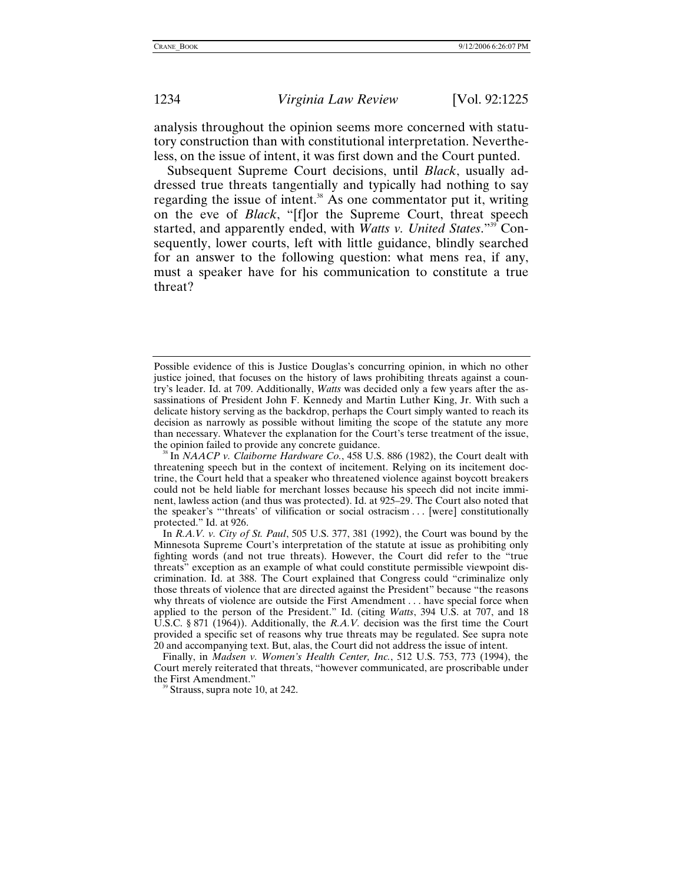analysis throughout the opinion seems more concerned with statutory construction than with constitutional interpretation. Nevertheless, on the issue of intent, it was first down and the Court punted.

Subsequent Supreme Court decisions, until *Black*, usually addressed true threats tangentially and typically had nothing to say regarding the issue of intent.[38] As one commentator put it, writing on the eve of *Black*, "[f]or the Supreme Court, threat speech started, and apparently ended, with *Watts v. United States*."[39] Consequently, lower courts, left with little guidance, blindly searched for an answer to the following question: what mens rea, if any, must a speaker have for his communication to constitute a true threat?

---

Possible evidence of this is Justice Douglas's concurring opinion, in which no other justice joined, that focuses on the history of laws prohibiting threats against a country's leader. Id. at 709. Additionally, *Watts* was decided only a few years after the assassinations of President John F. Kennedy and Martin Luther King, Jr. With such a delicate history serving as the backdrop, perhaps the Court simply wanted to reach its decision as narrowly as possible without limiting the scope of the statute any more than necessary. Whatever the explanation for the Court's terse treatment of the issue, the opinion failed to provide any concrete guidance.

[38] In *NAACP v. Claiborne Hardware Co.*, 458 U.S. 886 (1982), the Court dealt with threatening speech but in the context of incitement. Relying on its incitement doctrine, the Court held that a speaker who threatened violence against boycott breakers could not be held liable for merchant losses because his speech did not incite imminent, lawless action (and thus was protected). Id. at 925–29. The Court also noted that the speaker's "'threats' of vilification or social ostracism . . . [were] constitutionally protected." Id. at 926.

In *R.A.V. v. City of St. Paul*, 505 U.S. 377, 381 (1992), the Court was bound by the Minnesota Supreme Court's interpretation of the statute at issue as prohibiting only fighting words (and not true threats). However, the Court did refer to the "true threats" exception as an example of what could constitute permissible viewpoint discrimination. Id. at 388. The Court explained that Congress could "criminalize only those threats of violence that are directed against the President" because "the reasons why threats of violence are outside the First Amendment . . . have special force when applied to the person of the President." Id. (citing *Watts*, 394 U.S. at 707, and 18 U.S.C. § 871 (1964)). Additionally, the *R.A.V.* decision was the first time the Court provided a specific set of reasons why true threats may be regulated. See supra note 20 and accompanying text. But, alas, the Court did not address the issue of intent.

Finally, in *Madsen v. Women's Health Center, Inc.*, 512 U.S. 753, 773 (1994), the Court merely reiterated that threats, "however communicated, are proscribable under the First Amendment."

[39] Strauss, supra note 10, at 242.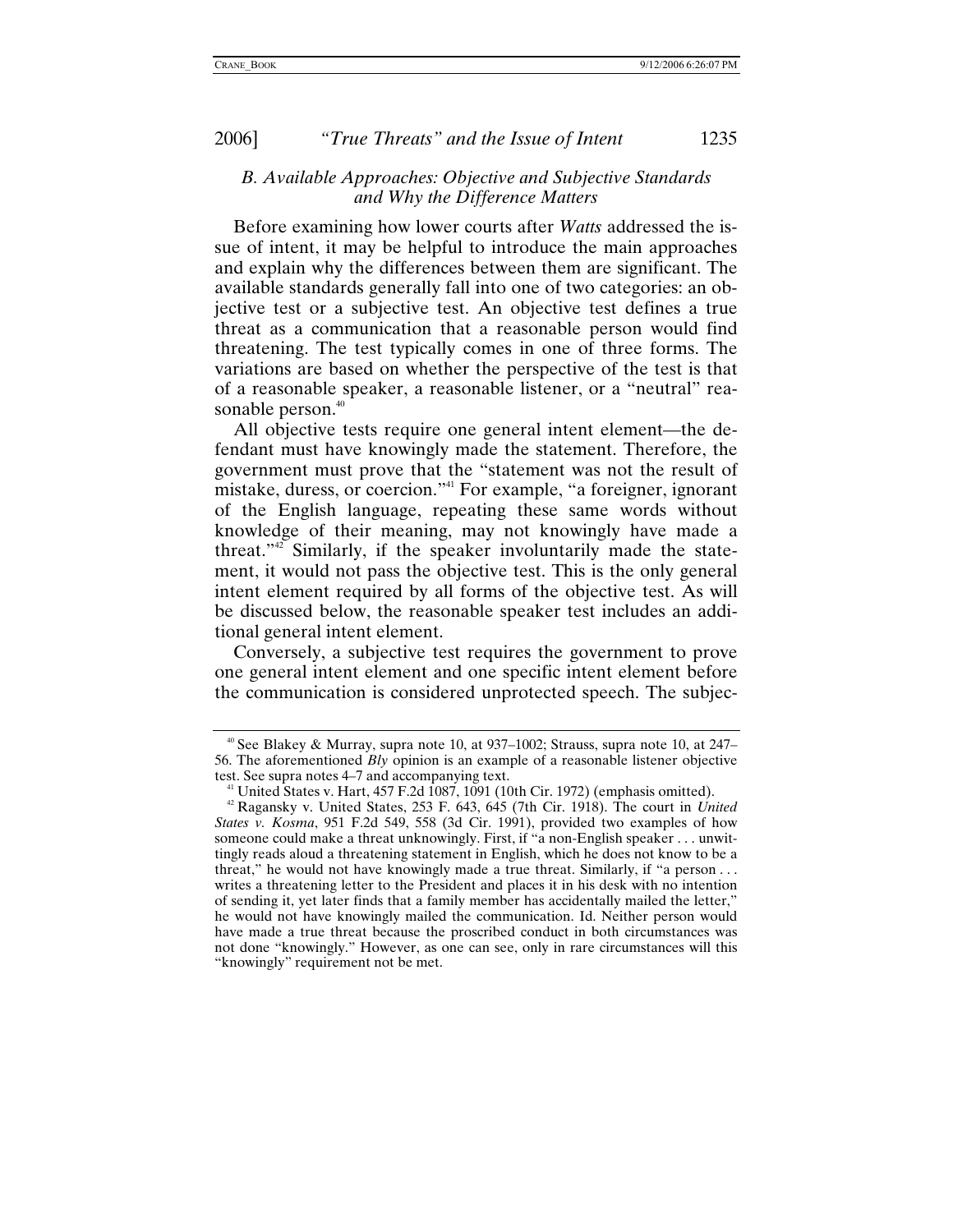### *B. Available Approaches: Objective and Subjective Standards and Why the Difference Matters*

Before examining how lower courts after *Watts* addressed the issue of intent, it may be helpful to introduce the main approaches and explain why the differences between them are significant. The available standards generally fall into one of two categories: an objective test or a subjective test. An objective test defines a true threat as a communication that a reasonable person would find threatening. The test typically comes in one of three forms. The variations are based on whether the perspective of the test is that of a reasonable speaker, a reasonable listener, or a "neutral" reasonable person.[40]

All objective tests require one general intent element—the defendant must have knowingly made the statement. Therefore, the government must prove that the "statement was not the result of mistake, duress, or coercion."[41] For example, "a foreigner, ignorant of the English language, repeating these same words without knowledge of their meaning, may not knowingly have made a threat."[42] Similarly, if the speaker involuntarily made the statement, it would not pass the objective test. This is the only general intent element required by all forms of the objective test. As will be discussed below, the reasonable speaker test includes an additional general intent element.

Conversely, a subjective test requires the government to prove one general intent element and one specific intent element before the communication is considered unprotected speech. The subjec-

---

[40] See Blakey & Murray, supra note 10, at 937–1002; Strauss, supra note 10, at 247–56. The aforementioned *Bly* opinion is an example of a reasonable listener objective test. See supra notes 4–7 and accompanying text.

[41] United States v. Hart, 457 F.2d 1087, 1091 (10th Cir. 1972) (emphasis omitted).

[42] Ragansky v. United States, 253 F. 643, 645 (7th Cir. 1918). The court in *United States v. Kosma*, 951 F.2d 549, 558 (3d Cir. 1991), provided two examples of how someone could make a threat unknowingly. First, if "a non-English speaker . . . unwittingly reads aloud a threatening statement in English, which he does not know to be a threat," he would not have knowingly made a true threat. Similarly, if "a person . . . writes a threatening letter to the President and places it in his desk with no intention of sending it, yet later finds that a family member has accidentally mailed the letter," he would not have knowingly mailed the communication. Id. Neither person would have made a true threat because the proscribed conduct in both circumstances was not done "knowingly." However, as one can see, only in rare circumstances will this "knowingly" requirement not be met.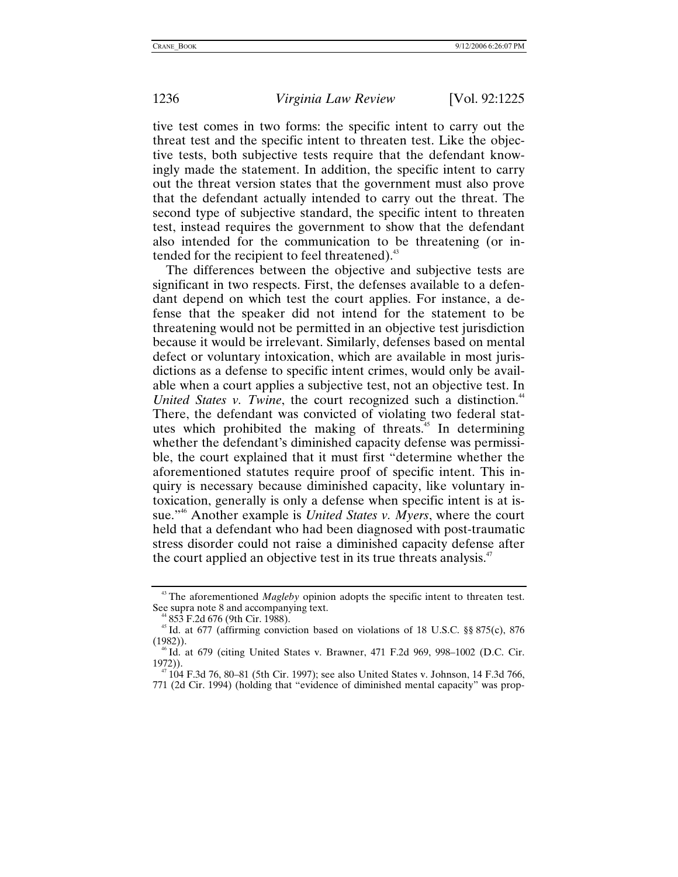tive test comes in two forms: the specific intent to carry out the threat test and the specific intent to threaten test. Like the objective tests, both subjective tests require that the defendant knowingly made the statement. In addition, the specific intent to carry out the threat version states that the government must also prove that the defendant actually intended to carry out the threat. The second type of subjective standard, the specific intent to threaten test, instead requires the government to show that the defendant also intended for the communication to be threatening (or intended for the recipient to feel threatened).[43]

The differences between the objective and subjective tests are significant in two respects. First, the defenses available to a defendant depend on which test the court applies. For instance, a defense that the speaker did not intend for the statement to be threatening would not be permitted in an objective test jurisdiction because it would be irrelevant. Similarly, defenses based on mental defect or voluntary intoxication, which are available in most jurisdictions as a defense to specific intent crimes, would only be available when a court applies a subjective test, not an objective test. In *United States v. Twine*, the court recognized such a distinction.[44] There, the defendant was convicted of violating two federal statutes which prohibited the making of threats.[45] In determining whether the defendant's diminished capacity defense was permissible, the court explained that it must first "determine whether the aforementioned statutes require proof of specific intent. This inquiry is necessary because diminished capacity, like voluntary intoxication, generally is only a defense when specific intent is at issue."[46] Another example is *United States v. Myers*, where the court held that a defendant who had been diagnosed with post-traumatic stress disorder could not raise a diminished capacity defense after the court applied an objective test in its true threats analysis.[47]

---

[43] The aforementioned *Magleby* opinion adopts the specific intent to threaten test. See supra note 8 and accompanying text.

[44] 853 F.2d 676 (9th Cir. 1988).

[45] Id. at 677 (affirming conviction based on violations of 18 U.S.C. §§ 875(c), 876 (1982)).

[46] Id. at 679 (citing United States v. Brawner, 471 F.2d 969, 998–1002 (D.C. Cir. 1972)).

[47] 104 F.3d 76, 80–81 (5th Cir. 1997); see also United States v. Johnson, 14 F.3d 766, 771 (2d Cir. 1994) (holding that "evidence of diminished mental capacity" was prop-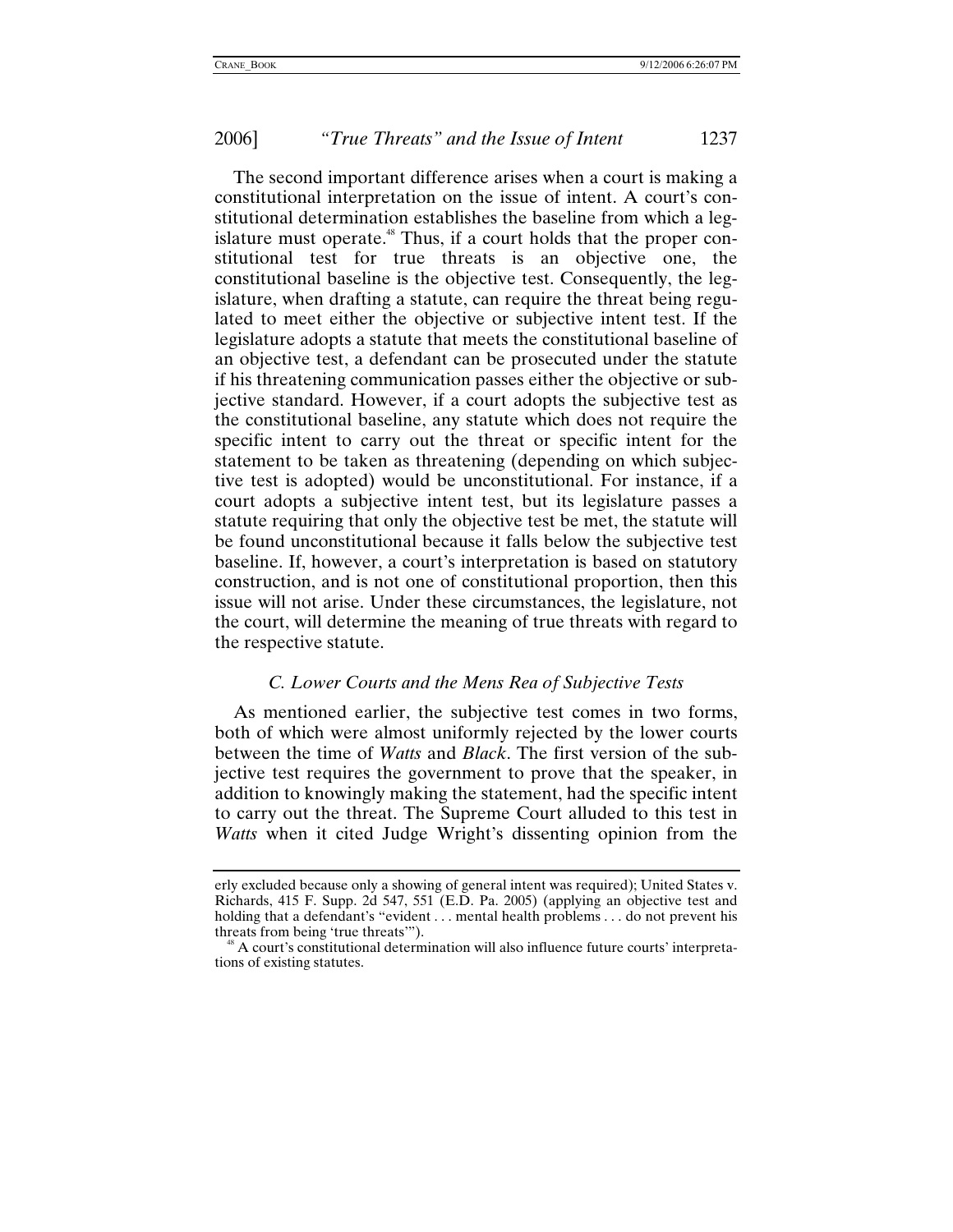The second important difference arises when a court is making a constitutional interpretation on the issue of intent. A court's constitutional determination establishes the baseline from which a legislature must operate.[48] Thus, if a court holds that the proper constitutional test for true threats is an objective one, the constitutional baseline is the objective test. Consequently, the legislature, when drafting a statute, can require the threat being regulated to meet either the objective or subjective intent test. If the legislature adopts a statute that meets the constitutional baseline of an objective test, a defendant can be prosecuted under the statute if his threatening communication passes either the objective or subjective standard. However, if a court adopts the subjective test as the constitutional baseline, any statute which does not require the specific intent to carry out the threat or specific intent for the statement to be taken as threatening (depending on which subjective test is adopted) would be unconstitutional. For instance, if a court adopts a subjective intent test, but its legislature passes a statute requiring that only the objective test be met, the statute will be found unconstitutional because it falls below the subjective test baseline. If, however, a court's interpretation is based on statutory construction, and is not one of constitutional proportion, then this issue will not arise. Under these circumstances, the legislature, not the court, will determine the meaning of true threats with regard to the respective statute.

### *C. Lower Courts and the Mens Rea of Subjective Tests*

As mentioned earlier, the subjective test comes in two forms, both of which were almost uniformly rejected by the lower courts between the time of *Watts* and *Black*. The first version of the subjective test requires the government to prove that the speaker, in addition to knowingly making the statement, had the specific intent to carry out the threat. The Supreme Court alluded to this test in *Watts* when it cited Judge Wright's dissenting opinion from the

---

erly excluded because only a showing of general intent was required); United States v. Richards, 415 F. Supp. 2d 547, 551 (E.D. Pa. 2005) (applying an objective test and holding that a defendant's "evident . . . mental health problems . . . do not prevent his threats from being 'true threats'").

[48] A court's constitutional determination will also influence future courts' interpretations of existing statutes.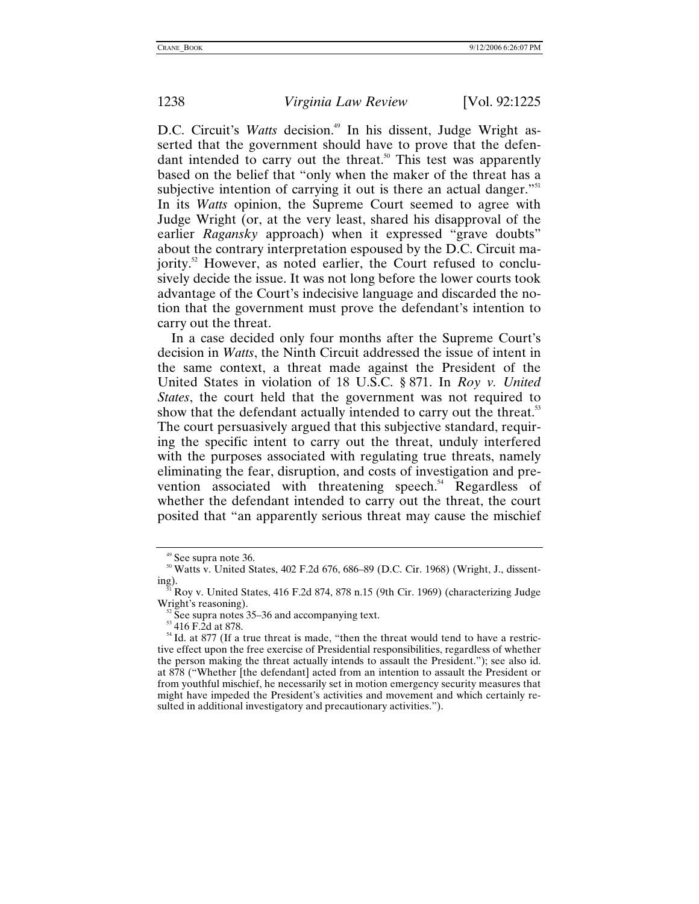D.C. Circuit's *Watts* decision.[49] In his dissent, Judge Wright asserted that the government should have to prove that the defendant intended to carry out the threat.[50] This test was apparently based on the belief that "only when the maker of the threat has a subjective intention of carrying it out is there an actual danger."[51] In its *Watts* opinion, the Supreme Court seemed to agree with Judge Wright (or, at the very least, shared his disapproval of the earlier *Ragansky* approach) when it expressed "grave doubts" about the contrary interpretation espoused by the D.C. Circuit majority.[52] However, as noted earlier, the Court refused to conclusively decide the issue. It was not long before the lower courts took advantage of the Court's indecisive language and discarded the notion that the government must prove the defendant's intention to carry out the threat.

In a case decided only four months after the Supreme Court's decision in *Watts*, the Ninth Circuit addressed the issue of intent in the same context, a threat made against the President of the United States in violation of 18 U.S.C. § 871. In *Roy v. United States*, the court held that the government was not required to show that the defendant actually intended to carry out the threat.[53] The court persuasively argued that this subjective standard, requiring the specific intent to carry out the threat, unduly interfered with the purposes associated with regulating true threats, namely eliminating the fear, disruption, and costs of investigation and prevention associated with threatening speech.[54] Regardless of whether the defendant intended to carry out the threat, the court posited that "an apparently serious threat may cause the mischief

---

[49] See supra note 36.

[50] Watts v. United States, 402 F.2d 676, 686–89 (D.C. Cir. 1968) (Wright, J., dissenting).

[51] Roy v. United States, 416 F.2d 874, 878 n.15 (9th Cir. 1969) (characterizing Judge Wright's reasoning).

[52] See supra notes 35–36 and accompanying text.

[53] 416 F.2d at 878.

[54] Id. at 877 (If a true threat is made, "then the threat would tend to have a restrictive effect upon the free exercise of Presidential responsibilities, regardless of whether the person making the threat actually intends to assault the President."); see also id. at 878 ("Whether [the defendant] acted from an intention to assault the President or from youthful mischief, he necessarily set in motion emergency security measures that might have impeded the President's activities and movement and which certainly resulted in additional investigatory and precautionary activities.").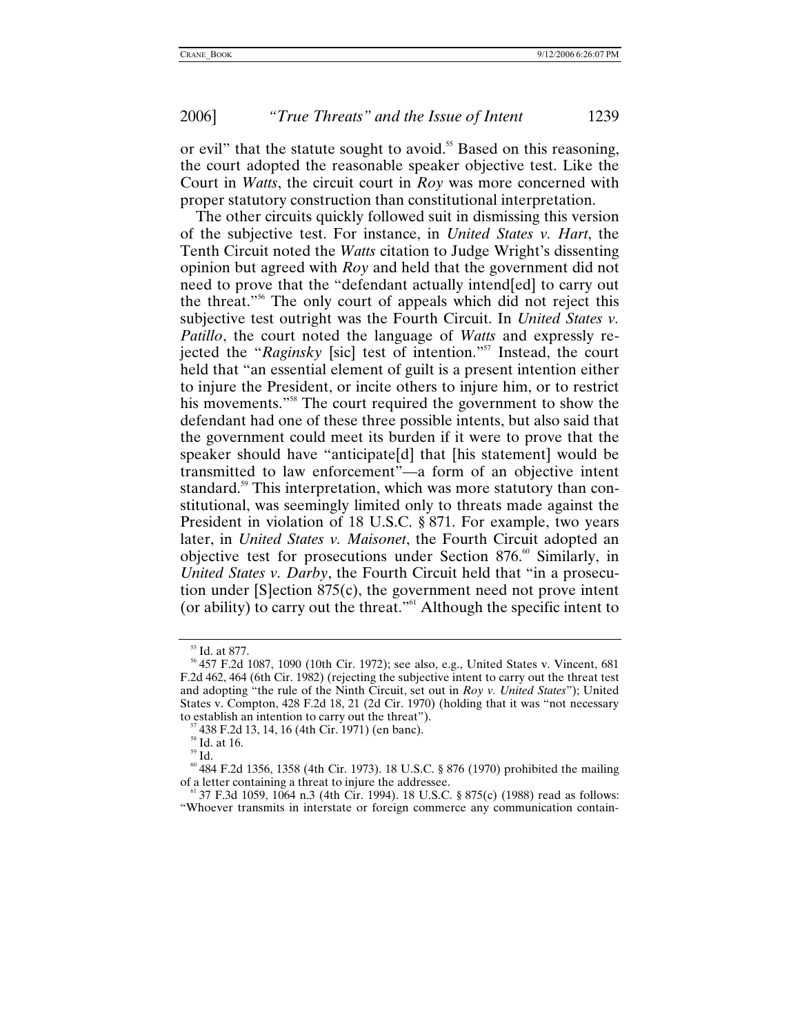or evil" that the statute sought to avoid.[55] Based on this reasoning, the court adopted the reasonable speaker objective test. Like the Court in *Watts*, the circuit court in *Roy* was more concerned with proper statutory construction than constitutional interpretation.

The other circuits quickly followed suit in dismissing this version of the subjective test. For instance, in *United States v. Hart*, the Tenth Circuit noted the *Watts* citation to Judge Wright's dissenting opinion but agreed with *Roy* and held that the government did not need to prove that the "defendant actually intend[ed] to carry out the threat."[56] The only court of appeals which did not reject this subjective test outright was the Fourth Circuit. In *United States v. Patillo*, the court noted the language of *Watts* and expressly rejected the "*Raginsky* [sic] test of intention."[57] Instead, the court held that "an essential element of guilt is a present intention either to injure the President, or incite others to injure him, or to restrict his movements."[58] The court required the government to show the defendant had one of these three possible intents, but also said that the government could meet its burden if it were to prove that the speaker should have "anticipate[d] that [his statement] would be transmitted to law enforcement"—a form of an objective intent standard.[59] This interpretation, which was more statutory than constitutional, was seemingly limited only to threats made against the President in violation of 18 U.S.C. § 871. For example, two years later, in *United States v. Maisonet*, the Fourth Circuit adopted an objective test for prosecutions under Section 876.[60] Similarly, in *United States v. Darby*, the Fourth Circuit held that "in a prosecution under [S]ection 875(c), the government need not prove intent (or ability) to carry out the threat."[61] Although the specific intent to

---

[55] Id. at 877.

[56] 457 F.2d 1087, 1090 (10th Cir. 1972); see also, e.g., United States v. Vincent, 681 F.2d 462, 464 (6th Cir. 1982) (rejecting the subjective intent to carry out the threat test and adopting "the rule of the Ninth Circuit, set out in *Roy v. United States*"); United States v. Compton, 428 F.2d 18, 21 (2d Cir. 1970) (holding that it was "not necessary to establish an intention to carry out the threat").

[57] 438 F.2d 13, 14, 16 (4th Cir. 1971) (en banc).

[58] Id. at 16.

[59] Id.

[60] 484 F.2d 1356, 1358 (4th Cir. 1973). 18 U.S.C. § 876 (1970) prohibited the mailing of a letter containing a threat to injure the addressee.

[61] 37 F.3d 1059, 1064 n.3 (4th Cir. 1994). 18 U.S.C. § 875(c) (1988) read as follows: "Whoever transmits in interstate or foreign commerce any communication contain-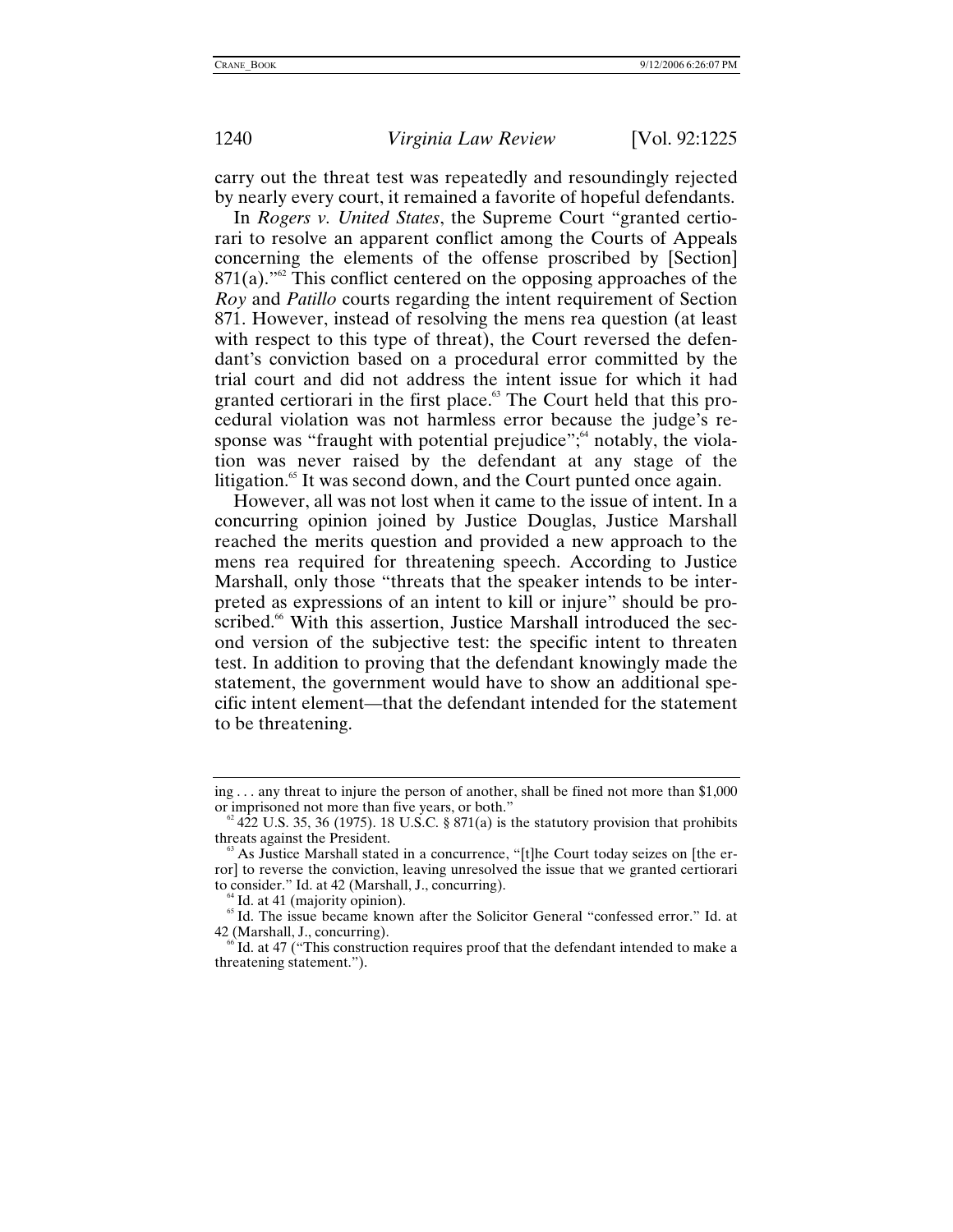carry out the threat test was repeatedly and resoundingly rejected by nearly every court, it remained a favorite of hopeful defendants.

In *Rogers v. United States*, the Supreme Court "granted certiorari to resolve an apparent conflict among the Courts of Appeals concerning the elements of the offense proscribed by [Section] 871(a)."[62] This conflict centered on the opposing approaches of the *Roy* and *Patillo* courts regarding the intent requirement of Section 871. However, instead of resolving the mens rea question (at least with respect to this type of threat), the Court reversed the defendant's conviction based on a procedural error committed by the trial court and did not address the intent issue for which it had granted certiorari in the first place.[63] The Court held that this procedural violation was not harmless error because the judge's response was "fraught with potential prejudice";[64] notably, the violation was never raised by the defendant at any stage of the litigation.[65] It was second down, and the Court punted once again.

However, all was not lost when it came to the issue of intent. In a concurring opinion joined by Justice Douglas, Justice Marshall reached the merits question and provided a new approach to the mens rea required for threatening speech. According to Justice Marshall, only those "threats that the speaker intends to be interpreted as expressions of an intent to kill or injure" should be proscribed.[66] With this assertion, Justice Marshall introduced the second version of the subjective test: the specific intent to threaten test. In addition to proving that the defendant knowingly made the statement, the government would have to show an additional specific intent element—that the defendant intended for the statement to be threatening.

---

ing . . . any threat to injure the person of another, shall be fined not more than $1,000 or imprisoned not more than five years, or both."

[62] 422 U.S. 35, 36 (1975). 18 U.S.C. § 871(a) is the statutory provision that prohibits threats against the President.

[63] As Justice Marshall stated in a concurrence, "[t]he Court today seizes on [the error] to reverse the conviction, leaving unresolved the issue that we granted certiorari to consider." Id. at 42 (Marshall, J., concurring).

[64] Id. at 41 (majority opinion).

[65] Id. The issue became known after the Solicitor General "confessed error." Id. at 42 (Marshall, J., concurring).

[66] Id. at 47 ("This construction requires proof that the defendant intended to make a threatening statement.").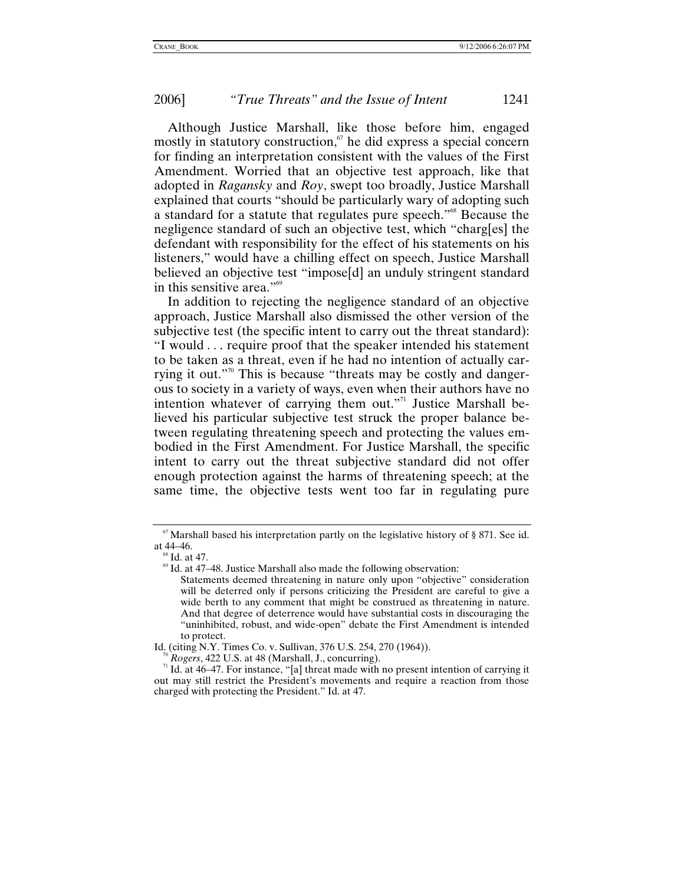Although Justice Marshall, like those before him, engaged mostly in statutory construction,[67] he did express a special concern for finding an interpretation consistent with the values of the First Amendment. Worried that an objective test approach, like that adopted in *Ragansky* and *Roy*, swept too broadly, Justice Marshall explained that courts "should be particularly wary of adopting such a standard for a statute that regulates pure speech."[68] Because the negligence standard of such an objective test, which "charg[es] the defendant with responsibility for the effect of his statements on his listeners," would have a chilling effect on speech, Justice Marshall believed an objective test "impose[d] an unduly stringent standard in this sensitive area."[69]

In addition to rejecting the negligence standard of an objective approach, Justice Marshall also dismissed the other version of the subjective test (the specific intent to carry out the threat standard): "I would . . . require proof that the speaker intended his statement to be taken as a threat, even if he had no intention of actually carrying it out."[70] This is because "threats may be costly and dangerous to society in a variety of ways, even when their authors have no intention whatever of carrying them out."[71] Justice Marshall believed his particular subjective test struck the proper balance between regulating threatening speech and protecting the values embodied in the First Amendment. For Justice Marshall, the specific intent to carry out the threat subjective standard did not offer enough protection against the harms of threatening speech; at the same time, the objective tests went too far in regulating pure

---

[67] Marshall based his interpretation partly on the legislative history of § 871. See id. at 44–46.

[68] Id. at 47.

[69] Id. at 47–48. Justice Marshall also made the following observation:

> Statements deemed threatening in nature only upon "objective" consideration will be deterred only if persons criticizing the President are careful to give a wide berth to any comment that might be construed as threatening in nature. And that degree of deterrence would have substantial costs in discouraging the "uninhibited, robust, and wide-open" debate the First Amendment is intended to protect.

Id. (citing N.Y. Times Co. v. Sullivan, 376 U.S. 254, 270 (1964)).

[70] *Rogers*, 422 U.S. at 48 (Marshall, J., concurring).

[71] Id. at 46–47. For instance, "[a] threat made with no present intention of carrying it out may still restrict the President's movements and require a reaction from those charged with protecting the President." Id. at 47.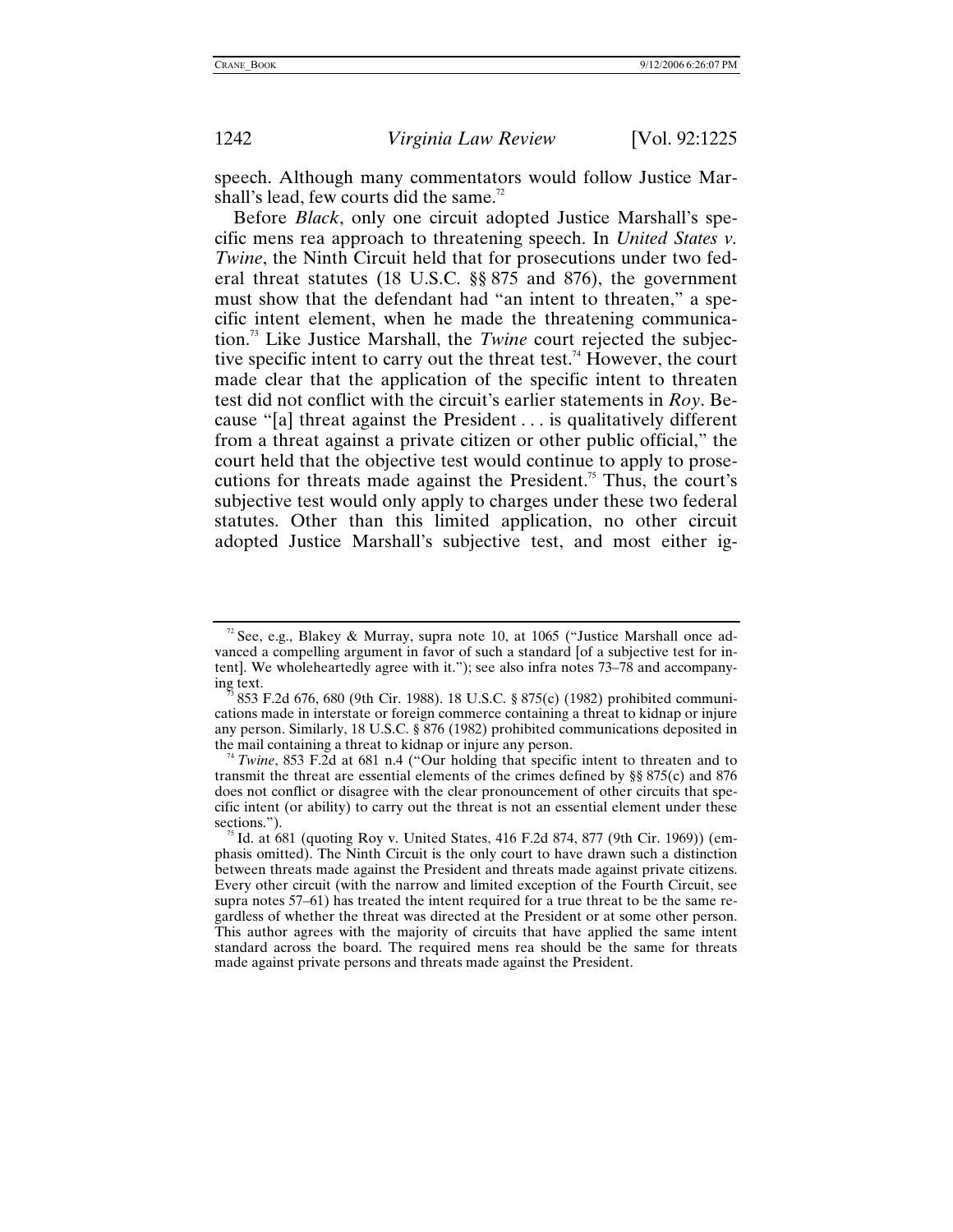speech. Although many commentators would follow Justice Marshall's lead, few courts did the same.[72]

Before *Black*, only one circuit adopted Justice Marshall's specific mens rea approach to threatening speech. In *United States v. Twine*, the Ninth Circuit held that for prosecutions under two federal threat statutes (18 U.S.C. §§ 875 and 876), the government must show that the defendant had "an intent to threaten," a specific intent element, when he made the threatening communication.[73] Like Justice Marshall, the *Twine* court rejected the subjective specific intent to carry out the threat test.[74] However, the court made clear that the application of the specific intent to threaten test did not conflict with the circuit's earlier statements in *Roy*. Because "[a] threat against the President . . . is qualitatively different from a threat against a private citizen or other public official," the court held that the objective test would continue to apply to prosecutions for threats made against the President.[75] Thus, the court's subjective test would only apply to charges under these two federal statutes. Other than this limited application, no other circuit adopted Justice Marshall's subjective test, and most either ig-

---

[72] See, e.g., Blakey & Murray, supra note 10, at 1065 ("Justice Marshall once advanced a compelling argument in favor of such a standard [of a subjective test for intent]. We wholeheartedly agree with it."); see also infra notes 73–78 and accompanying text.

[73] 853 F.2d 676, 680 (9th Cir. 1988). 18 U.S.C. § 875(c) (1982) prohibited communications made in interstate or foreign commerce containing a threat to kidnap or injure any person. Similarly, 18 U.S.C. § 876 (1982) prohibited communications deposited in the mail containing a threat to kidnap or injure any person.

[74] *Twine*, 853 F.2d at 681 n.4 ("Our holding that specific intent to threaten and to transmit the threat are essential elements of the crimes defined by §§ 875(c) and 876 does not conflict or disagree with the clear pronouncement of other circuits that specific intent (or ability) to carry out the threat is not an essential element under these sections.").

[75] Id. at 681 (quoting Roy v. United States, 416 F.2d 874, 877 (9th Cir. 1969)) (emphasis omitted). The Ninth Circuit is the only court to have drawn such a distinction between threats made against the President and threats made against private citizens. Every other circuit (with the narrow and limited exception of the Fourth Circuit, see supra notes 57–61) has treated the intent required for a true threat to be the same regardless of whether the threat was directed at the President or at some other person. This author agrees with the majority of circuits that have applied the same intent standard across the board. The required mens rea should be the same for threats made against private persons and threats made against the President.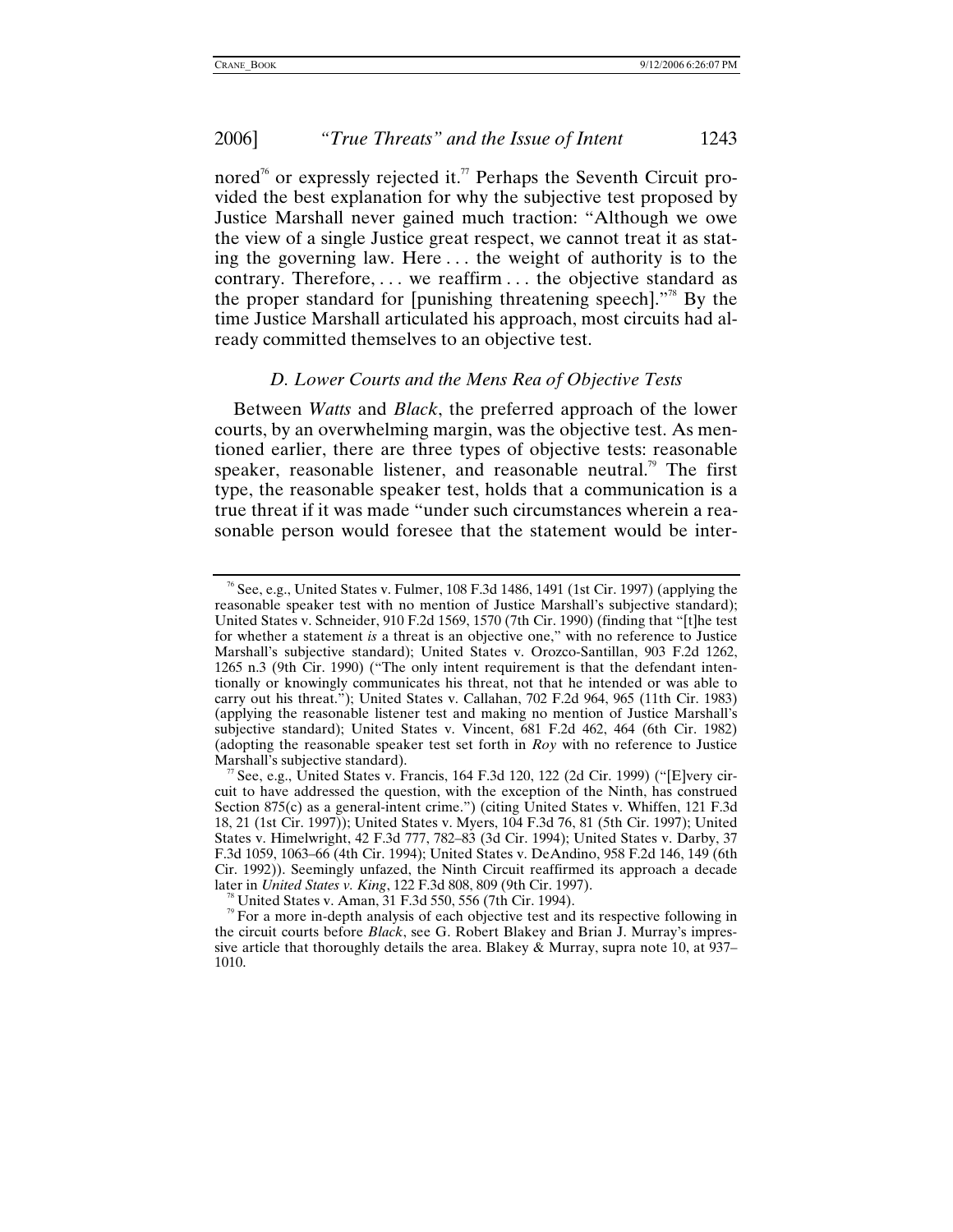nored[76] or expressly rejected it.[77] Perhaps the Seventh Circuit provided the best explanation for why the subjective test proposed by Justice Marshall never gained much traction: "Although we owe the view of a single Justice great respect, we cannot treat it as stating the governing law. Here . . . the weight of authority is to the contrary. Therefore, . . . we reaffirm . . . the objective standard as the proper standard for [punishing threatening speech]."[78] By the time Justice Marshall articulated his approach, most circuits had already committed themselves to an objective test.

### *D. Lower Courts and the Mens Rea of Objective Tests*

Between *Watts* and *Black*, the preferred approach of the lower courts, by an overwhelming margin, was the objective test. As mentioned earlier, there are three types of objective tests: reasonable speaker, reasonable listener, and reasonable neutral.[79] The first type, the reasonable speaker test, holds that a communication is a true threat if it was made "under such circumstances wherein a reasonable person would foresee that the statement would be inter-

---

[76] See, e.g., United States v. Fulmer, 108 F.3d 1486, 1491 (1st Cir. 1997) (applying the reasonable speaker test with no mention of Justice Marshall's subjective standard); United States v. Schneider, 910 F.2d 1569, 1570 (7th Cir. 1990) (finding that "[t]he test for whether a statement *is* a threat is an objective one," with no reference to Justice Marshall's subjective standard); United States v. Orozco-Santillan, 903 F.2d 1262, 1265 n.3 (9th Cir. 1990) ("The only intent requirement is that the defendant intentionally or knowingly communicates his threat, not that he intended or was able to carry out his threat."); United States v. Callahan, 702 F.2d 964, 965 (11th Cir. 1983) (applying the reasonable listener test and making no mention of Justice Marshall's subjective standard); United States v. Vincent, 681 F.2d 462, 464 (6th Cir. 1982) (adopting the reasonable speaker test set forth in *Roy* with no reference to Justice Marshall's subjective standard).

[77] See, e.g., United States v. Francis, 164 F.3d 120, 122 (2d Cir. 1999) ("[E]very circuit to have addressed the question, with the exception of the Ninth, has construed Section 875(c) as a general-intent crime.") (citing United States v. Whiffen, 121 F.3d 18, 21 (1st Cir. 1997)); United States v. Myers, 104 F.3d 76, 81 (5th Cir. 1997); United States v. Himelwright, 42 F.3d 777, 782–83 (3d Cir. 1994); United States v. Darby, 37 F.3d 1059, 1063–66 (4th Cir. 1994); United States v. DeAndino, 958 F.2d 146, 149 (6th Cir. 1992)). Seemingly unfazed, the Ninth Circuit reaffirmed its approach a decade later in *United States v. King*, 122 F.3d 808, 809 (9th Cir. 1997).

[78] United States v. Aman, 31 F.3d 550, 556 (7th Cir. 1994).

[79] For a more in-depth analysis of each objective test and its respective following in the circuit courts before *Black*, see G. Robert Blakey and Brian J. Murray's impressive article that thoroughly details the area. Blakey & Murray, supra note 10, at 937–1010.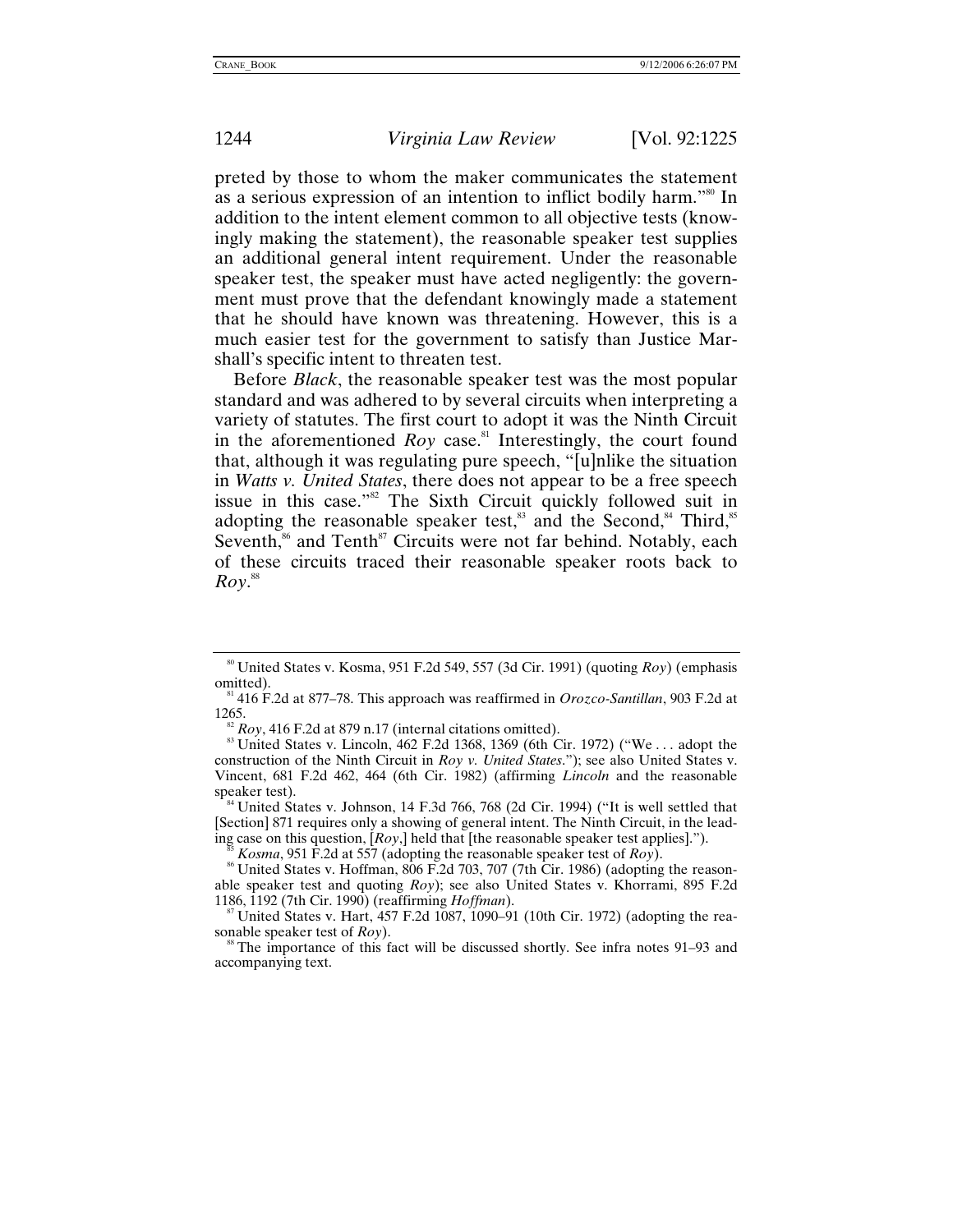preted by those to whom the maker communicates the statement as a serious expression of an intention to inflict bodily harm."[80] In addition to the intent element common to all objective tests (knowingly making the statement), the reasonable speaker test supplies an additional general intent requirement. Under the reasonable speaker test, the speaker must have acted negligently: the government must prove that the defendant knowingly made a statement that he should have known was threatening. However, this is a much easier test for the government to satisfy than Justice Marshall's specific intent to threaten test.

Before *Black*, the reasonable speaker test was the most popular standard and was adhered to by several circuits when interpreting a variety of statutes. The first court to adopt it was the Ninth Circuit in the aforementioned *Roy* case.[81] Interestingly, the court found that, although it was regulating pure speech, "[u]nlike the situation in *Watts v. United States*, there does not appear to be a free speech issue in this case."[82] The Sixth Circuit quickly followed suit in adopting the reasonable speaker test,[83] and the Second,[84] Third,[85] Seventh,[86] and Tenth[87] Circuits were not far behind. Notably, each of these circuits traced their reasonable speaker roots back to *Roy*.[88]

---

[80] United States v. Kosma, 951 F.2d 549, 557 (3d Cir. 1991) (quoting *Roy*) (emphasis omitted).

[81] 416 F.2d at 877–78. This approach was reaffirmed in *Orozco-Santillan*, 903 F.2d at 1265.

[82] *Roy*, 416 F.2d at 879 n.17 (internal citations omitted).

[83] United States v. Lincoln, 462 F.2d 1368, 1369 (6th Cir. 1972) ("We . . . adopt the construction of the Ninth Circuit in *Roy v. United States*."); see also United States v. Vincent, 681 F.2d 462, 464 (6th Cir. 1982) (affirming *Lincoln* and the reasonable speaker test).

[84] United States v. Johnson, 14 F.3d 766, 768 (2d Cir. 1994) ("It is well settled that [Section] 871 requires only a showing of general intent. The Ninth Circuit, in the leading case on this question, [*Roy*,] held that [the reasonable speaker test applies].").

[85] *Kosma*, 951 F.2d at 557 (adopting the reasonable speaker test of *Roy*).

[86] United States v. Hoffman, 806 F.2d 703, 707 (7th Cir. 1986) (adopting the reasonable speaker test and quoting *Roy*); see also United States v. Khorrami, 895 F.2d 1186, 1192 (7th Cir. 1990) (reaffirming *Hoffman*).

[87] United States v. Hart, 457 F.2d 1087, 1090–91 (10th Cir. 1972) (adopting the reasonable speaker test of *Roy*).

[88] The importance of this fact will be discussed shortly. See infra notes 91–93 and accompanying text.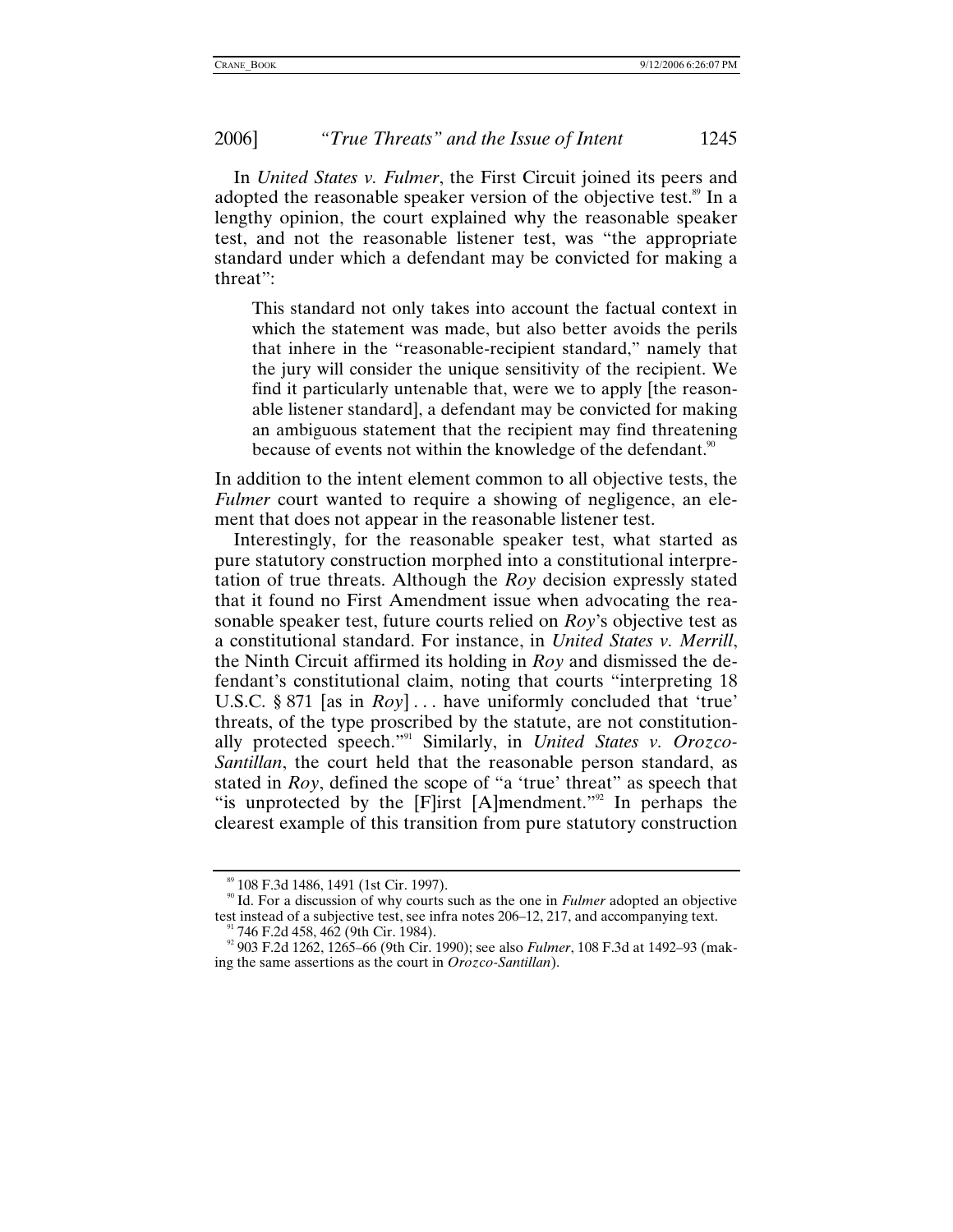In *United States v. Fulmer*, the First Circuit joined its peers and adopted the reasonable speaker version of the objective test.[89] In a lengthy opinion, the court explained why the reasonable speaker test, and not the reasonable listener test, was "the appropriate standard under which a defendant may be convicted for making a threat":

> This standard not only takes into account the factual context in which the statement was made, but also better avoids the perils that inhere in the "reasonable-recipient standard," namely that the jury will consider the unique sensitivity of the recipient. We find it particularly untenable that, were we to apply [the reasonable listener standard], a defendant may be convicted for making an ambiguous statement that the recipient may find threatening because of events not within the knowledge of the defendant.[90]

In addition to the intent element common to all objective tests, the *Fulmer* court wanted to require a showing of negligence, an element that does not appear in the reasonable listener test.

Interestingly, for the reasonable speaker test, what started as pure statutory construction morphed into a constitutional interpretation of true threats. Although the *Roy* decision expressly stated that it found no First Amendment issue when advocating the reasonable speaker test, future courts relied on *Roy*'s objective test as a constitutional standard. For instance, in *United States v. Merrill*, the Ninth Circuit affirmed its holding in *Roy* and dismissed the defendant's constitutional claim, noting that courts "interpreting 18 U.S.C. § 871 [as in *Roy*] . . . have uniformly concluded that 'true' threats, of the type proscribed by the statute, are not constitutionally protected speech."[91] Similarly, in *United States v. Orozco-Santillan*, the court held that the reasonable person standard, as stated in *Roy*, defined the scope of "a 'true' threat" as speech that "is unprotected by the [F]irst [A]mendment."[92] In perhaps the clearest example of this transition from pure statutory construction

---

[89] 108 F.3d 1486, 1491 (1st Cir. 1997).

[90] Id. For a discussion of why courts such as the one in *Fulmer* adopted an objective test instead of a subjective test, see infra notes 206–12, 217, and accompanying text.

[91] 746 F.2d 458, 462 (9th Cir. 1984).

[92] 903 F.2d 1262, 1265–66 (9th Cir. 1990); see also *Fulmer*, 108 F.3d at 1492–93 (making the same assertions as the court in *Orozco-Santillan*).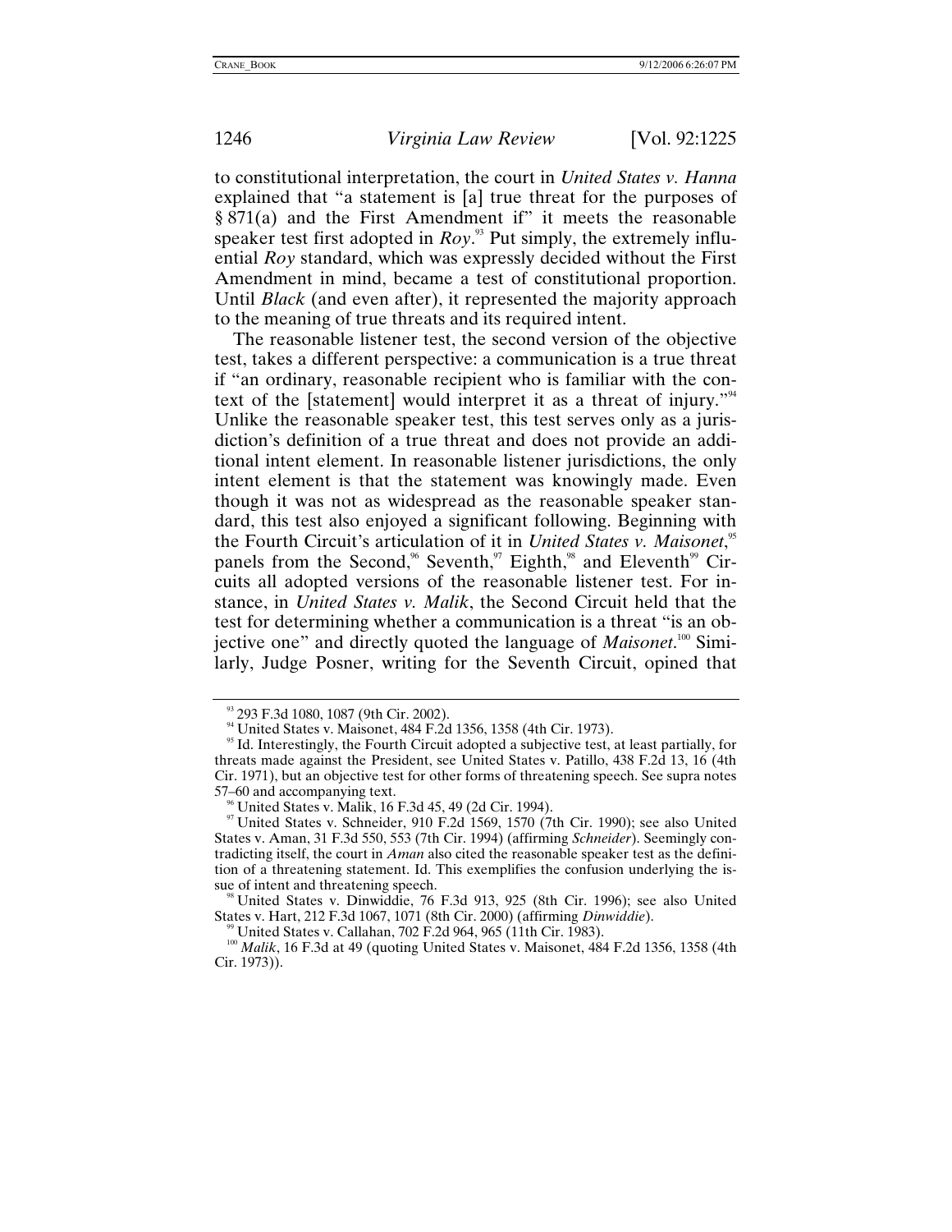to constitutional interpretation, the court in *United States v. Hanna* explained that "a statement is [a] true threat for the purposes of § 871(a) and the First Amendment if" it meets the reasonable speaker test first adopted in *Roy*.[93] Put simply, the extremely influential *Roy* standard, which was expressly decided without the First Amendment in mind, became a test of constitutional proportion. Until *Black* (and even after), it represented the majority approach to the meaning of true threats and its required intent.

The reasonable listener test, the second version of the objective test, takes a different perspective: a communication is a true threat if "an ordinary, reasonable recipient who is familiar with the context of the [statement] would interpret it as a threat of injury."[94] Unlike the reasonable speaker test, this test serves only as a jurisdiction's definition of a true threat and does not provide an additional intent element. In reasonable listener jurisdictions, the only intent element is that the statement was knowingly made. Even though it was not as widespread as the reasonable speaker standard, this test also enjoyed a significant following. Beginning with the Fourth Circuit's articulation of it in *United States v. Maisonet*,[95] panels from the Second,[96] Seventh,[97] Eighth,[98] and Eleventh[99] Circuits all adopted versions of the reasonable listener test. For instance, in *United States v. Malik*, the Second Circuit held that the test for determining whether a communication is a threat "is an objective one" and directly quoted the language of *Maisonet*.[100] Similarly, Judge Posner, writing for the Seventh Circuit, opined that

---

[93] 293 F.3d 1080, 1087 (9th Cir. 2002).

[94] United States v. Maisonet, 484 F.2d 1356, 1358 (4th Cir. 1973).

[95] Id. Interestingly, the Fourth Circuit adopted a subjective test, at least partially, for threats made against the President, see United States v. Patillo, 438 F.2d 13, 16 (4th Cir. 1971), but an objective test for other forms of threatening speech. See supra notes 57–60 and accompanying text.

[96] United States v. Malik, 16 F.3d 45, 49 (2d Cir. 1994).

[97] United States v. Schneider, 910 F.2d 1569, 1570 (7th Cir. 1990); see also United States v. Aman, 31 F.3d 550, 553 (7th Cir. 1994) (affirming *Schneider*). Seemingly contradicting itself, the court in *Aman* also cited the reasonable speaker test as the definition of a threatening statement. Id. This exemplifies the confusion underlying the issue of intent and threatening speech.

[98] United States v. Dinwiddie, 76 F.3d 913, 925 (8th Cir. 1996); see also United States v. Hart, 212 F.3d 1067, 1071 (8th Cir. 2000) (affirming *Dinwiddie*).

[99] United States v. Callahan, 702 F.2d 964, 965 (11th Cir. 1983).

[100] *Malik*, 16 F.3d at 49 (quoting United States v. Maisonet, 484 F.2d 1356, 1358 (4th Cir. 1973)).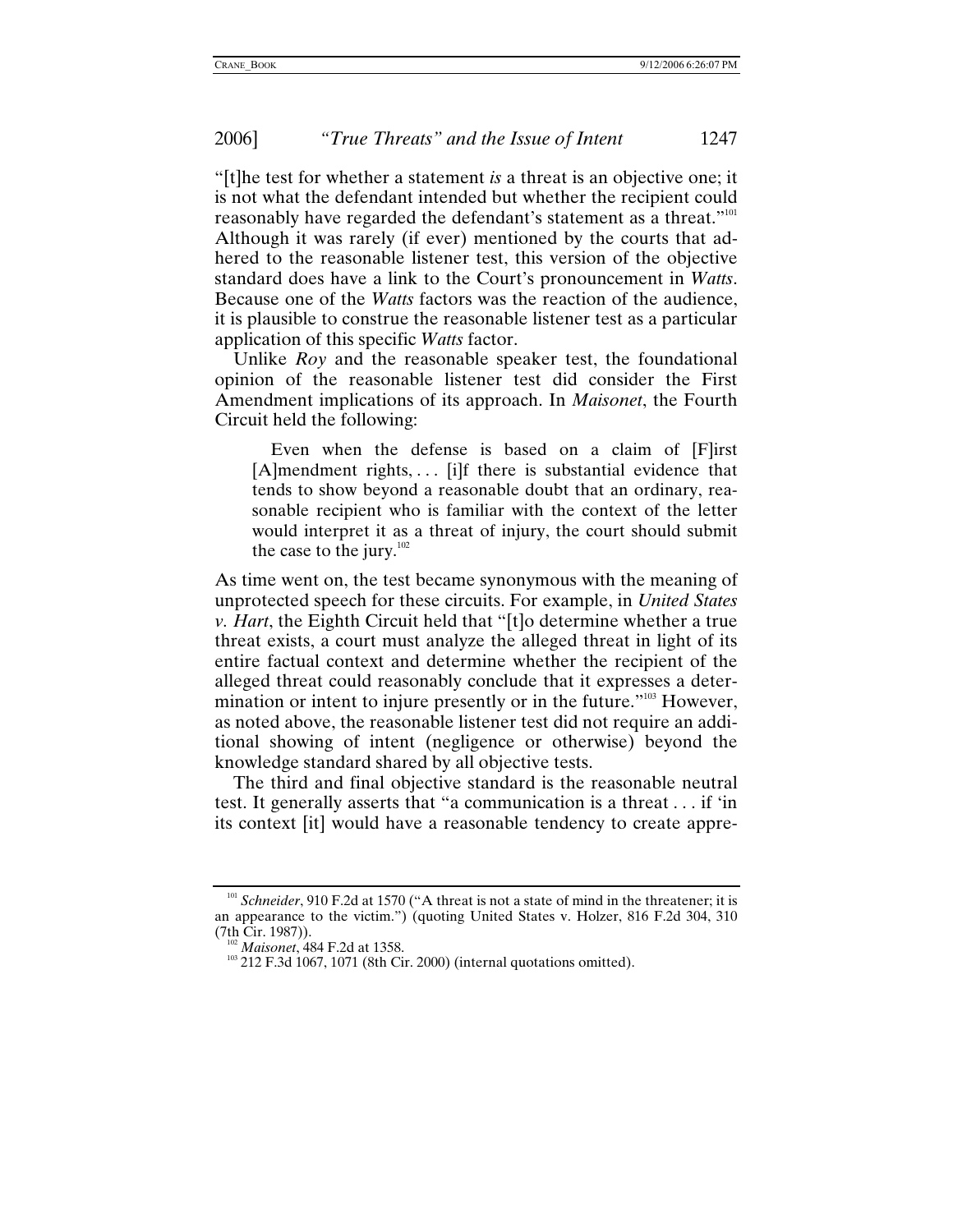"[t]he test for whether a statement *is* a threat is an objective one; it is not what the defendant intended but whether the recipient could reasonably have regarded the defendant's statement as a threat."[101] Although it was rarely (if ever) mentioned by the courts that adhered to the reasonable listener test, this version of the objective standard does have a link to the Court's pronouncement in *Watts*. Because one of the *Watts* factors was the reaction of the audience, it is plausible to construe the reasonable listener test as a particular application of this specific *Watts* factor.

Unlike *Roy* and the reasonable speaker test, the foundational opinion of the reasonable listener test did consider the First Amendment implications of its approach. In *Maisonet*, the Fourth Circuit held the following:

> Even when the defense is based on a claim of [F]irst [A]mendment rights, . . . [i]f there is substantial evidence that tends to show beyond a reasonable doubt that an ordinary, reasonable recipient who is familiar with the context of the letter would interpret it as a threat of injury, the court should submit the case to the jury.[102]

As time went on, the test became synonymous with the meaning of unprotected speech for these circuits. For example, in *United States v. Hart*, the Eighth Circuit held that "[t]o determine whether a true threat exists, a court must analyze the alleged threat in light of its entire factual context and determine whether the recipient of the alleged threat could reasonably conclude that it expresses a determination or intent to injure presently or in the future."[103] However, as noted above, the reasonable listener test did not require an additional showing of intent (negligence or otherwise) beyond the knowledge standard shared by all objective tests.

The third and final objective standard is the reasonable neutral test. It generally asserts that "a communication is a threat . . . if 'in its context [it] would have a reasonable tendency to create appre-

---

[101] *Schneider*, 910 F.2d at 1570 ("A threat is not a state of mind in the threatener; it is an appearance to the victim.") (quoting United States v. Holzer, 816 F.2d 304, 310 (7th Cir. 1987)).

[102] *Maisonet*, 484 F.2d at 1358.

[103] 212 F.3d 1067, 1071 (8th Cir. 2000) (internal quotations omitted).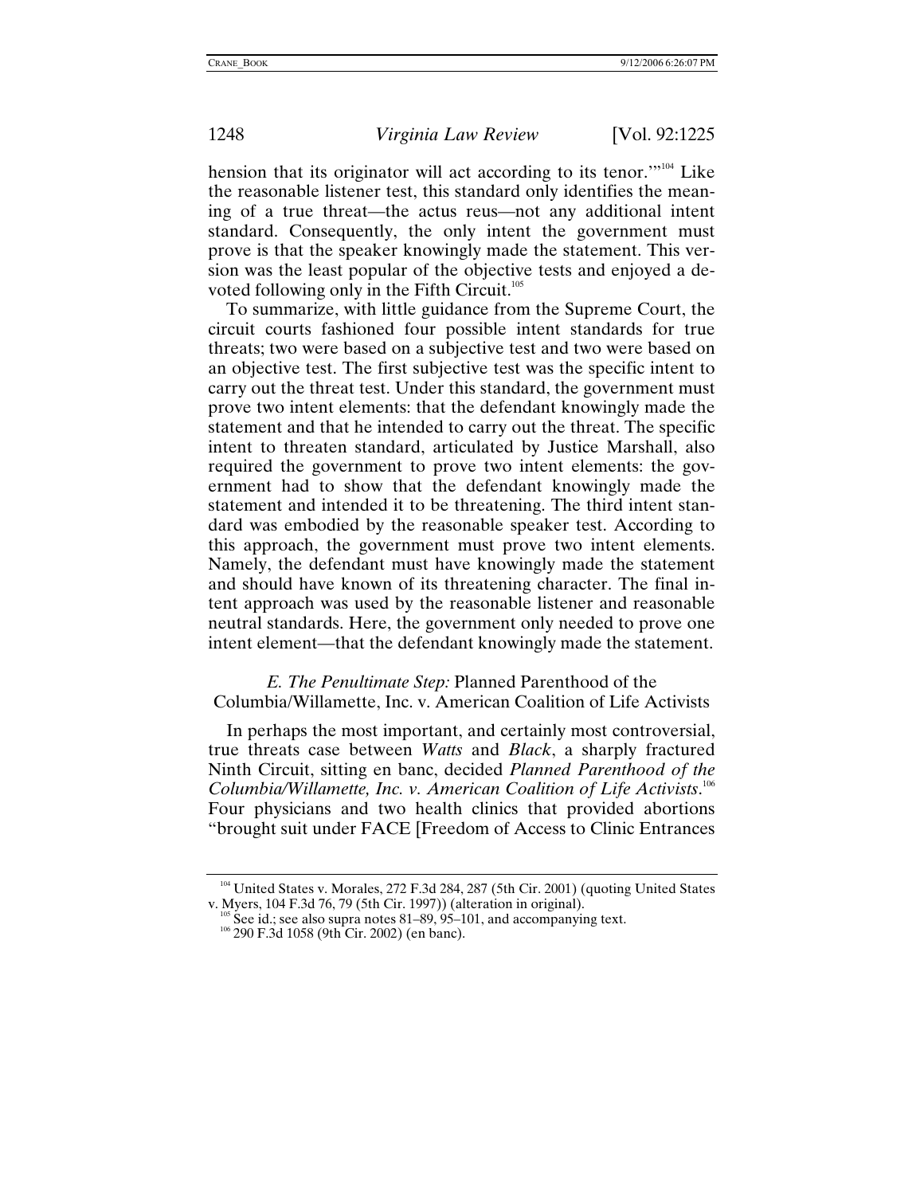hension that its originator will act according to its tenor.'"[104] Like the reasonable listener test, this standard only identifies the meaning of a true threat—the actus reus—not any additional intent standard. Consequently, the only intent the government must prove is that the speaker knowingly made the statement. This version was the least popular of the objective tests and enjoyed a devoted following only in the Fifth Circuit.[105]

To summarize, with little guidance from the Supreme Court, the circuit courts fashioned four possible intent standards for true threats; two were based on a subjective test and two were based on an objective test. The first subjective test was the specific intent to carry out the threat test. Under this standard, the government must prove two intent elements: that the defendant knowingly made the statement and that he intended to carry out the threat. The specific intent to threaten standard, articulated by Justice Marshall, also required the government to prove two intent elements: the government had to show that the defendant knowingly made the statement and intended it to be threatening. The third intent standard was embodied by the reasonable speaker test. According to this approach, the government must prove two intent elements. Namely, the defendant must have knowingly made the statement and should have known of its threatening character. The final intent approach was used by the reasonable listener and reasonable neutral standards. Here, the government only needed to prove one intent element—that the defendant knowingly made the statement.

### *E. The Penultimate Step:* Planned Parenthood of the Columbia/Willamette, Inc. v. American Coalition of Life Activists

In perhaps the most important, and certainly most controversial, true threats case between *Watts* and *Black*, a sharply fractured Ninth Circuit, sitting en banc, decided *Planned Parenthood of the Columbia/Willamette, Inc. v. American Coalition of Life Activists*.[106] Four physicians and two health clinics that provided abortions "brought suit under FACE [Freedom of Access to Clinic Entrances

---

[104] United States v. Morales, 272 F.3d 284, 287 (5th Cir. 2001) (quoting United States v. Myers, 104 F.3d 76, 79 (5th Cir. 1997)) (alteration in original).

[105] See id.; see also supra notes 81–89, 95–101, and accompanying text.

[106] 290 F.3d 1058 (9th Cir. 2002) (en banc).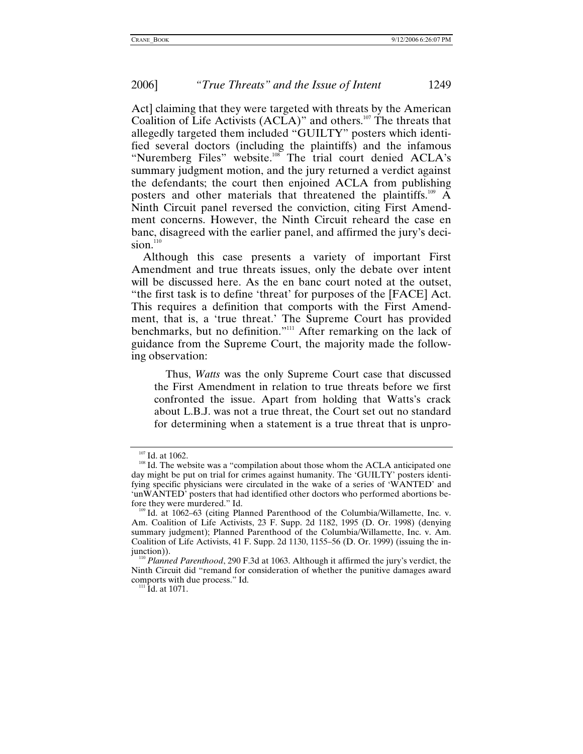Act] claiming that they were targeted with threats by the American Coalition of Life Activists (ACLA)" and others.[107] The threats that allegedly targeted them included "GUILTY" posters which identified several doctors (including the plaintiffs) and the infamous "Nuremberg Files" website.[108] The trial court denied ACLA's summary judgment motion, and the jury returned a verdict against the defendants; the court then enjoined ACLA from publishing posters and other materials that threatened the plaintiffs.[109] A Ninth Circuit panel reversed the conviction, citing First Amendment concerns. However, the Ninth Circuit reheard the case en banc, disagreed with the earlier panel, and affirmed the jury's decision.[110]

Although this case presents a variety of important First Amendment and true threats issues, only the debate over intent will be discussed here. As the en banc court noted at the outset, "the first task is to define 'threat' for purposes of the [FACE] Act. This requires a definition that comports with the First Amendment, that is, a 'true threat.' The Supreme Court has provided benchmarks, but no definition."[111] After remarking on the lack of guidance from the Supreme Court, the majority made the following observation:

> Thus, *Watts* was the only Supreme Court case that discussed the First Amendment in relation to true threats before we first confronted the issue. Apart from holding that Watts's crack about L.B.J. was not a true threat, the Court set out no standard for determining when a statement is a true threat that is unpro-

[107] Id. at 1062.

[108] Id. The website was a "compilation about those whom the ACLA anticipated one day might be put on trial for crimes against humanity. The 'GUILTY' posters identifying specific physicians were circulated in the wake of a series of 'WANTED' and 'unWANTED' posters that had identified other doctors who performed abortions before they were murdered." Id.

[109] Id. at 1062–63 (citing Planned Parenthood of the Columbia/Willamette, Inc. v. Am. Coalition of Life Activists, 23 F. Supp. 2d 1182, 1995 (D. Or. 1998) (denying summary judgment); Planned Parenthood of the Columbia/Willamette, Inc. v. Am. Coalition of Life Activists, 41 F. Supp. 2d 1130, 1155–56 (D. Or. 1999) (issuing the injunction)).

[110] *Planned Parenthood*, 290 F.3d at 1063. Although it affirmed the jury's verdict, the Ninth Circuit did "remand for consideration of whether the punitive damages award comports with due process." Id.

[111] Id. at 1071.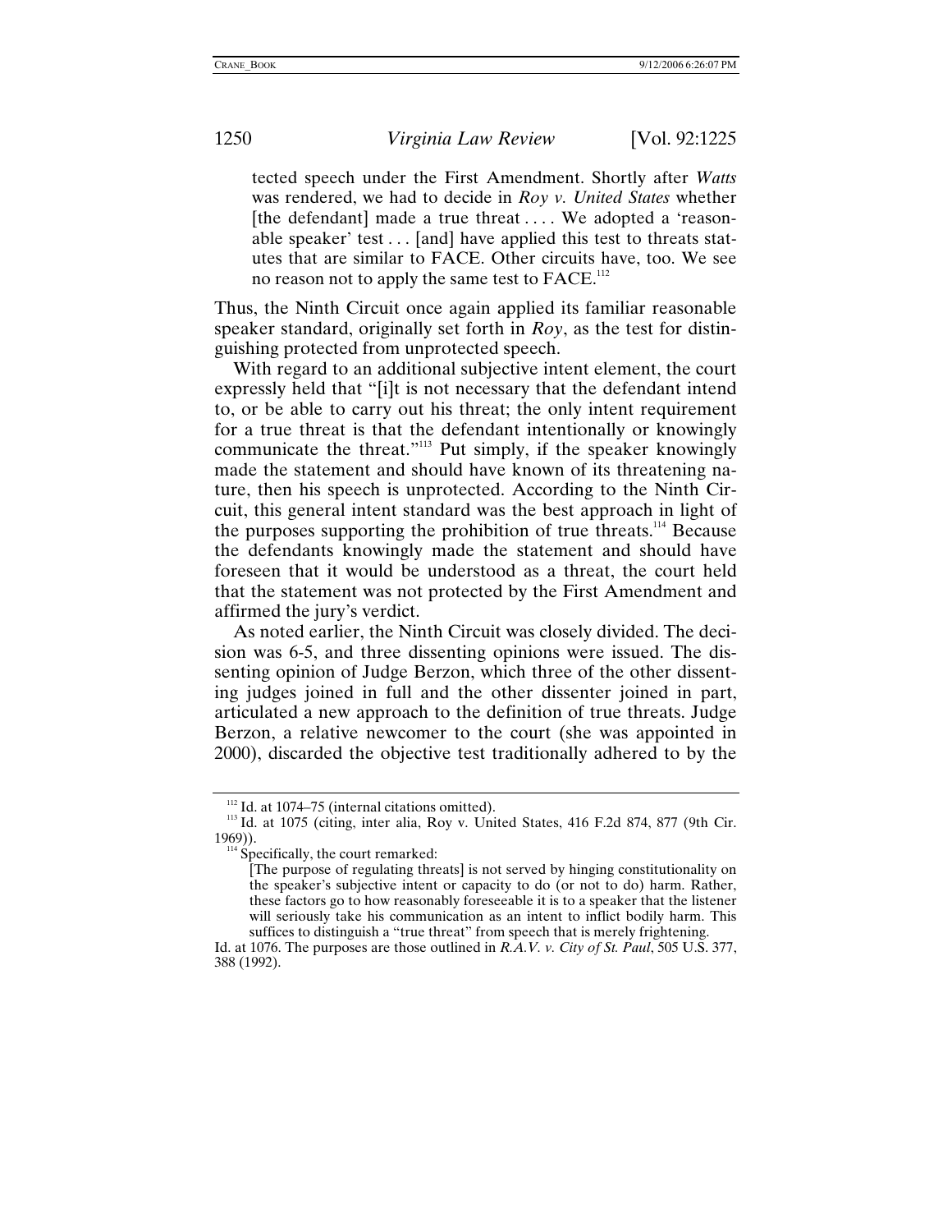tected speech under the First Amendment. Shortly after *Watts* was rendered, we had to decide in *Roy v. United States* whether [the defendant] made a true threat . . . . We adopted a 'reasonable speaker' test . . . [and] have applied this test to threats statutes that are similar to FACE. Other circuits have, too. We see no reason not to apply the same test to FACE.[112]

Thus, the Ninth Circuit once again applied its familiar reasonable speaker standard, originally set forth in *Roy*, as the test for distinguishing protected from unprotected speech.

With regard to an additional subjective intent element, the court expressly held that "[i]t is not necessary that the defendant intend to, or be able to carry out his threat; the only intent requirement for a true threat is that the defendant intentionally or knowingly communicate the threat."[113] Put simply, if the speaker knowingly made the statement and should have known of its threatening nature, then his speech is unprotected. According to the Ninth Circuit, this general intent standard was the best approach in light of the purposes supporting the prohibition of true threats.[114] Because the defendants knowingly made the statement and should have foreseen that it would be understood as a threat, the court held that the statement was not protected by the First Amendment and affirmed the jury's verdict.

As noted earlier, the Ninth Circuit was closely divided. The decision was 6-5, and three dissenting opinions were issued. The dissenting opinion of Judge Berzon, which three of the other dissenting judges joined in full and the other dissenter joined in part, articulated a new approach to the definition of true threats. Judge Berzon, a relative newcomer to the court (she was appointed in 2000), discarded the objective test traditionally adhered to by the

---

[112] Id. at 1074–75 (internal citations omitted).

[113] Id. at 1075 (citing, inter alia, Roy v. United States, 416 F.2d 874, 877 (9th Cir. 1969)).

[114] Specifically, the court remarked:

> [The purpose of regulating threats] is not served by hinging constitutionality on the speaker's subjective intent or capacity to do (or not to do) harm. Rather, these factors go to how reasonably foreseeable it is to a speaker that the listener will seriously take his communication as an intent to inflict bodily harm. This suffices to distinguish a "true threat" from speech that is merely frightening.

Id. at 1076. The purposes are those outlined in *R.A.V. v. City of St. Paul*, 505 U.S. 377, 388 (1992).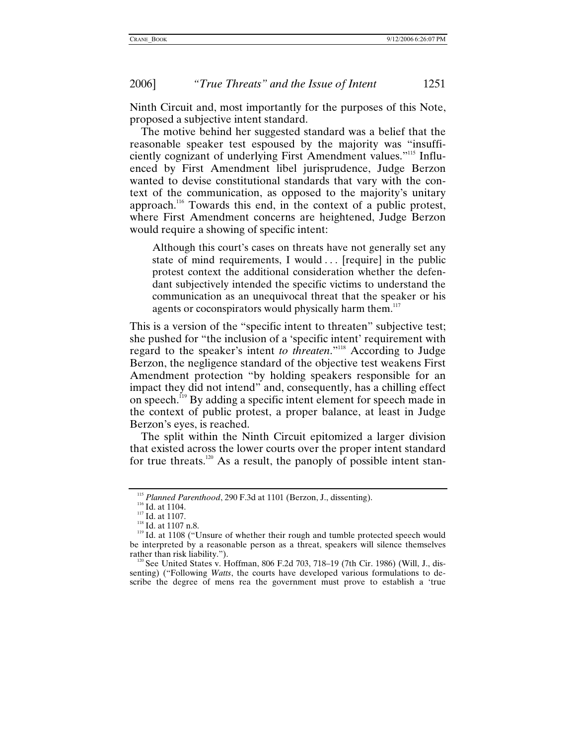Ninth Circuit and, most importantly for the purposes of this Note, proposed a subjective intent standard.

The motive behind her suggested standard was a belief that the reasonable speaker test espoused by the majority was "insufficiently cognizant of underlying First Amendment values."[115] Influenced by First Amendment libel jurisprudence, Judge Berzon wanted to devise constitutional standards that vary with the context of the communication, as opposed to the majority's unitary approach.[116] Towards this end, in the context of a public protest, where First Amendment concerns are heightened, Judge Berzon would require a showing of specific intent:

> Although this court's cases on threats have not generally set any state of mind requirements, I would . . . [require] in the public protest context the additional consideration whether the defendant subjectively intended the specific victims to understand the communication as an unequivocal threat that the speaker or his agents or coconspirators would physically harm them.[117]

This is a version of the "specific intent to threaten" subjective test; she pushed for "the inclusion of a 'specific intent' requirement with regard to the speaker's intent *to threaten*."[118] According to Judge Berzon, the negligence standard of the objective test weakens First Amendment protection "by holding speakers responsible for an impact they did not intend" and, consequently, has a chilling effect on speech.[119] By adding a specific intent element for speech made in the context of public protest, a proper balance, at least in Judge Berzon's eyes, is reached.

The split within the Ninth Circuit epitomized a larger division that existed across the lower courts over the proper intent standard for true threats.[120] As a result, the panoply of possible intent stan-

---

[115] *Planned Parenthood*, 290 F.3d at 1101 (Berzon, J., dissenting).

[116] Id. at 1104.

[117] Id. at 1107.

[118] Id. at 1107 n.8.

[119] Id. at 1108 ("Unsure of whether their rough and tumble protected speech would be interpreted by a reasonable person as a threat, speakers will silence themselves rather than risk liability.").

[120] See United States v. Hoffman, 806 F.2d 703, 718–19 (7th Cir. 1986) (Will, J., dissenting) ("Following *Watts*, the courts have developed various formulations to describe the degree of mens rea the government must prove to establish a 'true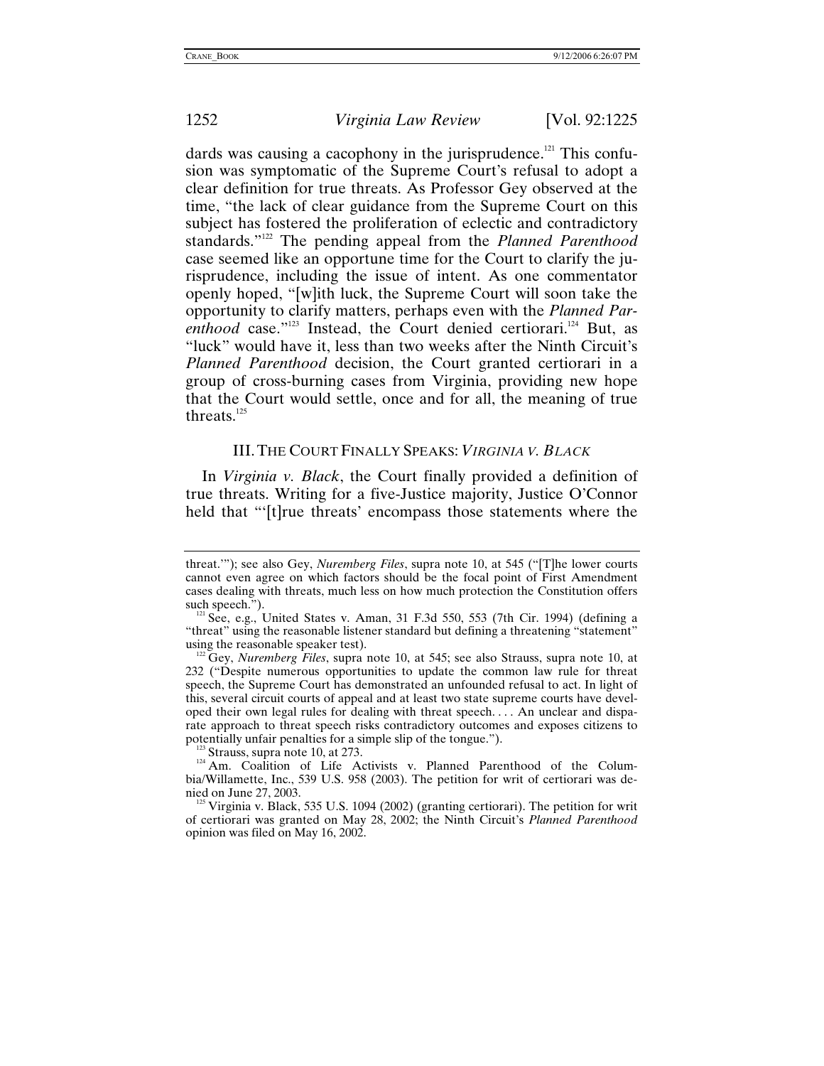dards was causing a cacophony in the jurisprudence.[121] This confusion was symptomatic of the Supreme Court's refusal to adopt a clear definition for true threats. As Professor Gey observed at the time, "the lack of clear guidance from the Supreme Court on this subject has fostered the proliferation of eclectic and contradictory standards."[122] The pending appeal from the *Planned Parenthood* case seemed like an opportune time for the Court to clarify the jurisprudence, including the issue of intent. As one commentator openly hoped, "[w]ith luck, the Supreme Court will soon take the opportunity to clarify matters, perhaps even with the *Planned Parenthood* case."[123] Instead, the Court denied certiorari.[124] But, as "luck" would have it, less than two weeks after the Ninth Circuit's *Planned Parenthood* decision, the Court granted certiorari in a group of cross-burning cases from Virginia, providing new hope that the Court would settle, once and for all, the meaning of true threats.[125]

## III. THE COURT FINALLY SPEAKS: *VIRGINIA V. BLACK*

In *Virginia v. Black*, the Court finally provided a definition of true threats. Writing for a five-Justice majority, Justice O'Connor held that "'[t]rue threats' encompass those statements where the

---

threat.'"); see also Gey, *Nuremberg Files*, supra note 10, at 545 ("[T]he lower courts cannot even agree on which factors should be the focal point of First Amendment cases dealing with threats, much less on how much protection the Constitution offers such speech.").

[121] See, e.g., United States v. Aman, 31 F.3d 550, 553 (7th Cir. 1994) (defining a "threat" using the reasonable listener standard but defining a threatening "statement" using the reasonable speaker test).

[122] Gey, *Nuremberg Files*, supra note 10, at 545; see also Strauss, supra note 10, at 232 ("Despite numerous opportunities to update the common law rule for threat speech, the Supreme Court has demonstrated an unfounded refusal to act. In light of this, several circuit courts of appeal and at least two state supreme courts have developed their own legal rules for dealing with threat speech. . . . An unclear and disparate approach to threat speech risks contradictory outcomes and exposes citizens to potentially unfair penalties for a simple slip of the tongue.").

[123] Strauss, supra note 10, at 273.

[124] Am. Coalition of Life Activists v. Planned Parenthood of the Columbia/Willamette, Inc., 539 U.S. 958 (2003). The petition for writ of certiorari was denied on June 27, 2003.

[125] Virginia v. Black, 535 U.S. 1094 (2002) (granting certiorari). The petition for writ of certiorari was granted on May 28, 2002; the Ninth Circuit's *Planned Parenthood* opinion was filed on May 16, 2002.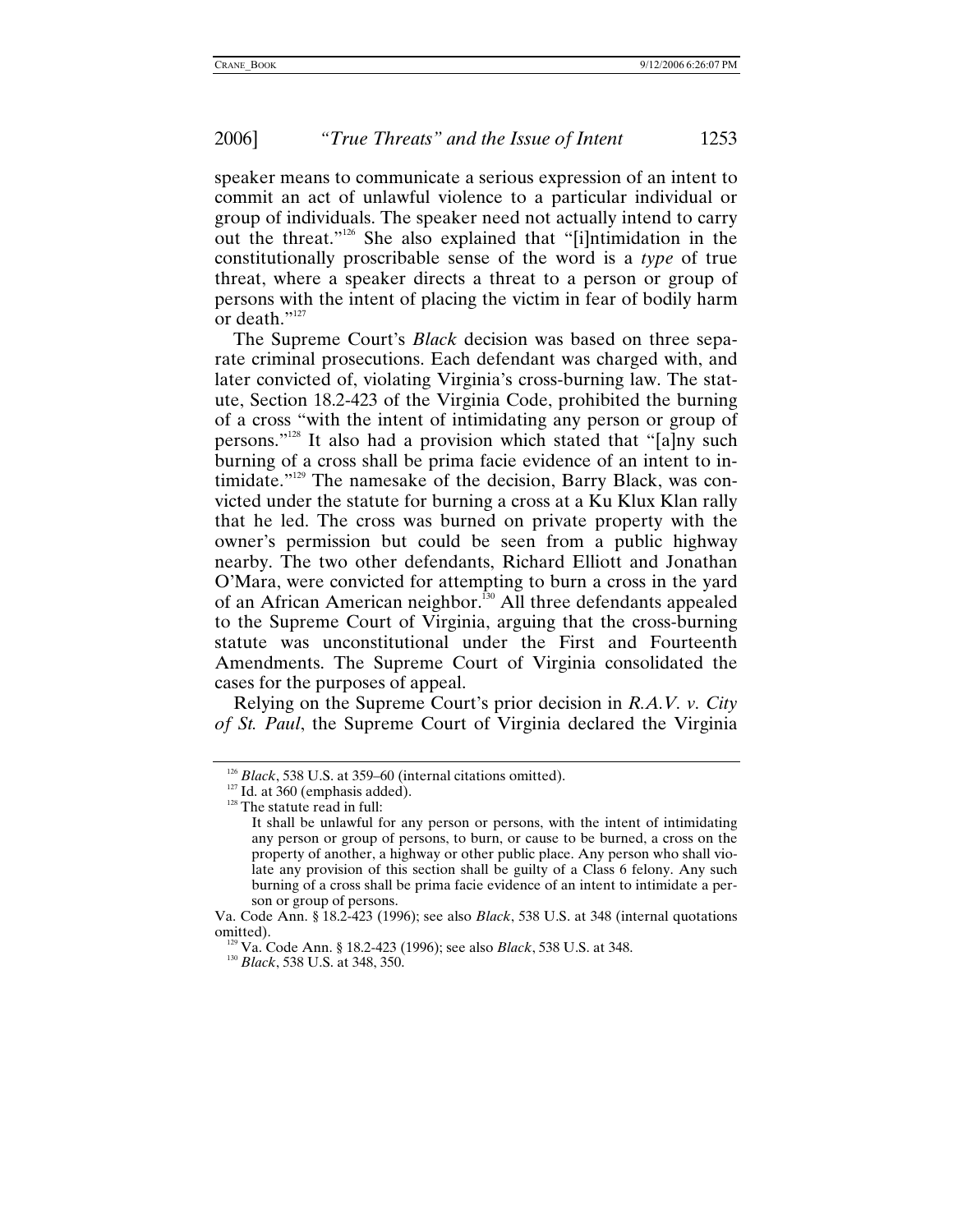speaker means to communicate a serious expression of an intent to commit an act of unlawful violence to a particular individual or group of individuals. The speaker need not actually intend to carry out the threat."[126] She also explained that "[i]ntimidation in the constitutionally proscribable sense of the word is a *type* of true threat, where a speaker directs a threat to a person or group of persons with the intent of placing the victim in fear of bodily harm or death."[127]

The Supreme Court's *Black* decision was based on three separate criminal prosecutions. Each defendant was charged with, and later convicted of, violating Virginia's cross-burning law. The statute, Section 18.2-423 of the Virginia Code, prohibited the burning of a cross "with the intent of intimidating any person or group of persons."[128] It also had a provision which stated that "[a]ny such burning of a cross shall be prima facie evidence of an intent to intimidate."[129] The namesake of the decision, Barry Black, was convicted under the statute for burning a cross at a Ku Klux Klan rally that he led. The cross was burned on private property with the owner's permission but could be seen from a public highway nearby. The two other defendants, Richard Elliott and Jonathan O'Mara, were convicted for attempting to burn a cross in the yard of an African American neighbor.[130] All three defendants appealed to the Supreme Court of Virginia, arguing that the cross-burning statute was unconstitutional under the First and Fourteenth Amendments. The Supreme Court of Virginia consolidated the cases for the purposes of appeal.

Relying on the Supreme Court's prior decision in *R.A.V. v. City of St. Paul*, the Supreme Court of Virginia declared the Virginia

---

[126] *Black*, 538 U.S. at 359–60 (internal citations omitted).

[127] Id. at 360 (emphasis added).

[128] The statute read in full:

> It shall be unlawful for any person or persons, with the intent of intimidating any person or group of persons, to burn, or cause to be burned, a cross on the property of another, a highway or other public place. Any person who shall violate any provision of this section shall be guilty of a Class 6 felony. Any such burning of a cross shall be prima facie evidence of an intent to intimidate a person or group of persons.

Va. Code Ann. § 18.2-423 (1996); see also *Black*, 538 U.S. at 348 (internal quotations omitted).

[129] Va. Code Ann. § 18.2-423 (1996); see also *Black*, 538 U.S. at 348.

[130] *Black*, 538 U.S. at 348, 350.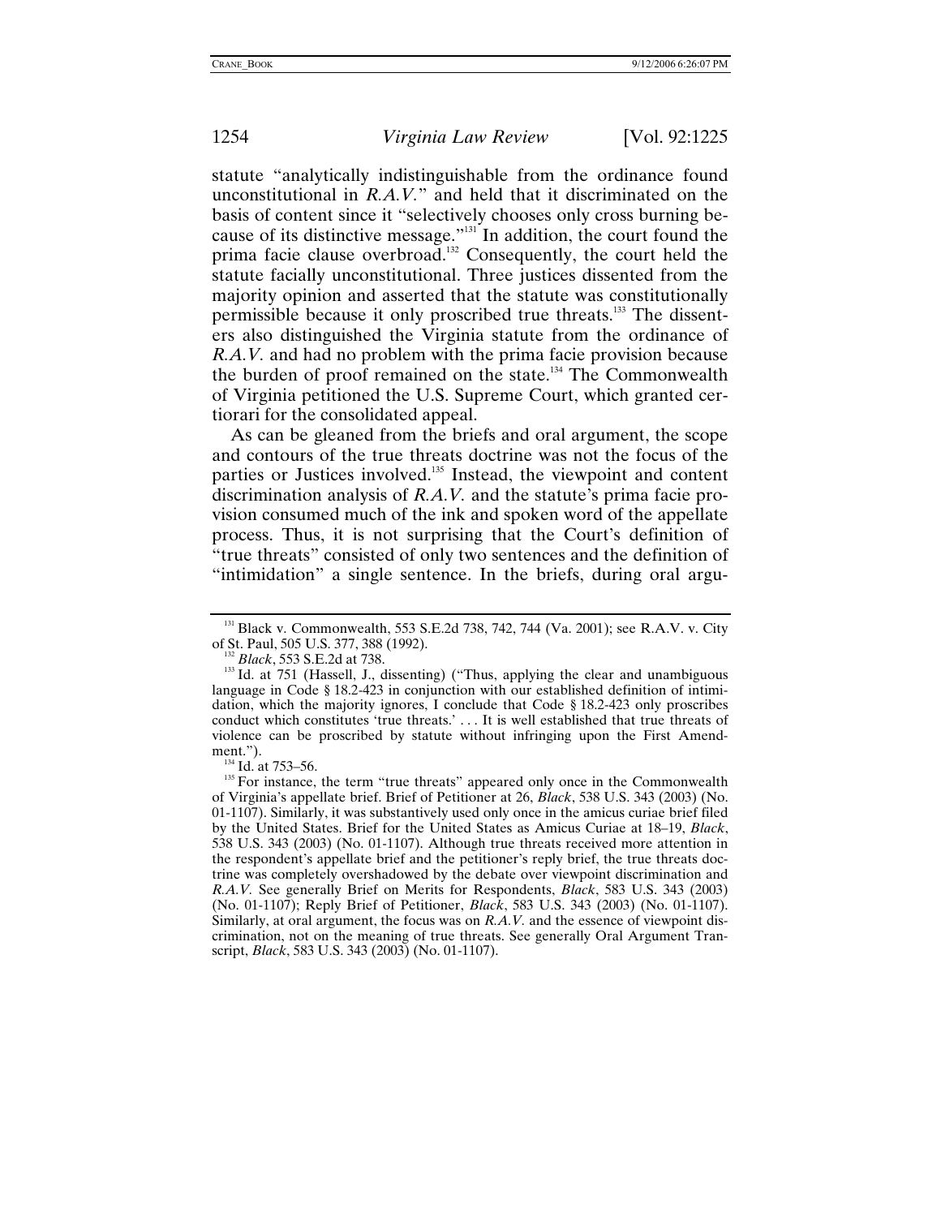statute "analytically indistinguishable from the ordinance found unconstitutional in *R.A.V.*" and held that it discriminated on the basis of content since it "selectively chooses only cross burning because of its distinctive message."[131] In addition, the court found the prima facie clause overbroad.[132] Consequently, the court held the statute facially unconstitutional. Three justices dissented from the majority opinion and asserted that the statute was constitutionally permissible because it only proscribed true threats.[133] The dissenters also distinguished the Virginia statute from the ordinance of *R.A.V.* and had no problem with the prima facie provision because the burden of proof remained on the state.[134] The Commonwealth of Virginia petitioned the U.S. Supreme Court, which granted certiorari for the consolidated appeal.

As can be gleaned from the briefs and oral argument, the scope and contours of the true threats doctrine was not the focus of the parties or Justices involved.[135] Instead, the viewpoint and content discrimination analysis of *R.A.V.* and the statute's prima facie provision consumed much of the ink and spoken word of the appellate process. Thus, it is not surprising that the Court's definition of "true threats" consisted of only two sentences and the definition of "intimidation" a single sentence. In the briefs, during oral argu-

---

[131] Black v. Commonwealth, 553 S.E.2d 738, 742, 744 (Va. 2001); see R.A.V. v. City of St. Paul, 505 U.S. 377, 388 (1992).

[132] *Black*, 553 S.E.2d at 738.

[133] Id. at 751 (Hassell, J., dissenting) ("Thus, applying the clear and unambiguous language in Code § 18.2-423 in conjunction with our established definition of intimidation, which the majority ignores, I conclude that Code § 18.2-423 only proscribes conduct which constitutes 'true threats.' . . . It is well established that true threats of violence can be proscribed by statute without infringing upon the First Amendment.").

[134] Id. at 753–56.

[135] For instance, the term "true threats" appeared only once in the Commonwealth of Virginia's appellate brief. Brief of Petitioner at 26, *Black*, 538 U.S. 343 (2003) (No. 01-1107). Similarly, it was substantively used only once in the amicus curiae brief filed by the United States. Brief for the United States as Amicus Curiae at 18–19, *Black*, 538 U.S. 343 (2003) (No. 01-1107). Although true threats received more attention in the respondent's appellate brief and the petitioner's reply brief, the true threats doctrine was completely overshadowed by the debate over viewpoint discrimination and *R.A.V.* See generally Brief on Merits for Respondents, *Black*, 583 U.S. 343 (2003) (No. 01-1107); Reply Brief of Petitioner, *Black*, 583 U.S. 343 (2003) (No. 01-1107). Similarly, at oral argument, the focus was on *R.A.V.* and the essence of viewpoint discrimination, not on the meaning of true threats. See generally Oral Argument Transcript, *Black*, 583 U.S. 343 (2003) (No. 01-1107).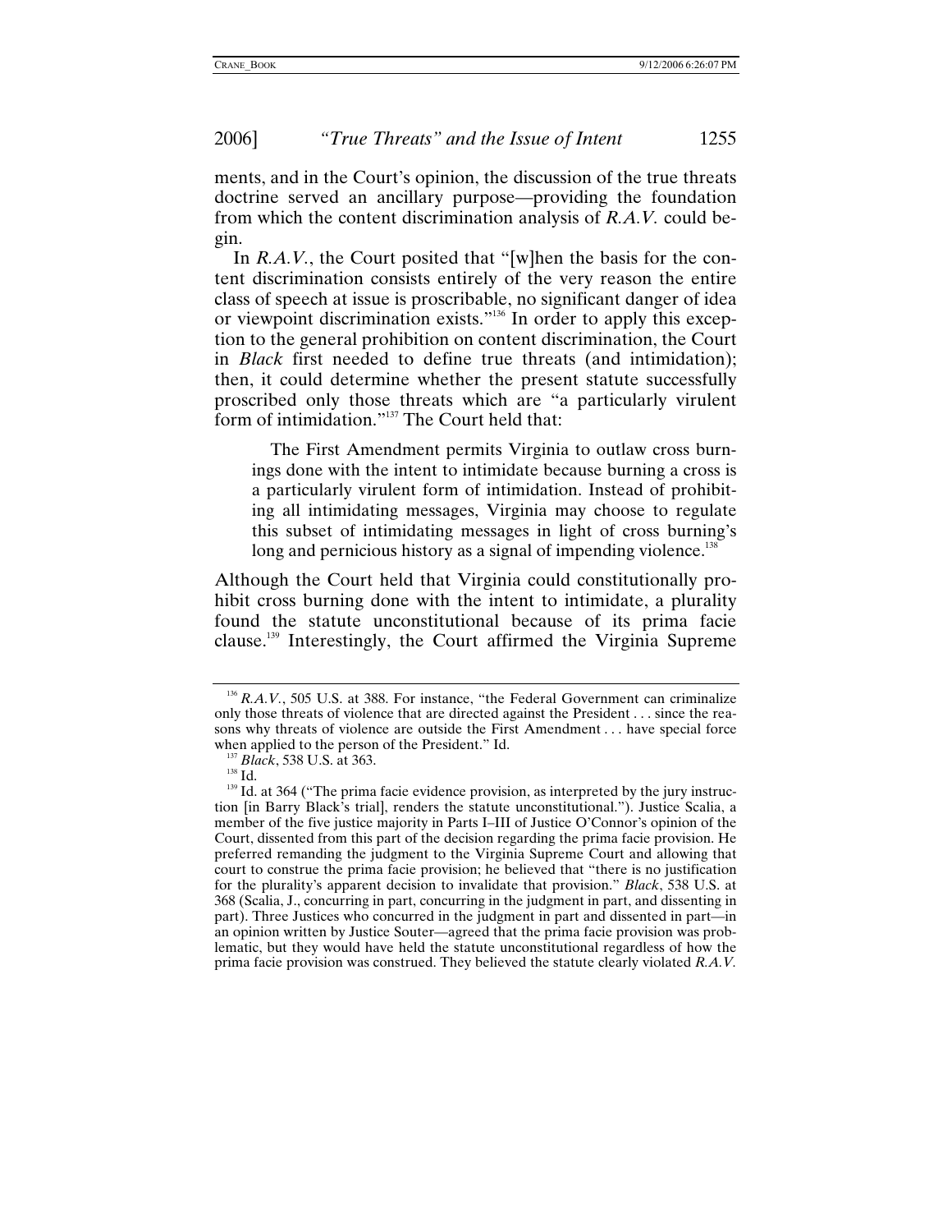ments, and in the Court's opinion, the discussion of the true threats doctrine served an ancillary purpose—providing the foundation from which the content discrimination analysis of *R.A.V.* could begin.

In *R.A.V.*, the Court posited that "[w]hen the basis for the content discrimination consists entirely of the very reason the entire class of speech at issue is proscribable, no significant danger of idea or viewpoint discrimination exists."[136] In order to apply this exception to the general prohibition on content discrimination, the Court in *Black* first needed to define true threats (and intimidation); then, it could determine whether the present statute successfully proscribed only those threats which are "a particularly virulent form of intimidation."[137] The Court held that:

> The First Amendment permits Virginia to outlaw cross burnings done with the intent to intimidate because burning a cross is a particularly virulent form of intimidation. Instead of prohibiting all intimidating messages, Virginia may choose to regulate this subset of intimidating messages in light of cross burning's long and pernicious history as a signal of impending violence.[138]

Although the Court held that Virginia could constitutionally prohibit cross burning done with the intent to intimidate, a plurality found the statute unconstitutional because of its prima facie clause.[139] Interestingly, the Court affirmed the Virginia Supreme

---

[136] *R.A.V.*, 505 U.S. at 388. For instance, "the Federal Government can criminalize only those threats of violence that are directed against the President . . . since the reasons why threats of violence are outside the First Amendment . . . have special force when applied to the person of the President." Id.

[137] *Black*, 538 U.S. at 363.

[138] Id.

[139] Id. at 364 ("The prima facie evidence provision, as interpreted by the jury instruction [in Barry Black's trial], renders the statute unconstitutional."). Justice Scalia, a member of the five justice majority in Parts I–III of Justice O'Connor's opinion of the Court, dissented from this part of the decision regarding the prima facie provision. He preferred remanding the judgment to the Virginia Supreme Court and allowing that court to construe the prima facie provision; he believed that "there is no justification for the plurality's apparent decision to invalidate that provision." *Black*, 538 U.S. at 368 (Scalia, J., concurring in part, concurring in the judgment in part, and dissenting in part). Three Justices who concurred in the judgment in part and dissented in part—in an opinion written by Justice Souter—agreed that the prima facie provision was problematic, but they would have held the statute unconstitutional regardless of how the prima facie provision was construed. They believed the statute clearly violated *R.A.V.*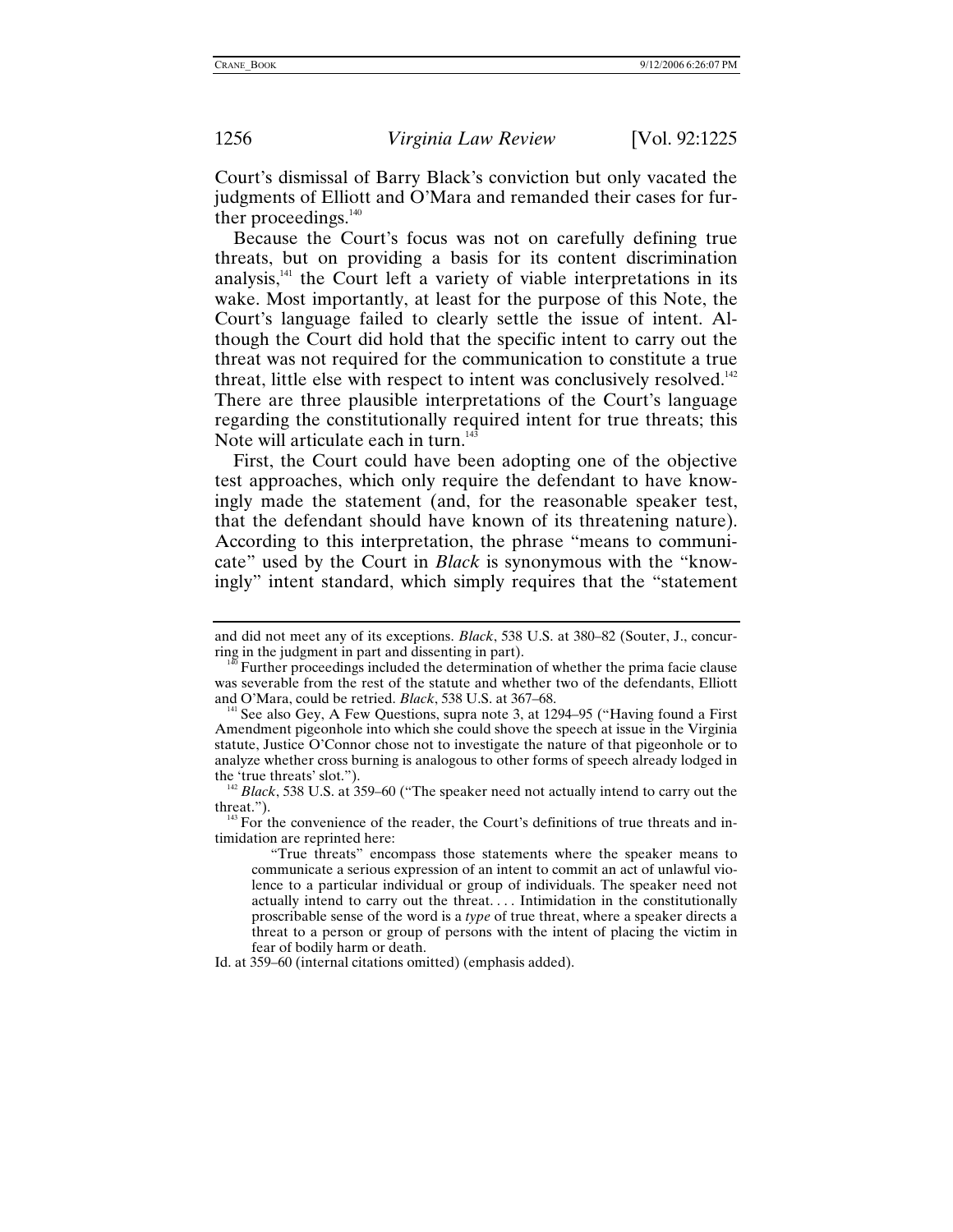Court's dismissal of Barry Black's conviction but only vacated the judgments of Elliott and O'Mara and remanded their cases for further proceedings.[140]

Because the Court's focus was not on carefully defining true threats, but on providing a basis for its content discrimination analysis,[141] the Court left a variety of viable interpretations in its wake. Most importantly, at least for the purpose of this Note, the Court's language failed to clearly settle the issue of intent. Although the Court did hold that the specific intent to carry out the threat was not required for the communication to constitute a true threat, little else with respect to intent was conclusively resolved.[142] There are three plausible interpretations of the Court's language regarding the constitutionally required intent for true threats; this Note will articulate each in turn.[143]

First, the Court could have been adopting one of the objective test approaches, which only require the defendant to have knowingly made the statement (and, for the reasonable speaker test, that the defendant should have known of its threatening nature). According to this interpretation, the phrase "means to communicate" used by the Court in *Black* is synonymous with the "knowingly" intent standard, which simply requires that the "statement

---

and did not meet any of its exceptions. *Black*, 538 U.S. at 380–82 (Souter, J., concurring in the judgment in part and dissenting in part).

[140] Further proceedings included the determination of whether the prima facie clause was severable from the rest of the statute and whether two of the defendants, Elliott and O'Mara, could be retried. *Black*, 538 U.S. at 367–68.

[141] See also Gey, A Few Questions, supra note 3, at 1294–95 ("Having found a First Amendment pigeonhole into which she could shove the speech at issue in the Virginia statute, Justice O'Connor chose not to investigate the nature of that pigeonhole or to analyze whether cross burning is analogous to other forms of speech already lodged in the 'true threats' slot.").

[142] *Black*, 538 U.S. at 359–60 ("The speaker need not actually intend to carry out the threat.").

[143] For the convenience of the reader, the Court's definitions of true threats and intimidation are reprinted here:

> "True threats" encompass those statements where the speaker means to communicate a serious expression of an intent to commit an act of unlawful violence to a particular individual or group of individuals. The speaker need not actually intend to carry out the threat. . . . Intimidation in the constitutionally proscribable sense of the word is a *type* of true threat, where a speaker directs a threat to a person or group of persons with the intent of placing the victim in fear of bodily harm or death.

Id. at 359–60 (internal citations omitted) (emphasis added).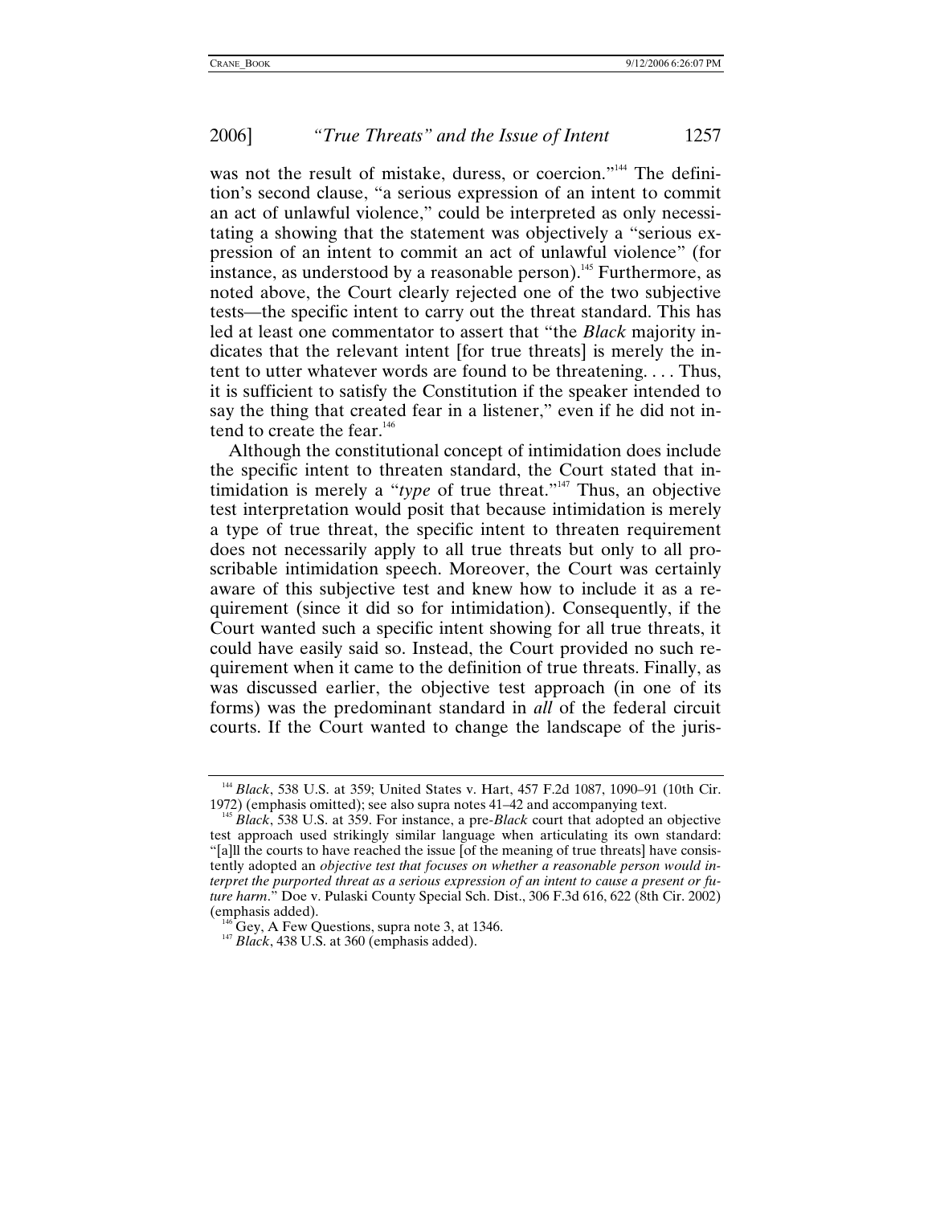was not the result of mistake, duress, or coercion."[144] The definition's second clause, "a serious expression of an intent to commit an act of unlawful violence," could be interpreted as only necessitating a showing that the statement was objectively a "serious expression of an intent to commit an act of unlawful violence" (for instance, as understood by a reasonable person).[145] Furthermore, as noted above, the Court clearly rejected one of the two subjective tests—the specific intent to carry out the threat standard. This has led at least one commentator to assert that "the *Black* majority indicates that the relevant intent [for true threats] is merely the intent to utter whatever words are found to be threatening. . . . Thus, it is sufficient to satisfy the Constitution if the speaker intended to say the thing that created fear in a listener," even if he did not intend to create the fear.[146]

Although the constitutional concept of intimidation does include the specific intent to threaten standard, the Court stated that intimidation is merely a "*type* of true threat."[147] Thus, an objective test interpretation would posit that because intimidation is merely a type of true threat, the specific intent to threaten requirement does not necessarily apply to all true threats but only to all proscribable intimidation speech. Moreover, the Court was certainly aware of this subjective test and knew how to include it as a requirement (since it did so for intimidation). Consequently, if the Court wanted such a specific intent showing for all true threats, it could have easily said so. Instead, the Court provided no such requirement when it came to the definition of true threats. Finally, as was discussed earlier, the objective test approach (in one of its forms) was the predominant standard in *all* of the federal circuit courts. If the Court wanted to change the landscape of the juris-

---

[144] *Black*, 538 U.S. at 359; United States v. Hart, 457 F.2d 1087, 1090–91 (10th Cir. 1972) (emphasis omitted); see also supra notes 41–42 and accompanying text.

[145] *Black*, 538 U.S. at 359. For instance, a pre-*Black* court that adopted an objective test approach used strikingly similar language when articulating its own standard: "[a]ll the courts to have reached the issue [of the meaning of true threats] have consistently adopted an *objective test that focuses on whether a reasonable person would interpret the purported threat as a serious expression of an intent to cause a present or future harm*." Doe v. Pulaski County Special Sch. Dist., 306 F.3d 616, 622 (8th Cir. 2002) (emphasis added).

[146] Gey, A Few Questions, supra note 3, at 1346.

[147] *Black*, 438 U.S. at 360 (emphasis added).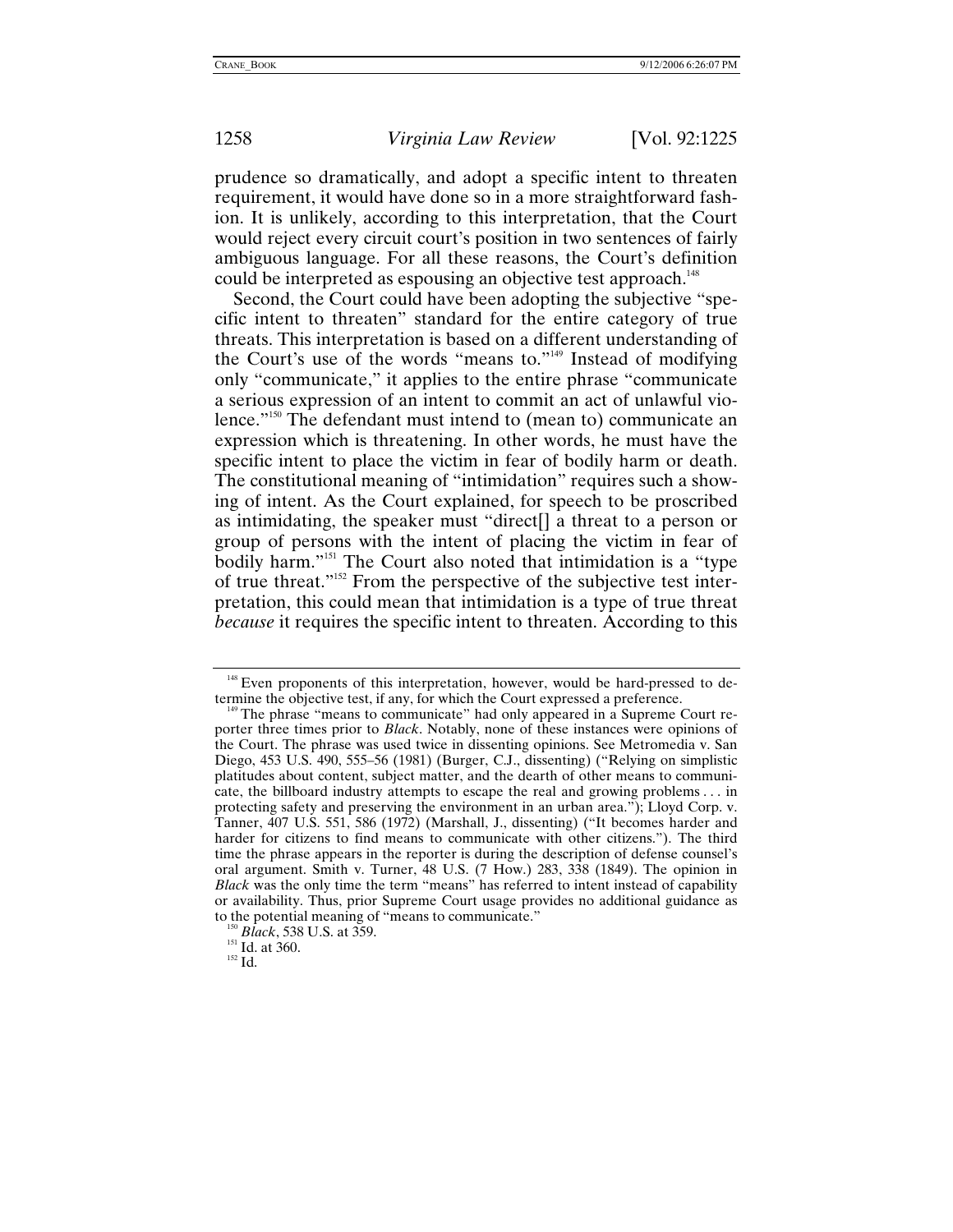prudence so dramatically, and adopt a specific intent to threaten requirement, it would have done so in a more straightforward fashion. It is unlikely, according to this interpretation, that the Court would reject every circuit court's position in two sentences of fairly ambiguous language. For all these reasons, the Court's definition could be interpreted as espousing an objective test approach.[148]

Second, the Court could have been adopting the subjective "specific intent to threaten" standard for the entire category of true threats. This interpretation is based on a different understanding of the Court's use of the words "means to."[149] Instead of modifying only "communicate," it applies to the entire phrase "communicate a serious expression of an intent to commit an act of unlawful violence."[150] The defendant must intend to (mean to) communicate an expression which is threatening. In other words, he must have the specific intent to place the victim in fear of bodily harm or death. The constitutional meaning of "intimidation" requires such a showing of intent. As the Court explained, for speech to be proscribed as intimidating, the speaker must "direct[] a threat to a person or group of persons with the intent of placing the victim in fear of bodily harm."[151] The Court also noted that intimidation is a "type of true threat."[152] From the perspective of the subjective test interpretation, this could mean that intimidation is a type of true threat *because* it requires the specific intent to threaten. According to this

---

[148] Even proponents of this interpretation, however, would be hard-pressed to determine the objective test, if any, for which the Court expressed a preference.

[149] The phrase "means to communicate" had only appeared in a Supreme Court reporter three times prior to *Black*. Notably, none of these instances were opinions of the Court. The phrase was used twice in dissenting opinions. See Metromedia v. San Diego, 453 U.S. 490, 555–56 (1981) (Burger, C.J., dissenting) ("Relying on simplistic platitudes about content, subject matter, and the dearth of other means to communicate, the billboard industry attempts to escape the real and growing problems . . . in protecting safety and preserving the environment in an urban area."); Lloyd Corp. v. Tanner, 407 U.S. 551, 586 (1972) (Marshall, J., dissenting) ("It becomes harder and harder for citizens to find means to communicate with other citizens."). The third time the phrase appears in the reporter is during the description of defense counsel's oral argument. Smith v. Turner, 48 U.S. (7 How.) 283, 338 (1849). The opinion in *Black* was the only time the term "means" has referred to intent instead of capability or availability. Thus, prior Supreme Court usage provides no additional guidance as to the potential meaning of "means to communicate."

[150] *Black*, 538 U.S. at 359.

[151] Id. at 360.

[152] Id.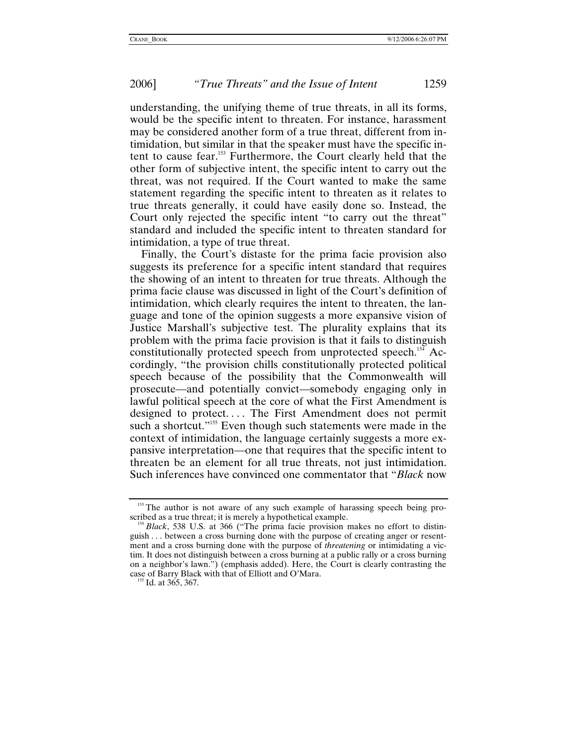understanding, the unifying theme of true threats, in all its forms, would be the specific intent to threaten. For instance, harassment may be considered another form of a true threat, different from intimidation, but similar in that the speaker must have the specific intent to cause fear.[153] Furthermore, the Court clearly held that the other form of subjective intent, the specific intent to carry out the threat, was not required. If the Court wanted to make the same statement regarding the specific intent to threaten as it relates to true threats generally, it could have easily done so. Instead, the Court only rejected the specific intent "to carry out the threat" standard and included the specific intent to threaten standard for intimidation, a type of true threat.

Finally, the Court's distaste for the prima facie provision also suggests its preference for a specific intent standard that requires the showing of an intent to threaten for true threats. Although the prima facie clause was discussed in light of the Court's definition of intimidation, which clearly requires the intent to threaten, the language and tone of the opinion suggests a more expansive vision of Justice Marshall's subjective test. The plurality explains that its problem with the prima facie provision is that it fails to distinguish constitutionally protected speech from unprotected speech.[154] Accordingly, "the provision chills constitutionally protected political speech because of the possibility that the Commonwealth will prosecute—and potentially convict—somebody engaging only in lawful political speech at the core of what the First Amendment is designed to protect. . . . The First Amendment does not permit such a shortcut."[155] Even though such statements were made in the context of intimidation, the language certainly suggests a more expansive interpretation—one that requires that the specific intent to threaten be an element for all true threats, not just intimidation. Such inferences have convinced one commentator that "*Black* now

---

[153] The author is not aware of any such example of harassing speech being proscribed as a true threat; it is merely a hypothetical example.

[154] *Black*, 538 U.S. at 366 ("The prima facie provision makes no effort to distinguish . . . between a cross burning done with the purpose of creating anger or resentment and a cross burning done with the purpose of *threatening* or intimidating a victim. It does not distinguish between a cross burning at a public rally or a cross burning on a neighbor's lawn.") (emphasis added). Here, the Court is clearly contrasting the case of Barry Black with that of Elliott and O'Mara.

[155] Id. at 365, 367.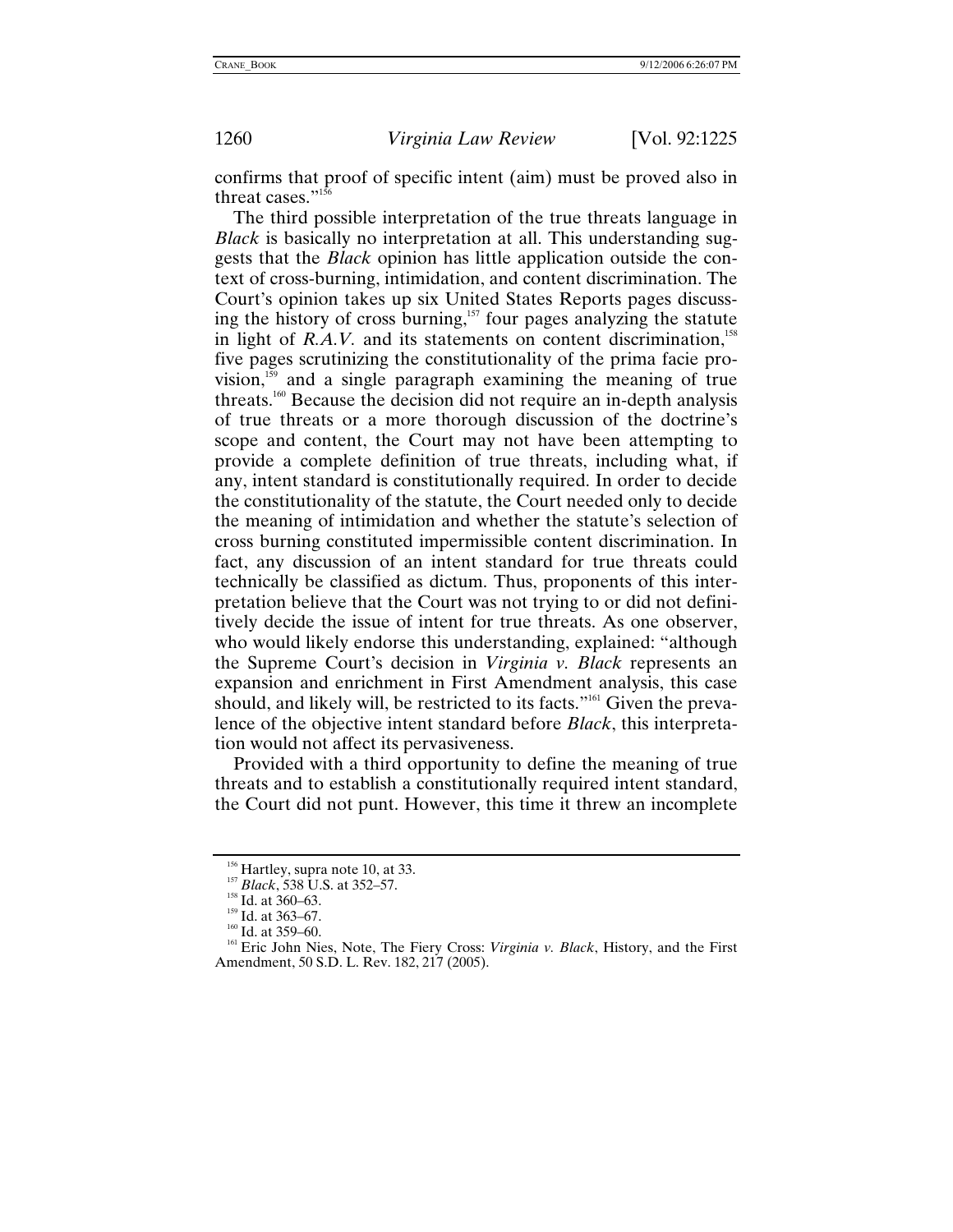confirms that proof of specific intent (aim) must be proved also in threat cases."[156]

The third possible interpretation of the true threats language in *Black* is basically no interpretation at all. This understanding suggests that the *Black* opinion has little application outside the context of cross-burning, intimidation, and content discrimination. The Court's opinion takes up six United States Reports pages discussing the history of cross burning,[157] four pages analyzing the statute in light of *R.A.V.* and its statements on content discrimination,[158] five pages scrutinizing the constitutionality of the prima facie provision,[159] and a single paragraph examining the meaning of true threats.[160] Because the decision did not require an in-depth analysis of true threats or a more thorough discussion of the doctrine's scope and content, the Court may not have been attempting to provide a complete definition of true threats, including what, if any, intent standard is constitutionally required. In order to decide the constitutionality of the statute, the Court needed only to decide the meaning of intimidation and whether the statute's selection of cross burning constituted impermissible content discrimination. In fact, any discussion of an intent standard for true threats could technically be classified as dictum. Thus, proponents of this interpretation believe that the Court was not trying to or did not definitively decide the issue of intent for true threats. As one observer, who would likely endorse this understanding, explained: "although the Supreme Court's decision in *Virginia v. Black* represents an expansion and enrichment in First Amendment analysis, this case should, and likely will, be restricted to its facts."[161] Given the prevalence of the objective intent standard before *Black*, this interpretation would not affect its pervasiveness.

Provided with a third opportunity to define the meaning of true threats and to establish a constitutionally required intent standard, the Court did not punt. However, this time it threw an incomplete

---

[156] Hartley, supra note 10, at 33.

[157] *Black*, 538 U.S. at 352–57.

[158] Id. at 360–63.

[159] Id. at 363–67.

[160] Id. at 359–60.

[161] Eric John Nies, Note, The Fiery Cross: *Virginia v. Black*, History, and the First Amendment, 50 S.D. L. Rev. 182, 217 (2005).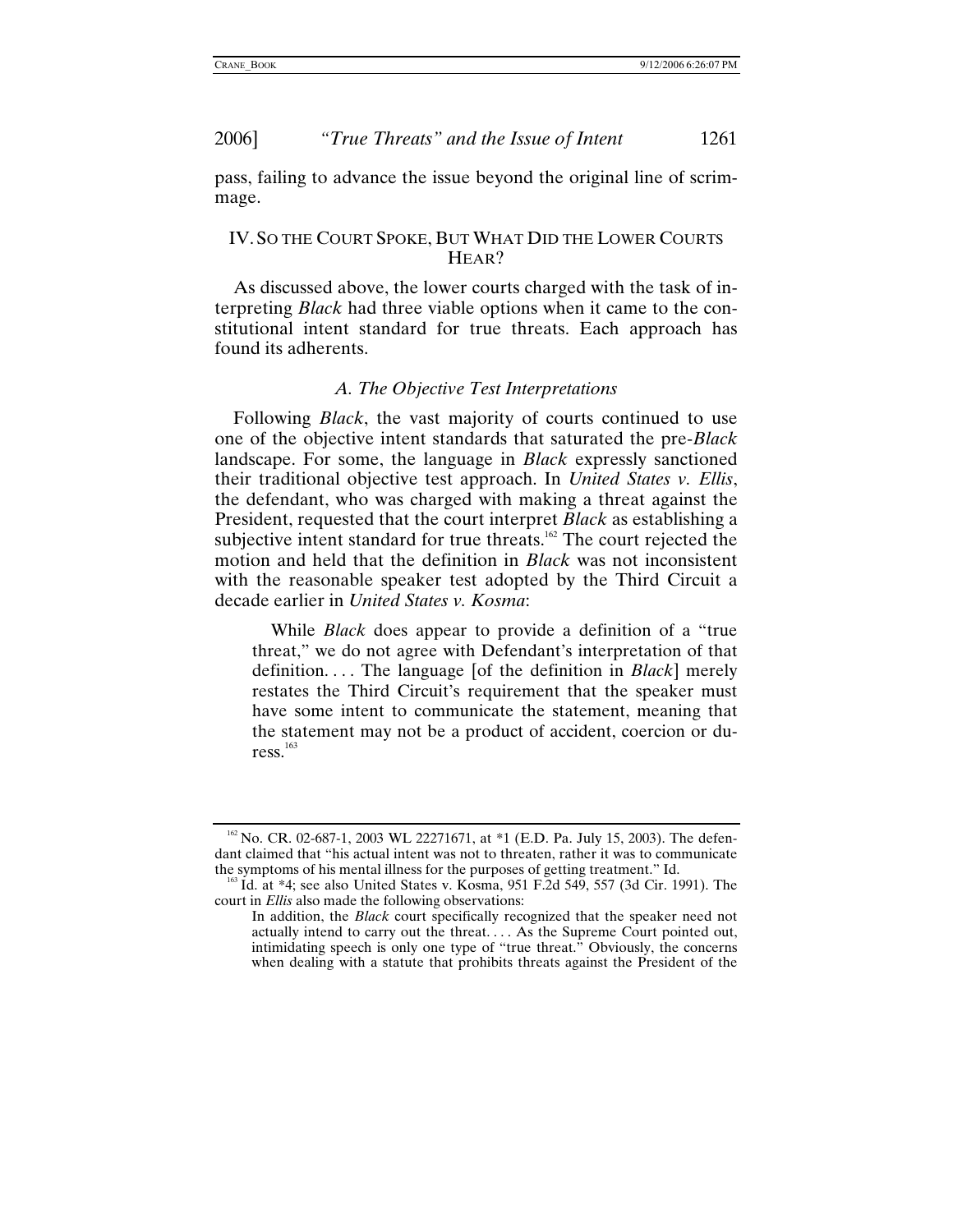pass, failing to advance the issue beyond the original line of scrimmage.

## IV. So the Court Spoke, But What Did the Lower Courts Hear?

As discussed above, the lower courts charged with the task of interpreting *Black* had three viable options when it came to the constitutional intent standard for true threats. Each approach has found its adherents.

### *A. The Objective Test Interpretations*

Following *Black*, the vast majority of courts continued to use one of the objective intent standards that saturated the pre-*Black* landscape. For some, the language in *Black* expressly sanctioned their traditional objective test approach. In *United States v. Ellis*, the defendant, who was charged with making a threat against the President, requested that the court interpret *Black* as establishing a subjective intent standard for true threats.[162] The court rejected the motion and held that the definition in *Black* was not inconsistent with the reasonable speaker test adopted by the Third Circuit a decade earlier in *United States v. Kosma*:

> While *Black* does appear to provide a definition of a "true threat," we do not agree with Defendant's interpretation of that definition. . . . The language [of the definition in *Black*] merely restates the Third Circuit's requirement that the speaker must have some intent to communicate the statement, meaning that the statement may not be a product of accident, coercion or duress.[163]

---

[162] No. CR. 02-687-1, 2003 WL 22271671, at *1 (E.D. Pa. July 15, 2003). The defendant claimed that "his actual intent was not to threaten, rather it was to communicate the symptoms of his mental illness for the purposes of getting treatment." Id.

[163] Id. at *4; see also United States v. Kosma, 951 F.2d 549, 557 (3d Cir. 1991). The court in *Ellis* also made the following observations:

> In addition, the *Black* court specifically recognized that the speaker need not actually intend to carry out the threat. . . . As the Supreme Court pointed out, intimidating speech is only one type of "true threat." Obviously, the concerns when dealing with a statute that prohibits threats against the President of the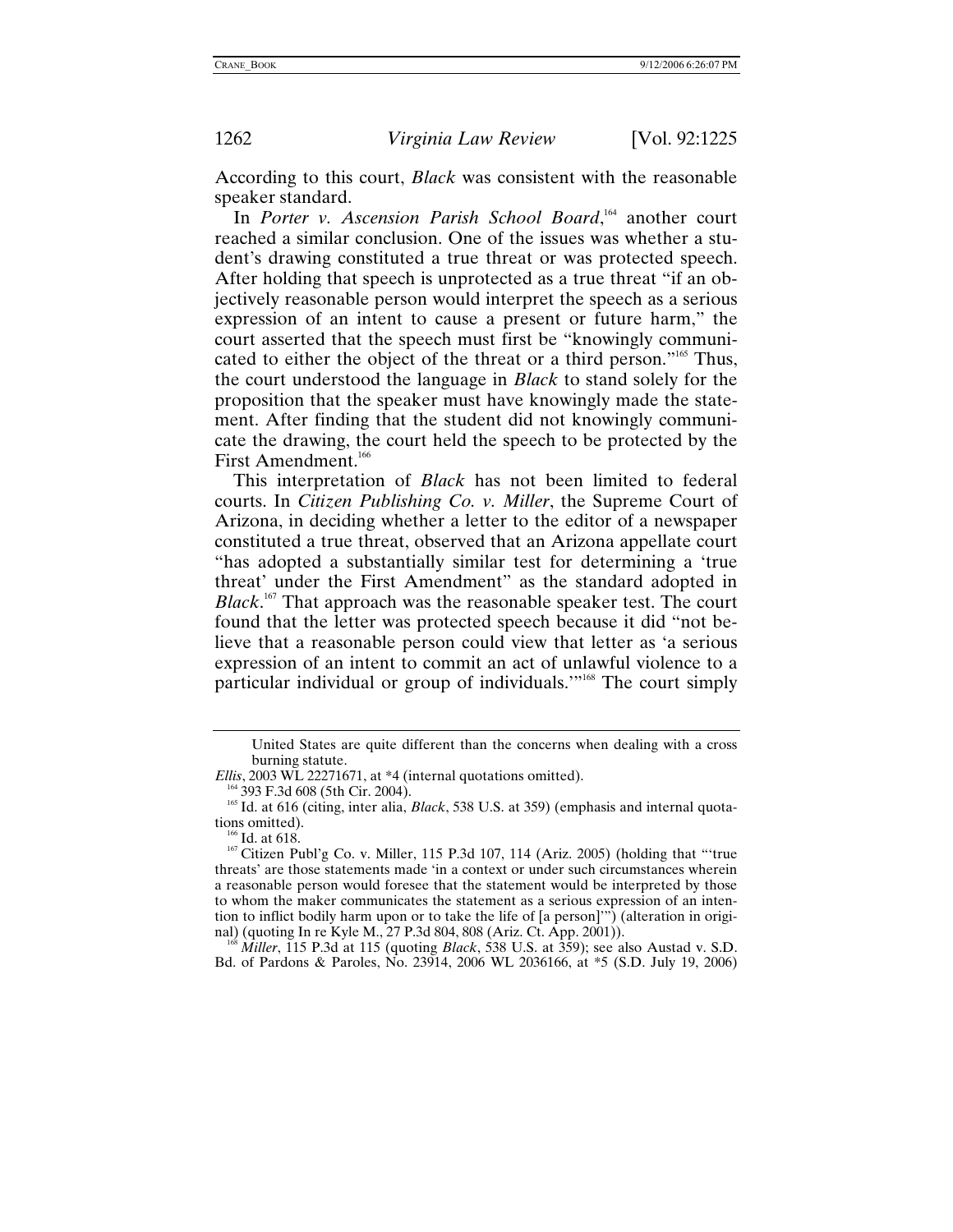According to this court, *Black* was consistent with the reasonable speaker standard.

In *Porter v. Ascension Parish School Board*,[164] another court reached a similar conclusion. One of the issues was whether a student's drawing constituted a true threat or was protected speech. After holding that speech is unprotected as a true threat "if an objectively reasonable person would interpret the speech as a serious expression of an intent to cause a present or future harm," the court asserted that the speech must first be "knowingly communicated to either the object of the threat or a third person."[165] Thus, the court understood the language in *Black* to stand solely for the proposition that the speaker must have knowingly made the statement. After finding that the student did not knowingly communicate the drawing, the court held the speech to be protected by the First Amendment.[166]

This interpretation of *Black* has not been limited to federal courts. In *Citizen Publishing Co. v. Miller*, the Supreme Court of Arizona, in deciding whether a letter to the editor of a newspaper constituted a true threat, observed that an Arizona appellate court "has adopted a substantially similar test for determining a 'true threat' under the First Amendment" as the standard adopted in *Black*.[167] That approach was the reasonable speaker test. The court found that the letter was protected speech because it did "not believe that a reasonable person could view that letter as 'a serious expression of an intent to commit an act of unlawful violence to a particular individual or group of individuals.'"[168] The court simply

---

United States are quite different than the concerns when dealing with a cross burning statute.

*Ellis*, 2003 WL 22271671, at *4 (internal quotations omitted).

[164] 393 F.3d 608 (5th Cir. 2004).

[165] Id. at 616 (citing, inter alia, *Black*, 538 U.S. at 359) (emphasis and internal quotations omitted).

[166] Id. at 618.

[167] Citizen Publ'g Co. v. Miller, 115 P.3d 107, 114 (Ariz. 2005) (holding that "'true threats' are those statements made 'in a context or under such circumstances wherein a reasonable person would foresee that the statement would be interpreted by those to whom the maker communicates the statement as a serious expression of an intention to inflict bodily harm upon or to take the life of [a person]'") (alteration in original) (quoting In re Kyle M., 27 P.3d 804, 808 (Ariz. Ct. App. 2001)).

[168] *Miller*, 115 P.3d at 115 (quoting *Black*, 538 U.S. at 359); see also Austad v. S.D. Bd. of Pardons & Paroles, No. 23914, 2006 WL 2036166, at *5 (S.D. July 19, 2006)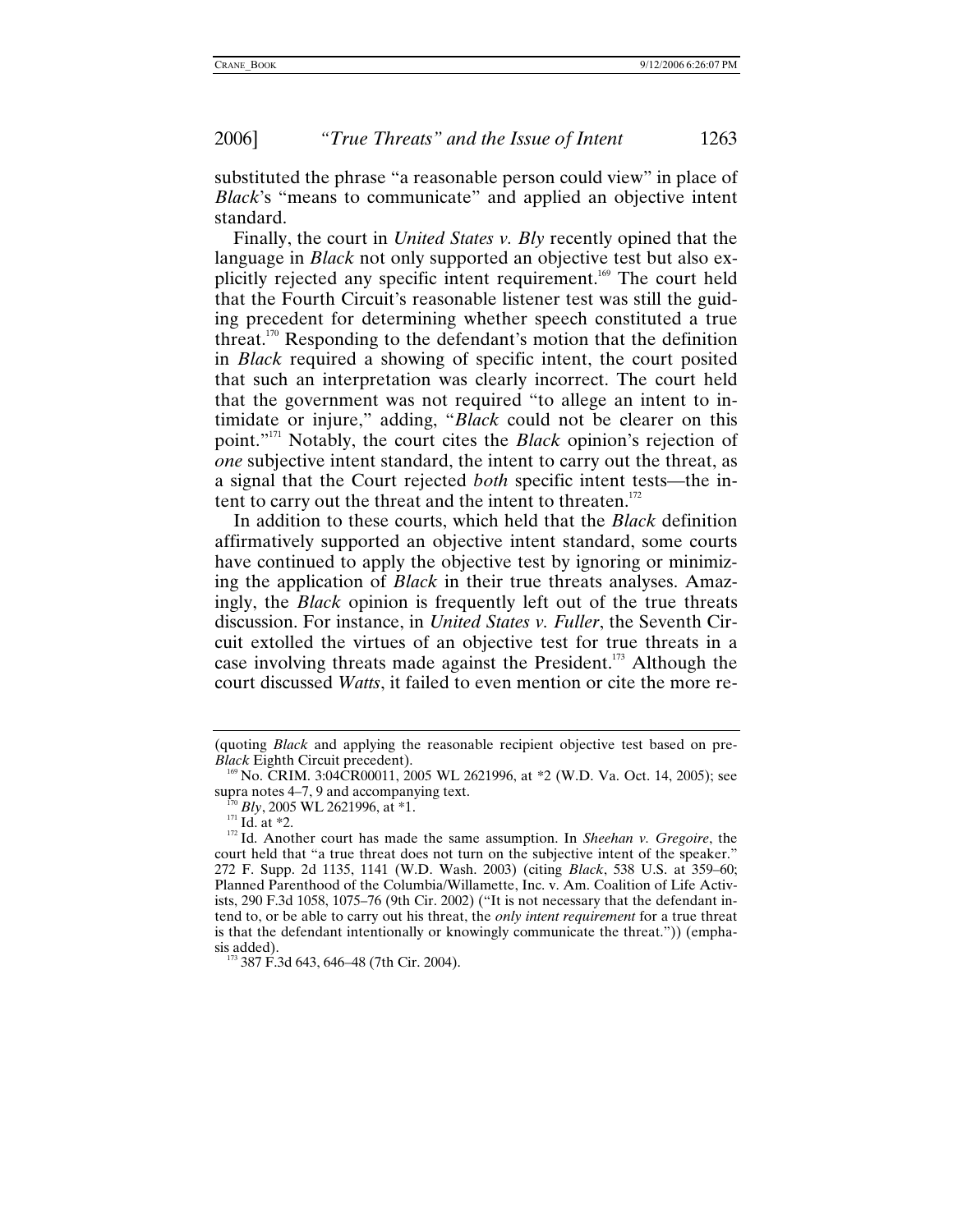substituted the phrase "a reasonable person could view" in place of *Black*'s "means to communicate" and applied an objective intent standard.

Finally, the court in *United States v. Bly* recently opined that the language in *Black* not only supported an objective test but also explicitly rejected any specific intent requirement.[169] The court held that the Fourth Circuit's reasonable listener test was still the guiding precedent for determining whether speech constituted a true threat.[170] Responding to the defendant's motion that the definition in *Black* required a showing of specific intent, the court posited that such an interpretation was clearly incorrect. The court held that the government was not required "to allege an intent to intimidate or injure," adding, "*Black* could not be clearer on this point."[171] Notably, the court cites the *Black* opinion's rejection of *one* subjective intent standard, the intent to carry out the threat, as a signal that the Court rejected *both* specific intent tests—the intent to carry out the threat and the intent to threaten.[172]

In addition to these courts, which held that the *Black* definition affirmatively supported an objective intent standard, some courts have continued to apply the objective test by ignoring or minimizing the application of *Black* in their true threats analyses. Amazingly, the *Black* opinion is frequently left out of the true threats discussion. For instance, in *United States v. Fuller*, the Seventh Circuit extolled the virtues of an objective test for true threats in a case involving threats made against the President.[173] Although the court discussed *Watts*, it failed to even mention or cite the more re-

---

(quoting *Black* and applying the reasonable recipient objective test based on pre-*Black* Eighth Circuit precedent).

[169] No. CRIM. 3:04CR00011, 2005 WL 2621996, at *2 (W.D. Va. Oct. 14, 2005); see supra notes 4–7, 9 and accompanying text.

[170] *Bly*, 2005 WL 2621996, at *1.

[171] Id. at *2.

[172] Id. Another court has made the same assumption. In *Sheehan v. Gregoire*, the court held that "a true threat does not turn on the subjective intent of the speaker." 272 F. Supp. 2d 1135, 1141 (W.D. Wash. 2003) (citing *Black*, 538 U.S. at 359–60; Planned Parenthood of the Columbia/Willamette, Inc. v. Am. Coalition of Life Activists, 290 F.3d 1058, 1075–76 (9th Cir. 2002) ("It is not necessary that the defendant intend to, or be able to carry out his threat, the *only intent requirement* for a true threat is that the defendant intentionally or knowingly communicate the threat.")) (emphasis added).

[173] 387 F.3d 643, 646–48 (7th Cir. 2004).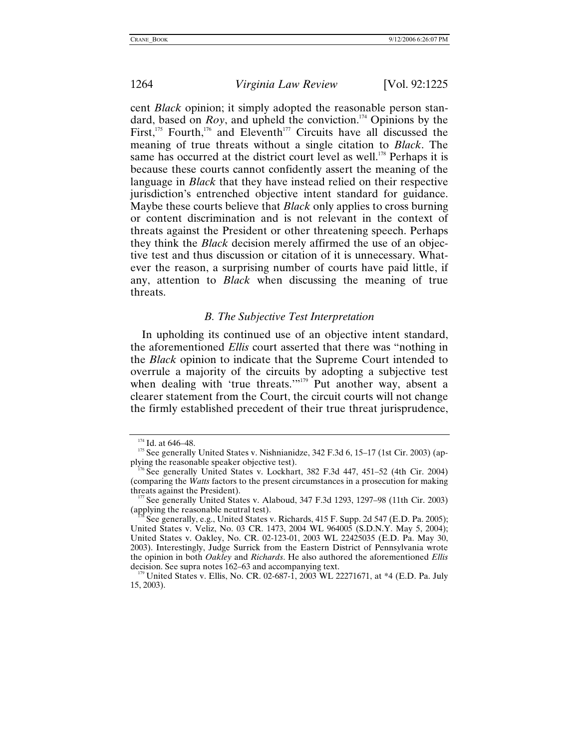cent *Black* opinion; it simply adopted the reasonable person standard, based on *Roy*, and upheld the conviction.[174] Opinions by the First,[175] Fourth,[176] and Eleventh[177] Circuits have all discussed the meaning of true threats without a single citation to *Black*. The same has occurred at the district court level as well.[178] Perhaps it is because these courts cannot confidently assert the meaning of the language in *Black* that they have instead relied on their respective jurisdiction's entrenched objective intent standard for guidance. Maybe these courts believe that *Black* only applies to cross burning or content discrimination and is not relevant in the context of threats against the President or other threatening speech. Perhaps they think the *Black* decision merely affirmed the use of an objective test and thus discussion or citation of it is unnecessary. Whatever the reason, a surprising number of courts have paid little, if any, attention to *Black* when discussing the meaning of true threats.

### *B. The Subjective Test Interpretation*

In upholding its continued use of an objective intent standard, the aforementioned *Ellis* court asserted that there was "nothing in the *Black* opinion to indicate that the Supreme Court intended to overrule a majority of the circuits by adopting a subjective test when dealing with 'true threats.'"[179] Put another way, absent a clearer statement from the Court, the circuit courts will not change the firmly established precedent of their true threat jurisprudence,

---

[174] Id. at 646–48.

[175] See generally United States v. Nishnianidze, 342 F.3d 6, 15–17 (1st Cir. 2003) (applying the reasonable speaker objective test).

[176] See generally United States v. Lockhart, 382 F.3d 447, 451–52 (4th Cir. 2004) (comparing the *Watts* factors to the present circumstances in a prosecution for making threats against the President).

[177] See generally United States v. Alaboud, 347 F.3d 1293, 1297–98 (11th Cir. 2003) (applying the reasonable neutral test).

[178] See generally, e.g., United States v. Richards, 415 F. Supp. 2d 547 (E.D. Pa. 2005); United States v. Veliz, No. 03 CR. 1473, 2004 WL 964005 (S.D.N.Y. May 5, 2004); United States v. Oakley, No. CR. 02-123-01, 2003 WL 22425035 (E.D. Pa. May 30, 2003). Interestingly, Judge Surrick from the Eastern District of Pennsylvania wrote the opinion in both *Oakley* and *Richards*. He also authored the aforementioned *Ellis* decision. See supra notes 162–63 and accompanying text.

[179] United States v. Ellis, No. CR. 02-687-1, 2003 WL 22271671, at *4 (E.D. Pa. July 15, 2003).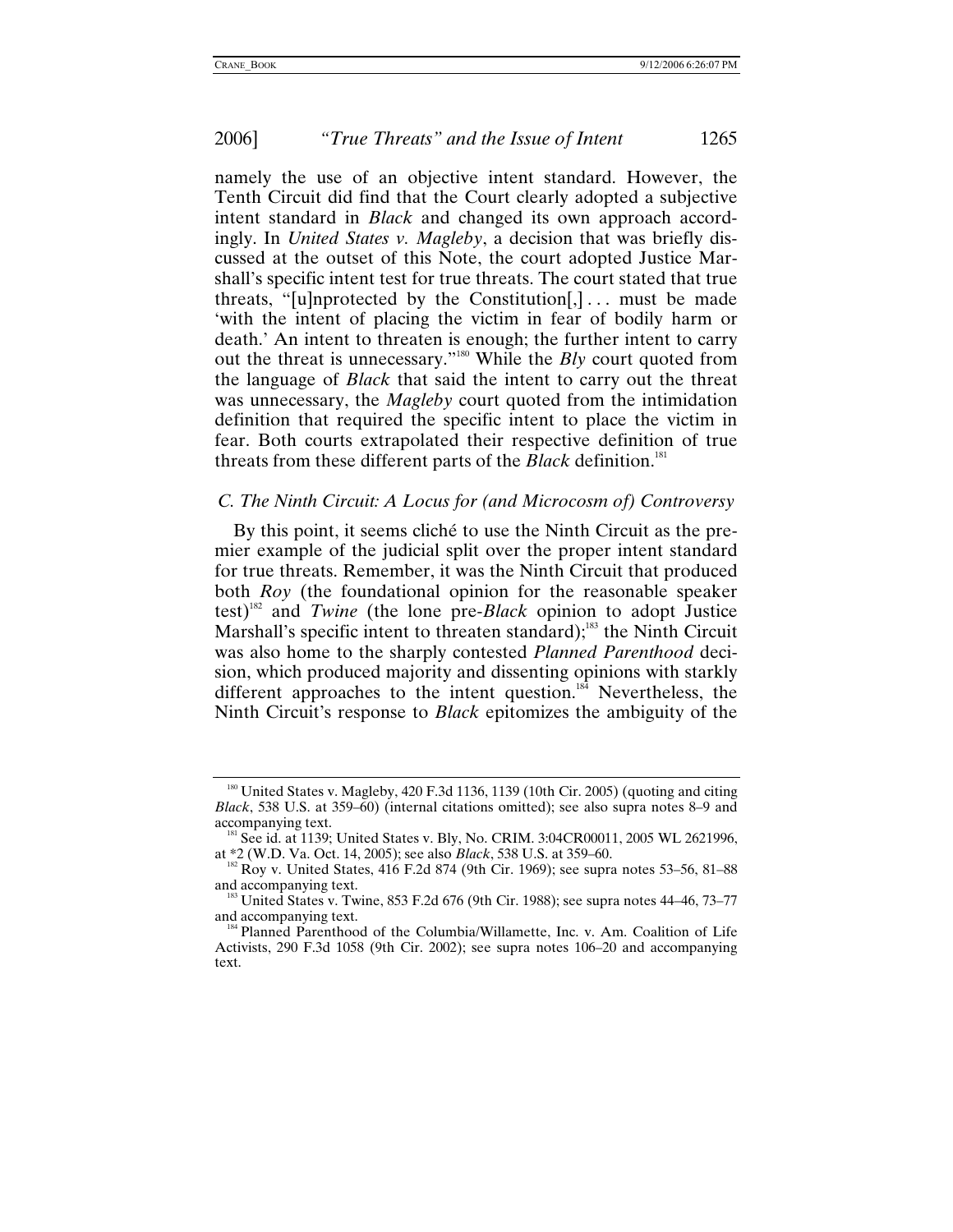namely the use of an objective intent standard. However, the Tenth Circuit did find that the Court clearly adopted a subjective intent standard in *Black* and changed its own approach accordingly. In *United States v. Magleby*, a decision that was briefly discussed at the outset of this Note, the court adopted Justice Marshall's specific intent test for true threats. The court stated that true threats, "[u]nprotected by the Constitution[,] . . . must be made 'with the intent of placing the victim in fear of bodily harm or death.' An intent to threaten is enough; the further intent to carry out the threat is unnecessary."[180] While the *Bly* court quoted from the language of *Black* that said the intent to carry out the threat was unnecessary, the *Magleby* court quoted from the intimidation definition that required the specific intent to place the victim in fear. Both courts extrapolated their respective definition of true threats from these different parts of the *Black* definition.[181]

### *C. The Ninth Circuit: A Locus for (and Microcosm of) Controversy*

By this point, it seems cliché to use the Ninth Circuit as the premier example of the judicial split over the proper intent standard for true threats. Remember, it was the Ninth Circuit that produced both *Roy* (the foundational opinion for the reasonable speaker test)[182] and *Twine* (the lone pre-*Black* opinion to adopt Justice Marshall's specific intent to threaten standard);[183] the Ninth Circuit was also home to the sharply contested *Planned Parenthood* decision, which produced majority and dissenting opinions with starkly different approaches to the intent question.[184] Nevertheless, the Ninth Circuit's response to *Black* epitomizes the ambiguity of the

---

[180] United States v. Magleby, 420 F.3d 1136, 1139 (10th Cir. 2005) (quoting and citing *Black*, 538 U.S. at 359–60) (internal citations omitted); see also supra notes 8–9 and accompanying text.

[181] See id. at 1139; United States v. Bly, No. CRIM. 3:04CR00011, 2005 WL 2621996, at *2 (W.D. Va. Oct. 14, 2005); see also *Black*, 538 U.S. at 359–60.

[182] Roy v. United States, 416 F.2d 874 (9th Cir. 1969); see supra notes 53–56, 81–88 and accompanying text.

[183] United States v. Twine, 853 F.2d 676 (9th Cir. 1988); see supra notes 44–46, 73–77 and accompanying text.

[184] Planned Parenthood of the Columbia/Willamette, Inc. v. Am. Coalition of Life Activists, 290 F.3d 1058 (9th Cir. 2002); see supra notes 106–20 and accompanying text.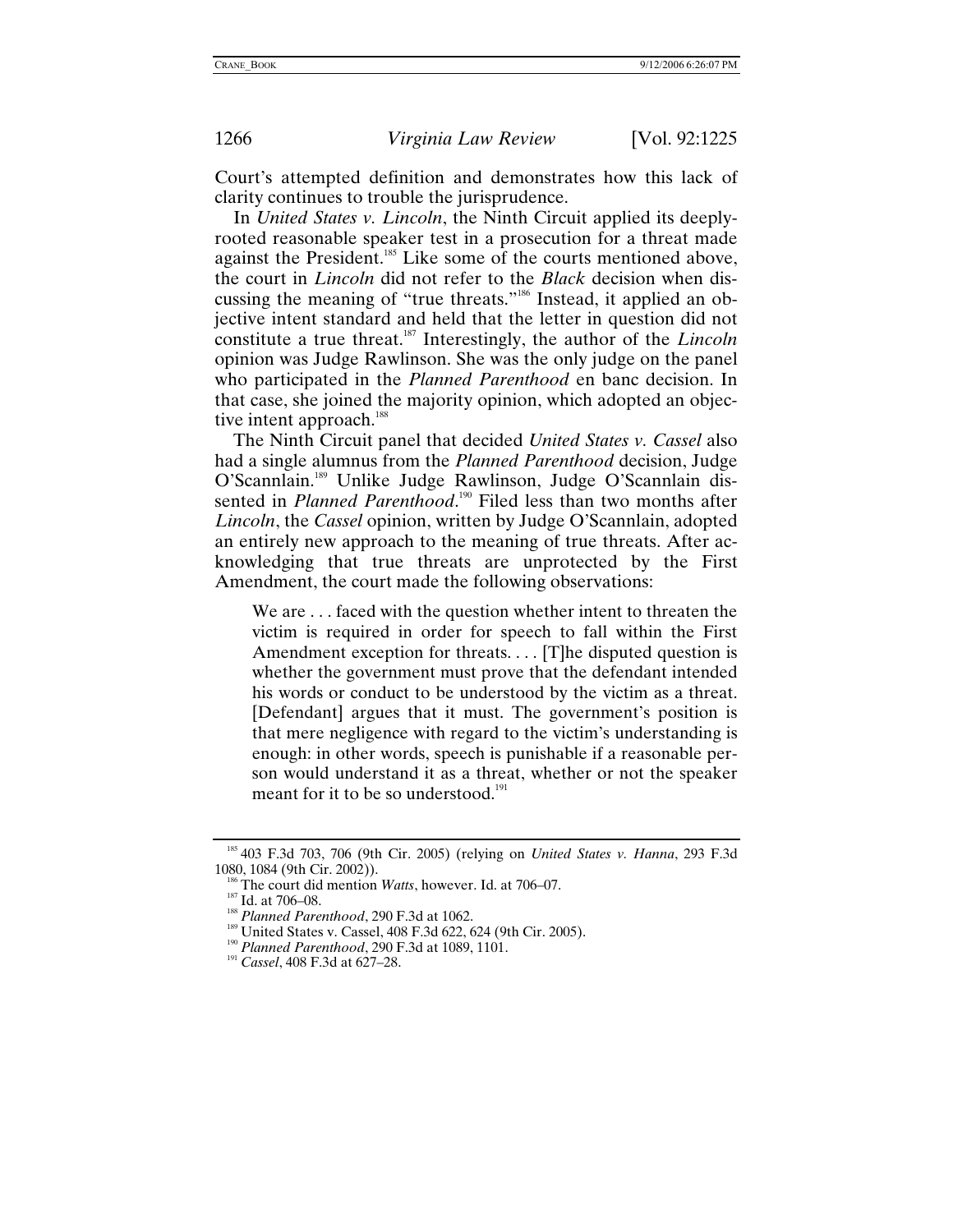Court's attempted definition and demonstrates how this lack of clarity continues to trouble the jurisprudence.

In *United States v. Lincoln*, the Ninth Circuit applied its deeply-rooted reasonable speaker test in a prosecution for a threat made against the President.[185] Like some of the courts mentioned above, the court in *Lincoln* did not refer to the *Black* decision when discussing the meaning of "true threats."[186] Instead, it applied an objective intent standard and held that the letter in question did not constitute a true threat.[187] Interestingly, the author of the *Lincoln* opinion was Judge Rawlinson. She was the only judge on the panel who participated in the *Planned Parenthood* en banc decision. In that case, she joined the majority opinion, which adopted an objective intent approach.[188]

The Ninth Circuit panel that decided *United States v. Cassel* also had a single alumnus from the *Planned Parenthood* decision, Judge O'Scannlain.[189] Unlike Judge Rawlinson, Judge O'Scannlain dissented in *Planned Parenthood*.[190] Filed less than two months after *Lincoln*, the *Cassel* opinion, written by Judge O'Scannlain, adopted an entirely new approach to the meaning of true threats. After acknowledging that true threats are unprotected by the First Amendment, the court made the following observations:

> We are . . . faced with the question whether intent to threaten the victim is required in order for speech to fall within the First Amendment exception for threats. . . . [T]he disputed question is whether the government must prove that the defendant intended his words or conduct to be understood by the victim as a threat. [Defendant] argues that it must. The government's position is that mere negligence with regard to the victim's understanding is enough: in other words, speech is punishable if a reasonable person would understand it as a threat, whether or not the speaker meant for it to be so understood.[191]

---

[185] 403 F.3d 703, 706 (9th Cir. 2005) (relying on *United States v. Hanna*, 293 F.3d 1080, 1084 (9th Cir. 2002)).

[186] The court did mention *Watts*, however. Id. at 706–07.

[187] Id. at 706–08.

[188] *Planned Parenthood*, 290 F.3d at 1062.

[189] United States v. Cassel, 408 F.3d 622, 624 (9th Cir. 2005).

[190] *Planned Parenthood*, 290 F.3d at 1089, 1101.

[191] *Cassel*, 408 F.3d at 627–28.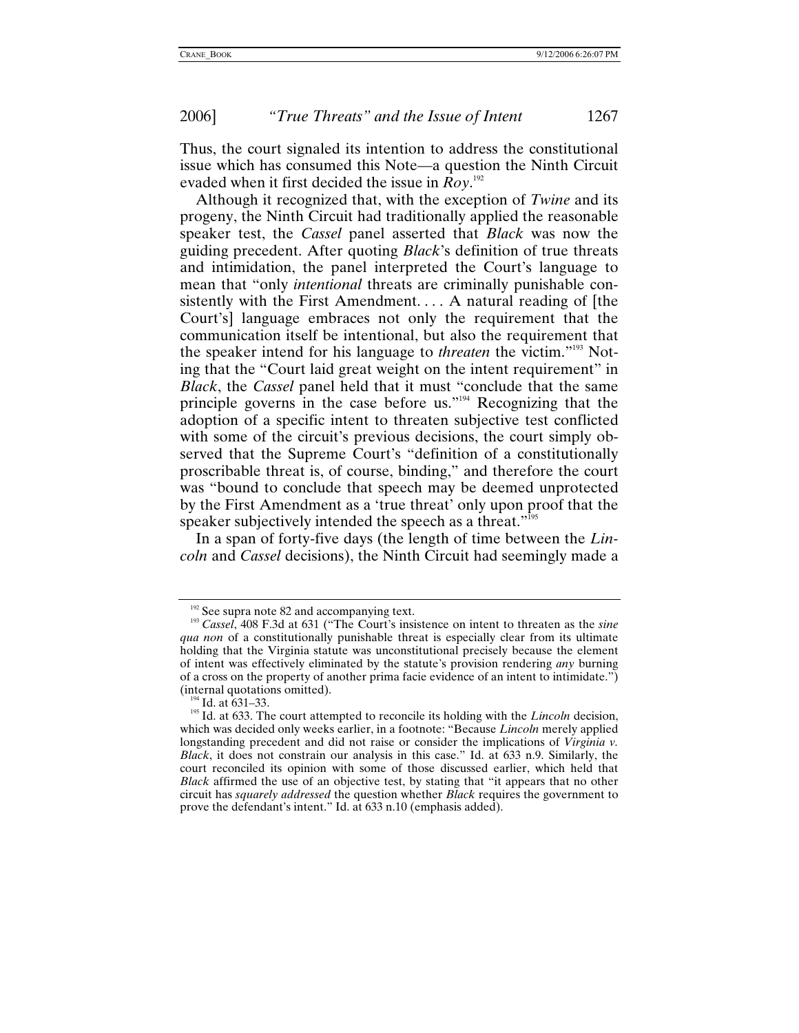Thus, the court signaled its intention to address the constitutional issue which has consumed this Note—a question the Ninth Circuit evaded when it first decided the issue in *Roy*.[192]

Although it recognized that, with the exception of *Twine* and its progeny, the Ninth Circuit had traditionally applied the reasonable speaker test, the *Cassel* panel asserted that *Black* was now the guiding precedent. After quoting *Black*'s definition of true threats and intimidation, the panel interpreted the Court's language to mean that "only *intentional* threats are criminally punishable consistently with the First Amendment. . . . A natural reading of [the Court's] language embraces not only the requirement that the communication itself be intentional, but also the requirement that the speaker intend for his language to *threaten* the victim."[193] Noting that the "Court laid great weight on the intent requirement" in *Black*, the *Cassel* panel held that it must "conclude that the same principle governs in the case before us."[194] Recognizing that the adoption of a specific intent to threaten subjective test conflicted with some of the circuit's previous decisions, the court simply observed that the Supreme Court's "definition of a constitutionally proscribable threat is, of course, binding," and therefore the court was "bound to conclude that speech may be deemed unprotected by the First Amendment as a 'true threat' only upon proof that the speaker subjectively intended the speech as a threat."[195]

In a span of forty-five days (the length of time between the *Lincoln* and *Cassel* decisions), the Ninth Circuit had seemingly made a

---

[192] See supra note 82 and accompanying text.

[193] *Cassel*, 408 F.3d at 631 ("The Court's insistence on intent to threaten as the *sine qua non* of a constitutionally punishable threat is especially clear from its ultimate holding that the Virginia statute was unconstitutional precisely because the element of intent was effectively eliminated by the statute's provision rendering *any* burning of a cross on the property of another prima facie evidence of an intent to intimidate.") (internal quotations omitted).

[194] Id. at 631–33.

[195] Id. at 633. The court attempted to reconcile its holding with the *Lincoln* decision, which was decided only weeks earlier, in a footnote: "Because *Lincoln* merely applied longstanding precedent and did not raise or consider the implications of *Virginia v. Black*, it does not constrain our analysis in this case." Id. at 633 n.9. Similarly, the court reconciled its opinion with some of those discussed earlier, which held that *Black* affirmed the use of an objective test, by stating that "it appears that no other circuit has *squarely addressed* the question whether *Black* requires the government to prove the defendant's intent." Id. at 633 n.10 (emphasis added).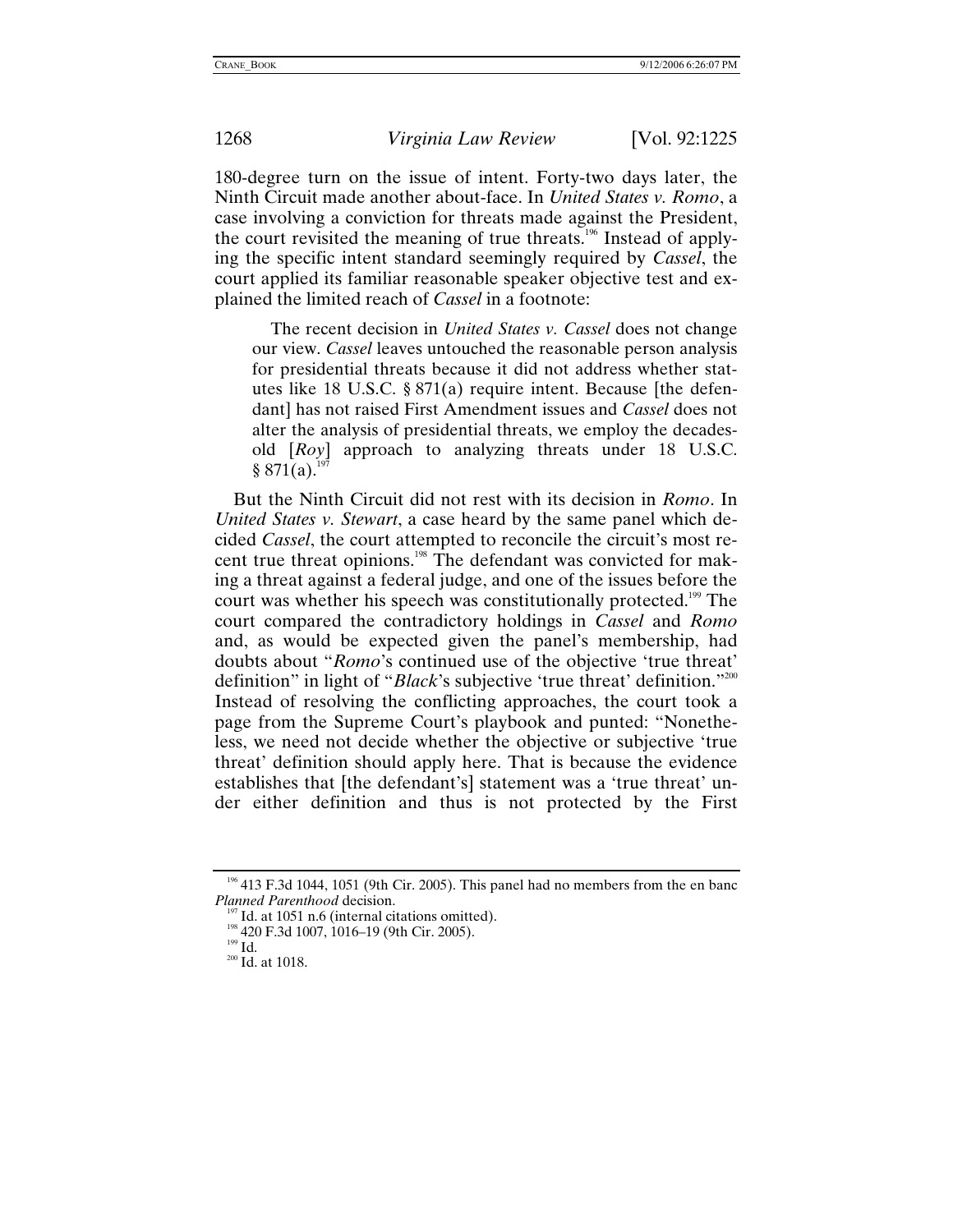180-degree turn on the issue of intent. Forty-two days later, the Ninth Circuit made another about-face. In *United States v. Romo*, a case involving a conviction for threats made against the President, the court revisited the meaning of true threats.[196] Instead of applying the specific intent standard seemingly required by *Cassel*, the court applied its familiar reasonable speaker objective test and explained the limited reach of *Cassel* in a footnote:

> The recent decision in *United States v. Cassel* does not change our view. *Cassel* leaves untouched the reasonable person analysis for presidential threats because it did not address whether statutes like 18 U.S.C. § 871(a) require intent. Because [the defendant] has not raised First Amendment issues and *Cassel* does not alter the analysis of presidential threats, we employ the decades-old [*Roy*] approach to analyzing threats under 18 U.S.C. § 871(a).[197]

But the Ninth Circuit did not rest with its decision in *Romo*. In *United States v. Stewart*, a case heard by the same panel which decided *Cassel*, the court attempted to reconcile the circuit's most recent true threat opinions.[198] The defendant was convicted for making a threat against a federal judge, and one of the issues before the court was whether his speech was constitutionally protected.[199] The court compared the contradictory holdings in *Cassel* and *Romo* and, as would be expected given the panel's membership, had doubts about "*Romo*'s continued use of the objective 'true threat' definition" in light of "*Black*'s subjective 'true threat' definition."[200] Instead of resolving the conflicting approaches, the court took a page from the Supreme Court's playbook and punted: "Nonetheless, we need not decide whether the objective or subjective 'true threat' definition should apply here. That is because the evidence establishes that [the defendant's] statement was a 'true threat' under either definition and thus is not protected by the First

---

[196] 413 F.3d 1044, 1051 (9th Cir. 2005). This panel had no members from the en banc *Planned Parenthood* decision.

[197] Id. at 1051 n.6 (internal citations omitted).

[198] 420 F.3d 1007, 1016–19 (9th Cir. 2005).

[199] Id.

[200] Id. at 1018.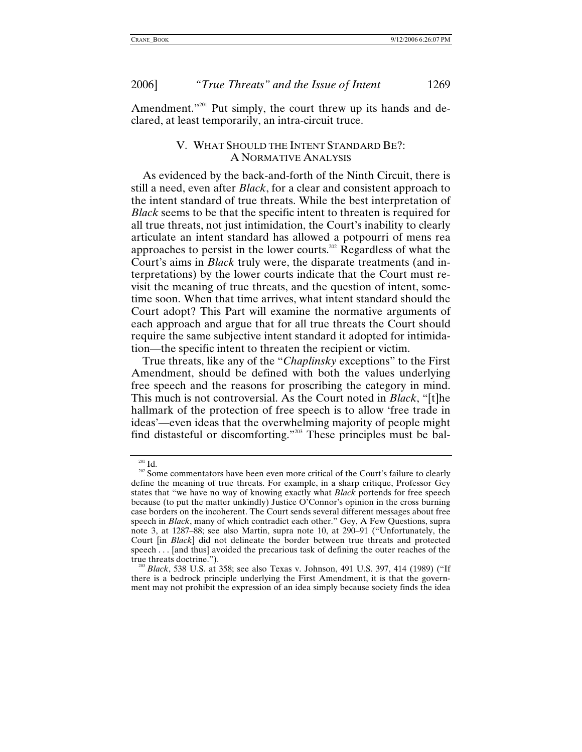Amendment."[201] Put simply, the court threw up its hands and declared, at least temporarily, an intra-circuit truce.

## V. WHAT SHOULD THE INTENT STANDARD BE?: A NORMATIVE ANALYSIS

As evidenced by the back-and-forth of the Ninth Circuit, there is still a need, even after *Black*, for a clear and consistent approach to the intent standard of true threats. While the best interpretation of *Black* seems to be that the specific intent to threaten is required for all true threats, not just intimidation, the Court's inability to clearly articulate an intent standard has allowed a potpourri of mens rea approaches to persist in the lower courts.[202] Regardless of what the Court's aims in *Black* truly were, the disparate treatments (and interpretations) by the lower courts indicate that the Court must revisit the meaning of true threats, and the question of intent, sometime soon. When that time arrives, what intent standard should the Court adopt? This Part will examine the normative arguments of each approach and argue that for all true threats the Court should require the same subjective intent standard it adopted for intimidation—the specific intent to threaten the recipient or victim.

True threats, like any of the "*Chaplinsky* exceptions" to the First Amendment, should be defined with both the values underlying free speech and the reasons for proscribing the category in mind. This much is not controversial. As the Court noted in *Black*, "[t]he hallmark of the protection of free speech is to allow 'free trade in ideas'—even ideas that the overwhelming majority of people might find distasteful or discomforting."[203] These principles must be bal-

---

[201] Id.

[202] Some commentators have been even more critical of the Court's failure to clearly define the meaning of true threats. For example, in a sharp critique, Professor Gey states that "we have no way of knowing exactly what *Black* portends for free speech because (to put the matter unkindly) Justice O'Connor's opinion in the cross burning case borders on the incoherent. The Court sends several different messages about free speech in *Black*, many of which contradict each other." Gey, A Few Questions, supra note 3, at 1287–88; see also Martin, supra note 10, at 290–91 ("Unfortunately, the Court [in *Black*] did not delineate the border between true threats and protected speech . . . [and thus] avoided the precarious task of defining the outer reaches of the true threats doctrine.").

[203] *Black*, 538 U.S. at 358; see also Texas v. Johnson, 491 U.S. 397, 414 (1989) ("If there is a bedrock principle underlying the First Amendment, it is that the government may not prohibit the expression of an idea simply because society finds the idea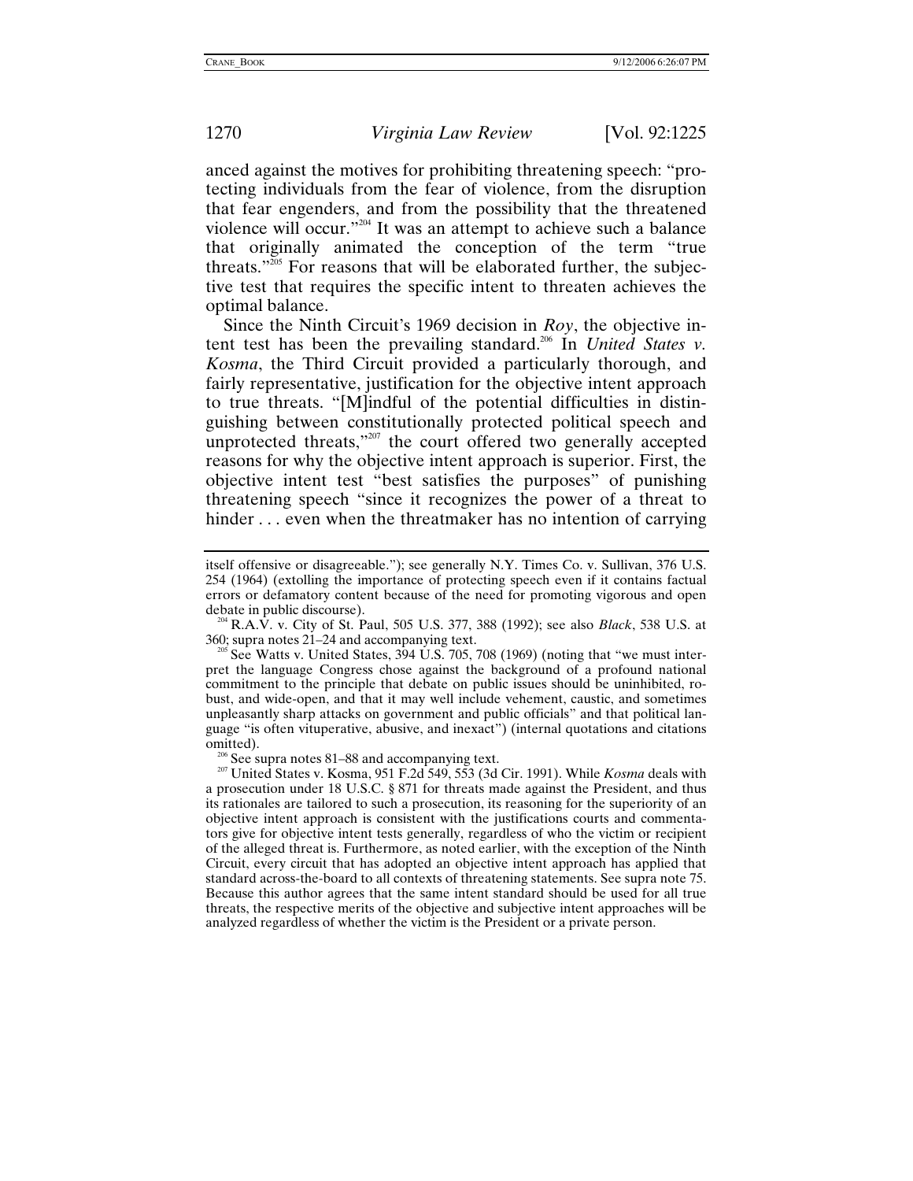anced against the motives for prohibiting threatening speech: "protecting individuals from the fear of violence, from the disruption that fear engenders, and from the possibility that the threatened violence will occur."[204] It was an attempt to achieve such a balance that originally animated the conception of the term "true threats."[205] For reasons that will be elaborated further, the subjective test that requires the specific intent to threaten achieves the optimal balance.

Since the Ninth Circuit's 1969 decision in *Roy*, the objective intent test has been the prevailing standard.[206] In *United States v. Kosma*, the Third Circuit provided a particularly thorough, and fairly representative, justification for the objective intent approach to true threats. "[M]indful of the potential difficulties in distinguishing between constitutionally protected political speech and unprotected threats,"[207] the court offered two generally accepted reasons for why the objective intent approach is superior. First, the objective intent test "best satisfies the purposes" of punishing threatening speech "since it recognizes the power of a threat to hinder . . . even when the threatmaker has no intention of carrying

---

itself offensive or disagreeable."); see generally N.Y. Times Co. v. Sullivan, 376 U.S. 254 (1964) (extolling the importance of protecting speech even if it contains factual errors or defamatory content because of the need for promoting vigorous and open debate in public discourse).

[204] R.A.V. v. City of St. Paul, 505 U.S. 377, 388 (1992); see also *Black*, 538 U.S. at 360; supra notes 21–24 and accompanying text.

[205] See Watts v. United States, 394 U.S. 705, 708 (1969) (noting that "we must interpret the language Congress chose against the background of a profound national commitment to the principle that debate on public issues should be uninhibited, robust, and wide-open, and that it may well include vehement, caustic, and sometimes unpleasantly sharp attacks on government and public officials" and that political language "is often vituperative, abusive, and inexact") (internal quotations and citations omitted).

[206] See supra notes 81–88 and accompanying text.

[207] United States v. Kosma, 951 F.2d 549, 553 (3d Cir. 1991). While *Kosma* deals with a prosecution under 18 U.S.C. § 871 for threats made against the President, and thus its rationales are tailored to such a prosecution, its reasoning for the superiority of an objective intent approach is consistent with the justifications courts and commentators give for objective intent tests generally, regardless of who the victim or recipient of the alleged threat is. Furthermore, as noted earlier, with the exception of the Ninth Circuit, every circuit that has adopted an objective intent approach has applied that standard across-the-board to all contexts of threatening statements. See supra note 75. Because this author agrees that the same intent standard should be used for all true threats, the respective merits of the objective and subjective intent approaches will be analyzed regardless of whether the victim is the President or a private person.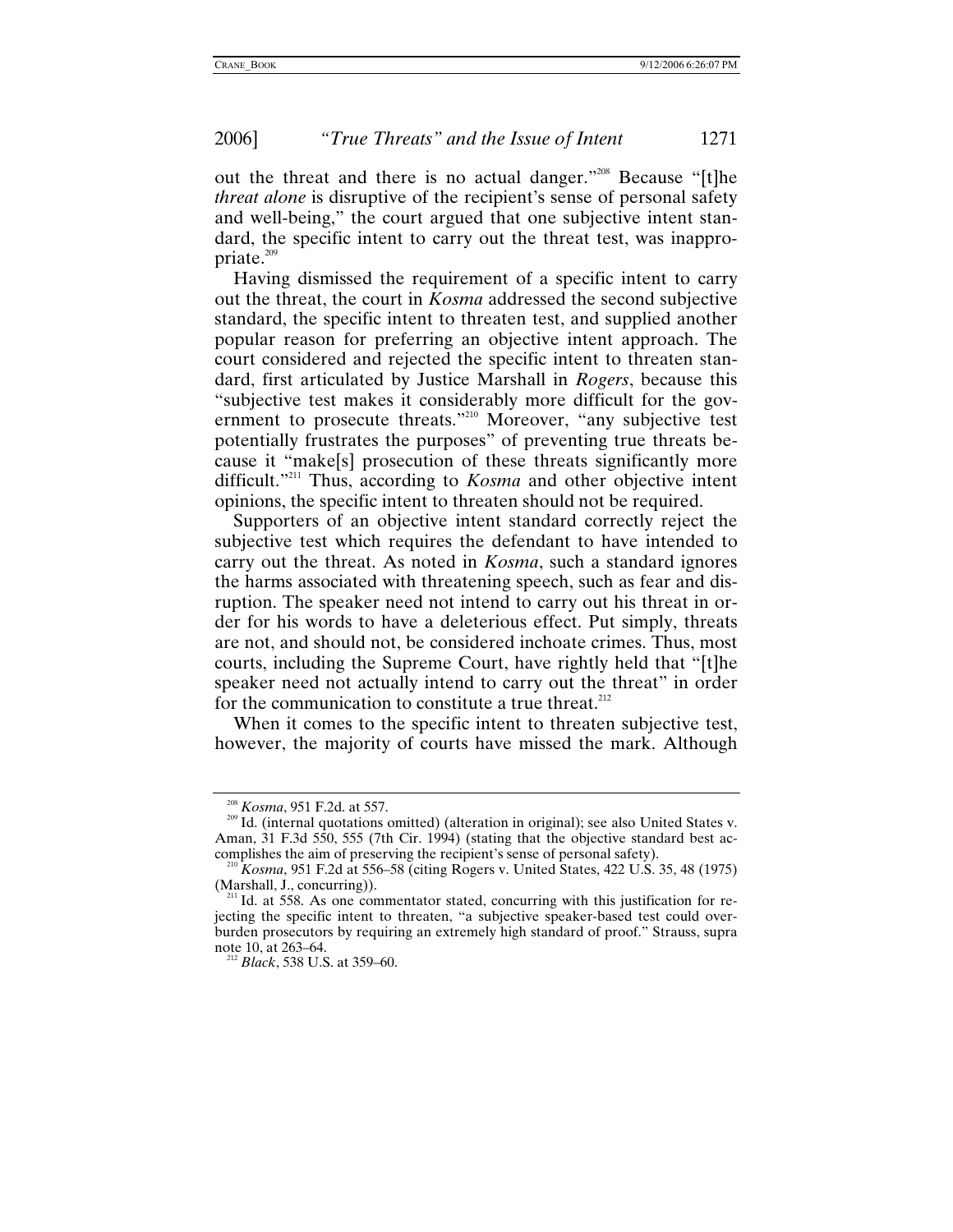out the threat and there is no actual danger."[208] Because "[t]he *threat alone* is disruptive of the recipient's sense of personal safety and well-being," the court argued that one subjective intent standard, the specific intent to carry out the threat test, was inappropriate.[209]

Having dismissed the requirement of a specific intent to carry out the threat, the court in *Kosma* addressed the second subjective standard, the specific intent to threaten test, and supplied another popular reason for preferring an objective intent approach. The court considered and rejected the specific intent to threaten standard, first articulated by Justice Marshall in *Rogers*, because this "subjective test makes it considerably more difficult for the government to prosecute threats."[210] Moreover, "any subjective test potentially frustrates the purposes" of preventing true threats because it "make[s] prosecution of these threats significantly more difficult."[211] Thus, according to *Kosma* and other objective intent opinions, the specific intent to threaten should not be required.

Supporters of an objective intent standard correctly reject the subjective test which requires the defendant to have intended to carry out the threat. As noted in *Kosma*, such a standard ignores the harms associated with threatening speech, such as fear and disruption. The speaker need not intend to carry out his threat in order for his words to have a deleterious effect. Put simply, threats are not, and should not, be considered inchoate crimes. Thus, most courts, including the Supreme Court, have rightly held that "[t]he speaker need not actually intend to carry out the threat" in order for the communication to constitute a true threat.[212]

When it comes to the specific intent to threaten subjective test, however, the majority of courts have missed the mark. Although

---

[208] *Kosma*, 951 F.2d. at 557.

[209] Id. (internal quotations omitted) (alteration in original); see also United States v. Aman, 31 F.3d 550, 555 (7th Cir. 1994) (stating that the objective standard best accomplishes the aim of preserving the recipient's sense of personal safety).

[210] *Kosma*, 951 F.2d at 556–58 (citing Rogers v. United States, 422 U.S. 35, 48 (1975) (Marshall, J., concurring)).

[211] Id. at 558. As one commentator stated, concurring with this justification for rejecting the specific intent to threaten, "a subjective speaker-based test could overburden prosecutors by requiring an extremely high standard of proof." Strauss, supra note 10, at 263–64.

[212] *Black*, 538 U.S. at 359–60.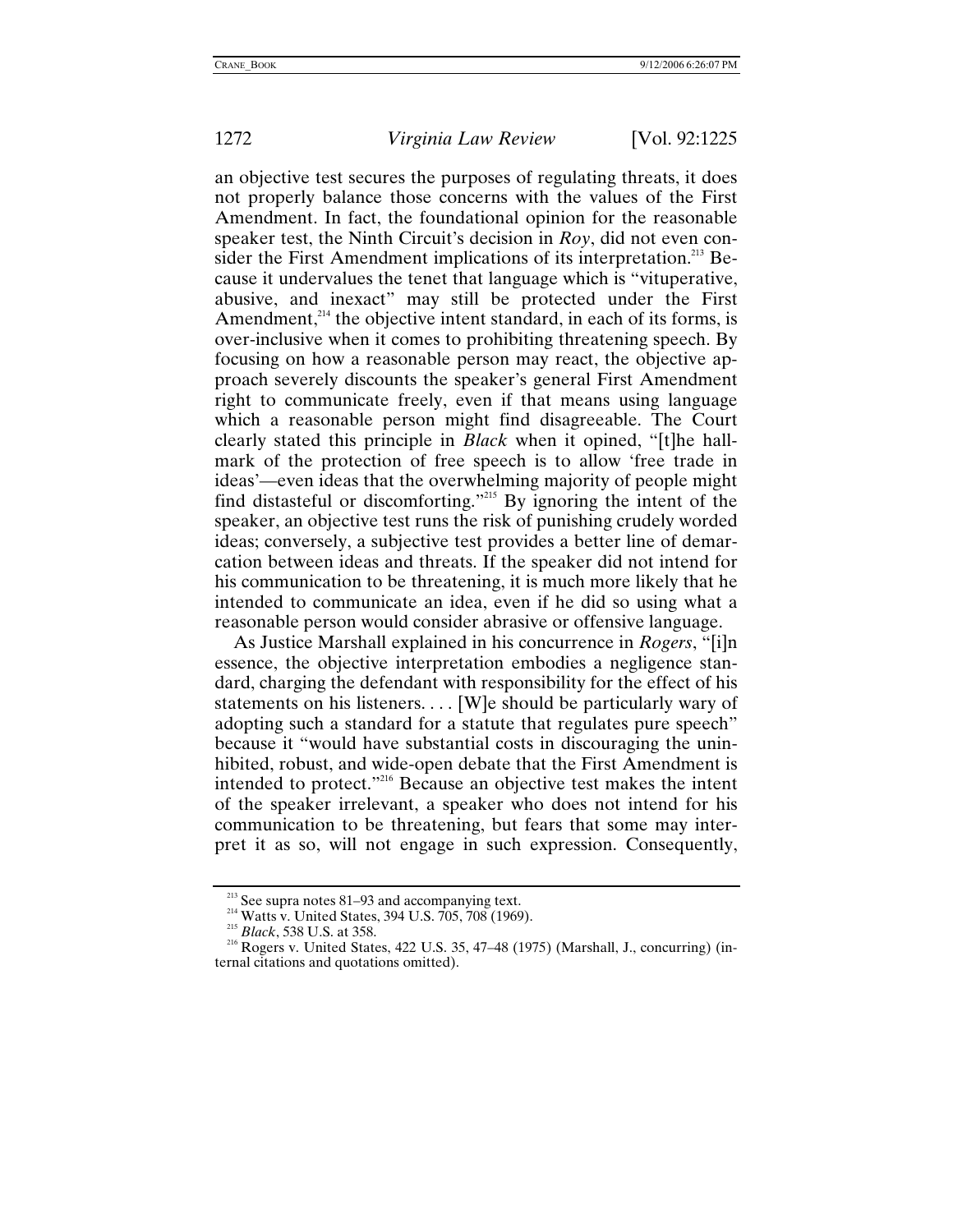an objective test secures the purposes of regulating threats, it does not properly balance those concerns with the values of the First Amendment. In fact, the foundational opinion for the reasonable speaker test, the Ninth Circuit's decision in *Roy*, did not even consider the First Amendment implications of its interpretation.[213] Because it undervalues the tenet that language which is "vituperative, abusive, and inexact" may still be protected under the First Amendment,[214] the objective intent standard, in each of its forms, is over-inclusive when it comes to prohibiting threatening speech. By focusing on how a reasonable person may react, the objective approach severely discounts the speaker's general First Amendment right to communicate freely, even if that means using language which a reasonable person might find disagreeable. The Court clearly stated this principle in *Black* when it opined, "[t]he hallmark of the protection of free speech is to allow 'free trade in ideas'—even ideas that the overwhelming majority of people might find distasteful or discomforting."[215] By ignoring the intent of the speaker, an objective test runs the risk of punishing crudely worded ideas; conversely, a subjective test provides a better line of demarcation between ideas and threats. If the speaker did not intend for his communication to be threatening, it is much more likely that he intended to communicate an idea, even if he did so using what a reasonable person would consider abrasive or offensive language.

As Justice Marshall explained in his concurrence in *Rogers*, "[i]n essence, the objective interpretation embodies a negligence standard, charging the defendant with responsibility for the effect of his statements on his listeners. . . . [W]e should be particularly wary of adopting such a standard for a statute that regulates pure speech" because it "would have substantial costs in discouraging the uninhibited, robust, and wide-open debate that the First Amendment is intended to protect."[216] Because an objective test makes the intent of the speaker irrelevant, a speaker who does not intend for his communication to be threatening, but fears that some may interpret it as so, will not engage in such expression. Consequently,

[213] See supra notes 81–93 and accompanying text.
[214] Watts v. United States, 394 U.S. 705, 708 (1969).
[215] *Black*, 538 U.S. at 358.
[216] Rogers v. United States, 422 U.S. 35, 47–48 (1975) (Marshall, J., concurring) (internal citations and quotations omitted).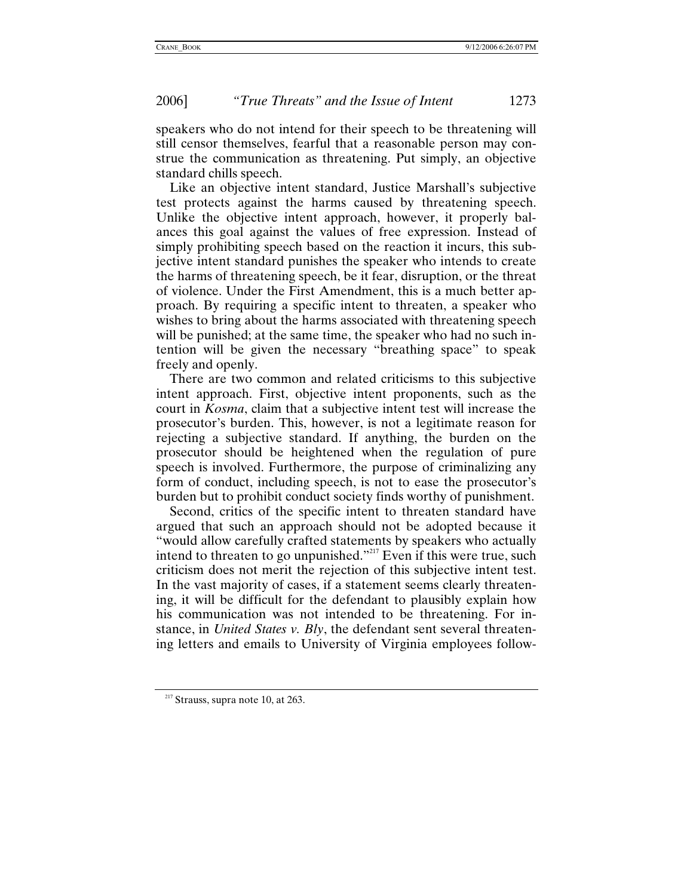speakers who do not intend for their speech to be threatening will still censor themselves, fearful that a reasonable person may construe the communication as threatening. Put simply, an objective standard chills speech.

Like an objective intent standard, Justice Marshall's subjective test protects against the harms caused by threatening speech. Unlike the objective intent approach, however, it properly balances this goal against the values of free expression. Instead of simply prohibiting speech based on the reaction it incurs, this subjective intent standard punishes the speaker who intends to create the harms of threatening speech, be it fear, disruption, or the threat of violence. Under the First Amendment, this is a much better approach. By requiring a specific intent to threaten, a speaker who wishes to bring about the harms associated with threatening speech will be punished; at the same time, the speaker who had no such intention will be given the necessary "breathing space" to speak freely and openly.

There are two common and related criticisms to this subjective intent approach. First, objective intent proponents, such as the court in *Kosma*, claim that a subjective intent test will increase the prosecutor's burden. This, however, is not a legitimate reason for rejecting a subjective standard. If anything, the burden on the prosecutor should be heightened when the regulation of pure speech is involved. Furthermore, the purpose of criminalizing any form of conduct, including speech, is not to ease the prosecutor's burden but to prohibit conduct society finds worthy of punishment.

Second, critics of the specific intent to threaten standard have argued that such an approach should not be adopted because it "would allow carefully crafted statements by speakers who actually intend to threaten to go unpunished."[217] Even if this were true, such criticism does not merit the rejection of this subjective intent test. In the vast majority of cases, if a statement seems clearly threatening, it will be difficult for the defendant to plausibly explain how his communication was not intended to be threatening. For instance, in *United States v. Bly*, the defendant sent several threatening letters and emails to University of Virginia employees follow-

[217] Strauss, supra note 10, at 263.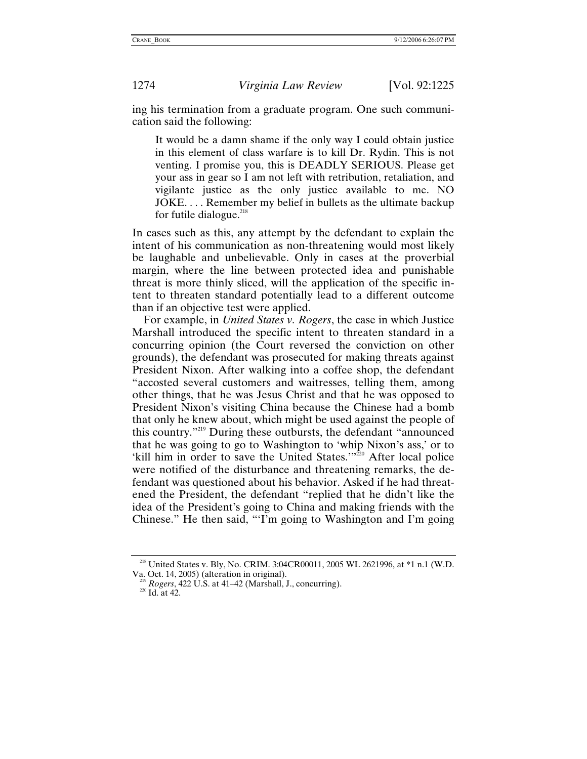ing his termination from a graduate program. One such communication said the following:

> It would be a damn shame if the only way I could obtain justice in this element of class warfare is to kill Dr. Rydin. This is not venting. I promise you, this is DEADLY SERIOUS. Please get your ass in gear so I am not left with retribution, retaliation, and vigilante justice as the only justice available to me. NO JOKE. . . . Remember my belief in bullets as the ultimate backup for futile dialogue.[218]

In cases such as this, any attempt by the defendant to explain the intent of his communication as non-threatening would most likely be laughable and unbelievable. Only in cases at the proverbial margin, where the line between protected idea and punishable threat is more thinly sliced, will the application of the specific intent to threaten standard potentially lead to a different outcome than if an objective test were applied.

For example, in *United States v. Rogers*, the case in which Justice Marshall introduced the specific intent to threaten standard in a concurring opinion (the Court reversed the conviction on other grounds), the defendant was prosecuted for making threats against President Nixon. After walking into a coffee shop, the defendant "accosted several customers and waitresses, telling them, among other things, that he was Jesus Christ and that he was opposed to President Nixon's visiting China because the Chinese had a bomb that only he knew about, which might be used against the people of this country."[219] During these outbursts, the defendant "announced that he was going to go to Washington to 'whip Nixon's ass,' or to 'kill him in order to save the United States.'"[220] After local police were notified of the disturbance and threatening remarks, the defendant was questioned about his behavior. Asked if he had threatened the President, the defendant "replied that he didn't like the idea of the President's going to China and making friends with the Chinese." He then said, "'I'm going to Washington and I'm going

---

[218] United States v. Bly, No. CRIM. 3:04CR00011, 2005 WL 2621996, at *1 n.1 (W.D. Va. Oct. 14, 2005) (alteration in original).

[219] *Rogers*, 422 U.S. at 41–42 (Marshall, J., concurring).

[220] Id. at 42.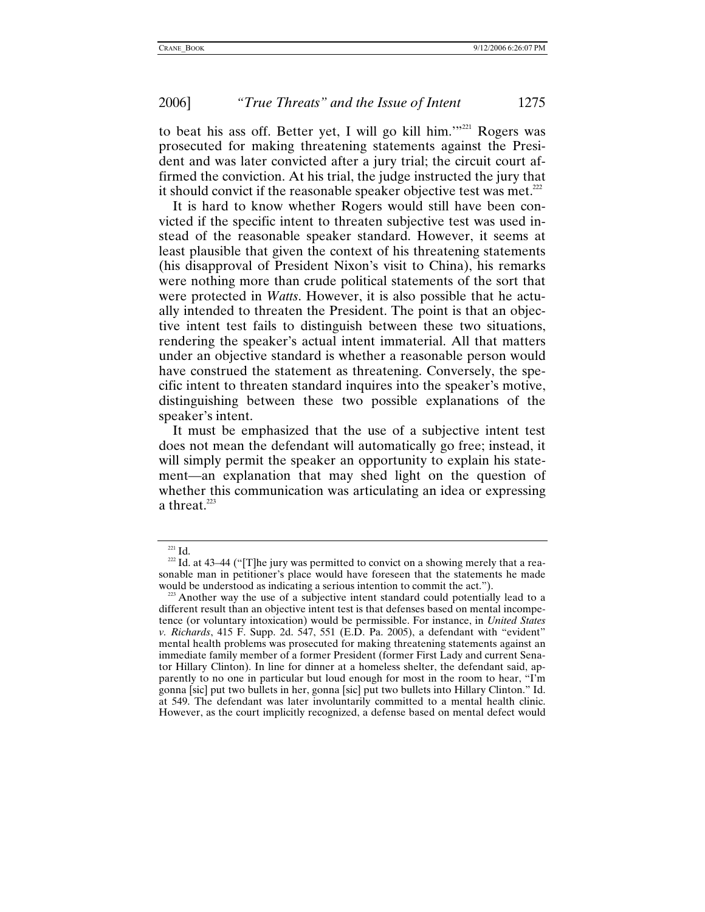to beat his ass off. Better yet, I will go kill him.'"[221] Rogers was prosecuted for making threatening statements against the President and was later convicted after a jury trial; the circuit court affirmed the conviction. At his trial, the judge instructed the jury that it should convict if the reasonable speaker objective test was met.[222]

It is hard to know whether Rogers would still have been convicted if the specific intent to threaten subjective test was used instead of the reasonable speaker standard. However, it seems at least plausible that given the context of his threatening statements (his disapproval of President Nixon's visit to China), his remarks were nothing more than crude political statements of the sort that were protected in *Watts*. However, it is also possible that he actually intended to threaten the President. The point is that an objective intent test fails to distinguish between these two situations, rendering the speaker's actual intent immaterial. All that matters under an objective standard is whether a reasonable person would have construed the statement as threatening. Conversely, the specific intent to threaten standard inquires into the speaker's motive, distinguishing between these two possible explanations of the speaker's intent.

It must be emphasized that the use of a subjective intent test does not mean the defendant will automatically go free; instead, it will simply permit the speaker an opportunity to explain his statement—an explanation that may shed light on the question of whether this communication was articulating an idea or expressing a threat.[223]

---

[221] Id.

[222] Id. at 43–44 ("[T]he jury was permitted to convict on a showing merely that a reasonable man in petitioner's place would have foreseen that the statements he made would be understood as indicating a serious intention to commit the act.").

[223] Another way the use of a subjective intent standard could potentially lead to a different result than an objective intent test is that defenses based on mental incompetence (or voluntary intoxication) would be permissible. For instance, in *United States v. Richards*, 415 F. Supp. 2d. 547, 551 (E.D. Pa. 2005), a defendant with "evident" mental health problems was prosecuted for making threatening statements against an immediate family member of a former President (former First Lady and current Senator Hillary Clinton). In line for dinner at a homeless shelter, the defendant said, apparently to no one in particular but loud enough for most in the room to hear, "I'm gonna [sic] put two bullets in her, gonna [sic] put two bullets into Hillary Clinton." Id. at 549. The defendant was later involuntarily committed to a mental health clinic. However, as the court implicitly recognized, a defense based on mental defect would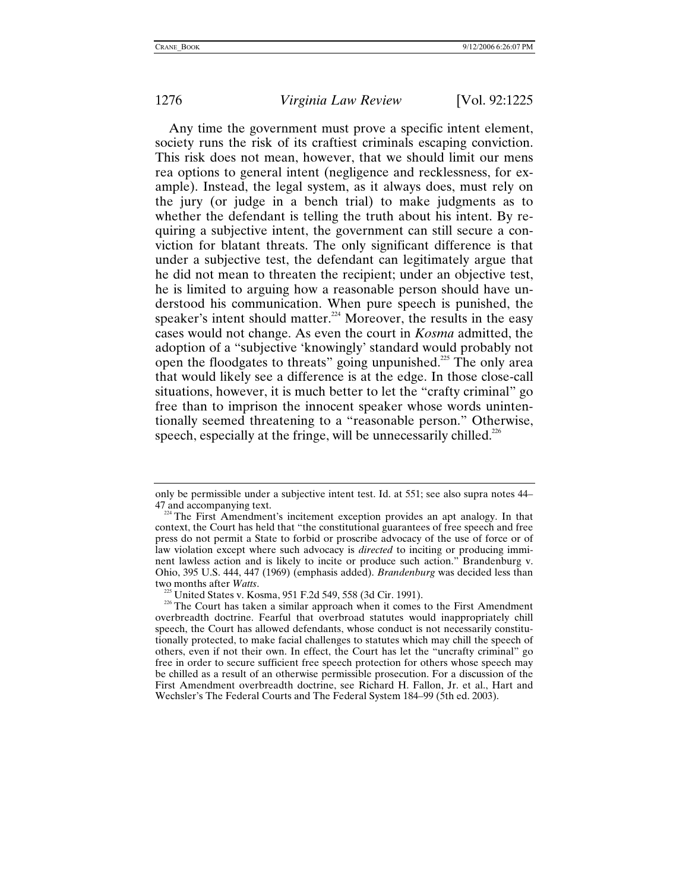Any time the government must prove a specific intent element, society runs the risk of its craftiest criminals escaping conviction. This risk does not mean, however, that we should limit our mens rea options to general intent (negligence and recklessness, for example). Instead, the legal system, as it always does, must rely on the jury (or judge in a bench trial) to make judgments as to whether the defendant is telling the truth about his intent. By requiring a subjective intent, the government can still secure a conviction for blatant threats. The only significant difference is that under a subjective test, the defendant can legitimately argue that he did not mean to threaten the recipient; under an objective test, he is limited to arguing how a reasonable person should have understood his communication. When pure speech is punished, the speaker's intent should matter.[224] Moreover, the results in the easy cases would not change. As even the court in *Kosma* admitted, the adoption of a "subjective 'knowingly' standard would probably not open the floodgates to threats" going unpunished.[225] The only area that would likely see a difference is at the edge. In those close-call situations, however, it is much better to let the "crafty criminal" go free than to imprison the innocent speaker whose words unintentionally seemed threatening to a "reasonable person." Otherwise, speech, especially at the fringe, will be unnecessarily chilled.[226]

---

only be permissible under a subjective intent test. Id. at 551; see also supra notes 44–47 and accompanying text.

[224] The First Amendment's incitement exception provides an apt analogy. In that context, the Court has held that "the constitutional guarantees of free speech and free press do not permit a State to forbid or proscribe advocacy of the use of force or of law violation except where such advocacy is *directed* to inciting or producing imminent lawless action and is likely to incite or produce such action." Brandenburg v. Ohio, 395 U.S. 444, 447 (1969) (emphasis added). *Brandenburg* was decided less than two months after *Watts*.

[225] United States v. Kosma, 951 F.2d 549, 558 (3d Cir. 1991).

[226] The Court has taken a similar approach when it comes to the First Amendment overbreadth doctrine. Fearful that overbroad statutes would inappropriately chill speech, the Court has allowed defendants, whose conduct is not necessarily constitutionally protected, to make facial challenges to statutes which may chill the speech of others, even if not their own. In effect, the Court has let the "uncrafty criminal" go free in order to secure sufficient free speech protection for others whose speech may be chilled as a result of an otherwise permissible prosecution. For a discussion of the First Amendment overbreadth doctrine, see Richard H. Fallon, Jr. et al., Hart and Wechsler's The Federal Courts and The Federal System 184–99 (5th ed. 2003).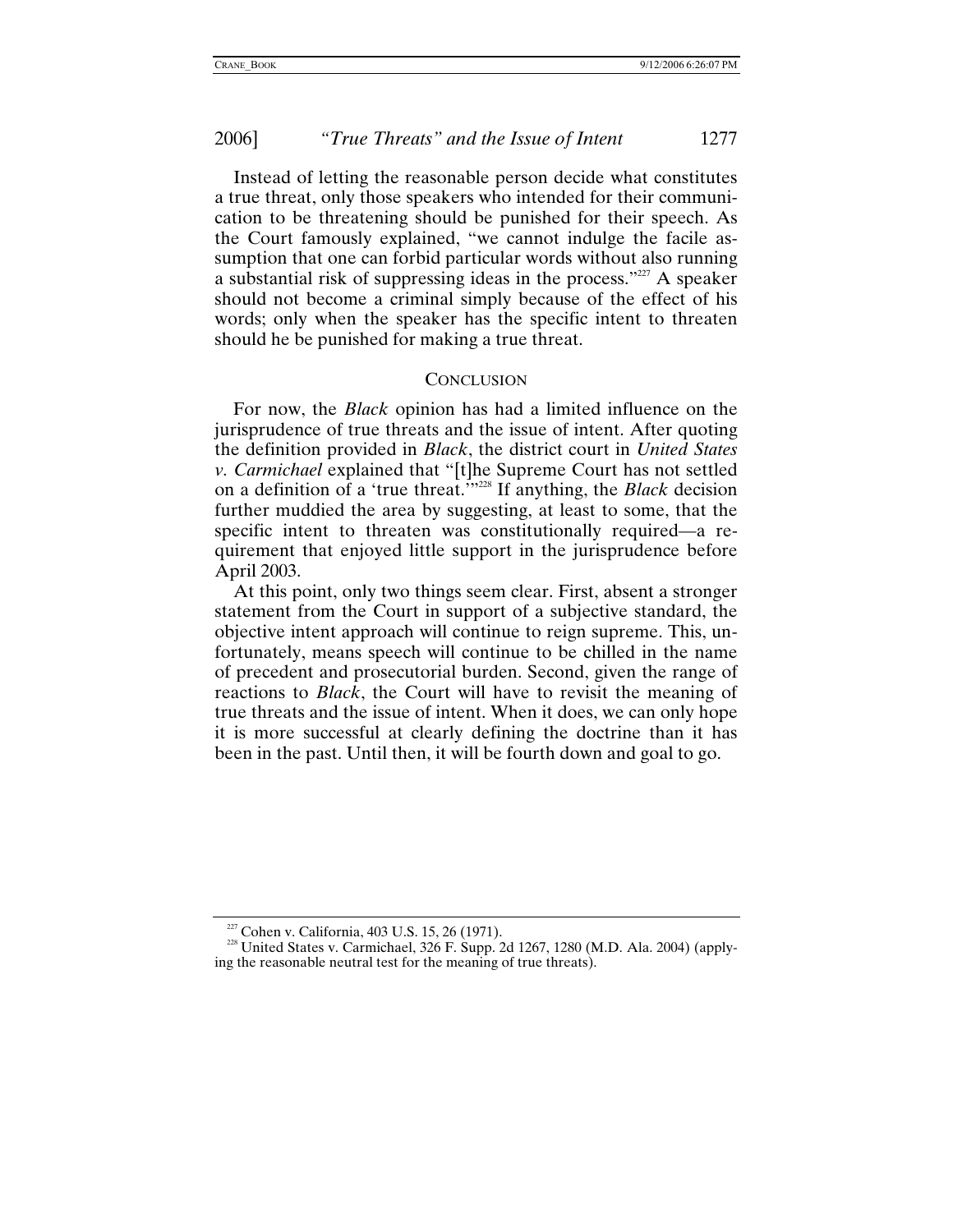Instead of letting the reasonable person decide what constitutes a true threat, only those speakers who intended for their communication to be threatening should be punished for their speech. As the Court famously explained, "we cannot indulge the facile assumption that one can forbid particular words without also running a substantial risk of suppressing ideas in the process."[227] A speaker should not become a criminal simply because of the effect of his words; only when the speaker has the specific intent to threaten should he be punished for making a true threat.

## CONCLUSION

For now, the *Black* opinion has had a limited influence on the jurisprudence of true threats and the issue of intent. After quoting the definition provided in *Black*, the district court in *United States v. Carmichael* explained that "[t]he Supreme Court has not settled on a definition of a 'true threat.'"[228] If anything, the *Black* decision further muddied the area by suggesting, at least to some, that the specific intent to threaten was constitutionally required—a requirement that enjoyed little support in the jurisprudence before April 2003.

At this point, only two things seem clear. First, absent a stronger statement from the Court in support of a subjective standard, the objective intent approach will continue to reign supreme. This, unfortunately, means speech will continue to be chilled in the name of precedent and prosecutorial burden. Second, given the range of reactions to *Black*, the Court will have to revisit the meaning of true threats and the issue of intent. When it does, we can only hope it is more successful at clearly defining the doctrine than it has been in the past. Until then, it will be fourth down and goal to go.

---

[227] Cohen v. California, 403 U.S. 15, 26 (1971).

[228] United States v. Carmichael, 326 F. Supp. 2d 1267, 1280 (M.D. Ala. 2004) (applying the reasonable neutral test for the meaning of true threats).